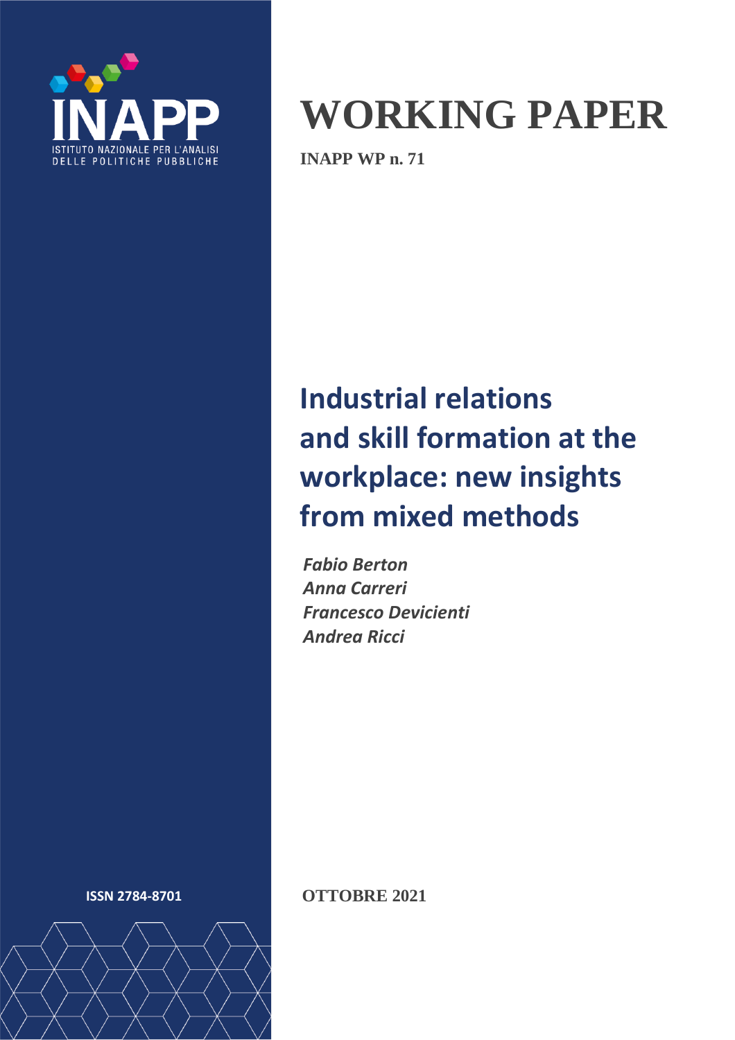INAPP

ISTITUTO NAZIONALE PER L'ANALISI DELLE POLITICHE PUBBLICHE

# WORKING PAPER

**INAPP WP n. 71**

# Industrial relations and skill formation at the workplace: new insights from mixed methods

*Fabio Berton*
*Anna Carreri*
*Francesco Devicienti*
*Andrea Ricci*

**ISSN 2784-8701**

**OTTOBRE 2021**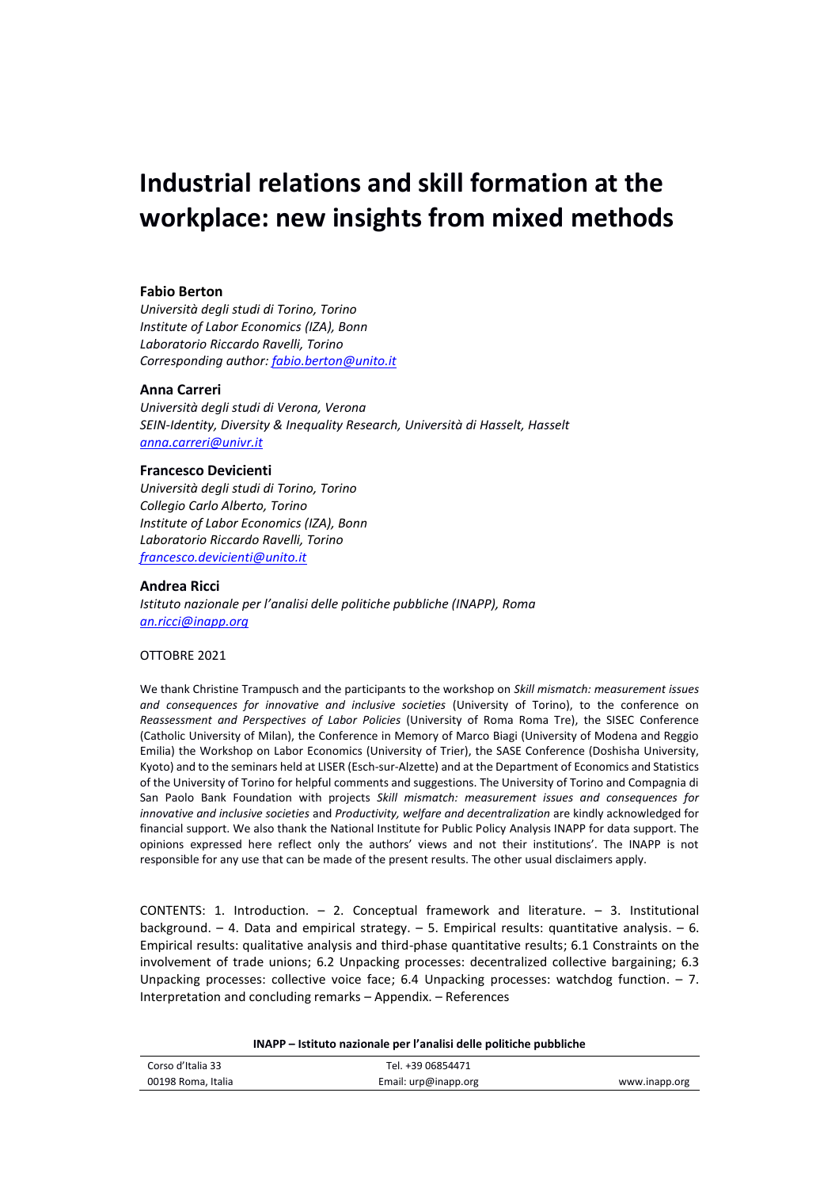# Industrial relations and skill formation at the workplace: new insights from mixed methods

**Fabio Berton**
*Università degli studi di Torino, Torino*
*Institute of Labor Economics (IZA), Bonn*
*Laboratorio Riccardo Ravelli, Torino*
*Corresponding author: fabio.berton@unito.it*

**Anna Carreri**
*Università degli studi di Verona, Verona*
*SEIN-Identity, Diversity & Inequality Research, Università di Hasselt, Hasselt*
*anna.carreri@univr.it*

**Francesco Devicienti**
*Università degli studi di Torino, Torino*
*Collegio Carlo Alberto, Torino*
*Institute of Labor Economics (IZA), Bonn*
*Laboratorio Riccardo Ravelli, Torino*
*francesco.devicienti@unito.it*

**Andrea Ricci**
*Istituto nazionale per l'analisi delle politiche pubbliche (INAPP), Roma*
*an.ricci@inapp.org*

OTTOBRE 2021

We thank Christine Trampusch and the participants to the workshop on *Skill mismatch: measurement issues and consequences for innovative and inclusive societies* (University of Torino), to the conference on *Reassessment and Perspectives of Labor Policies* (University of Roma Roma Tre), the SISEC Conference (Catholic University of Milan), the Conference in Memory of Marco Biagi (University of Modena and Reggio Emilia) the Workshop on Labor Economics (University of Trier), the SASE Conference (Doshisha University, Kyoto) and to the seminars held at LISER (Esch-sur-Alzette) and at the Department of Economics and Statistics of the University of Torino for helpful comments and suggestions. The University of Torino and Compagnia di San Paolo Bank Foundation with projects *Skill mismatch: measurement issues and consequences for innovative and inclusive societies* and *Productivity, welfare and decentralization* are kindly acknowledged for financial support. We also thank the National Institute for Public Policy Analysis INAPP for data support. The opinions expressed here reflect only the authors' views and not their institutions'. The INAPP is not responsible for any use that can be made of the present results. The other usual disclaimers apply.

CONTENTS: 1. Introduction. – 2. Conceptual framework and literature. – 3. Institutional background. – 4. Data and empirical strategy. – 5. Empirical results: quantitative analysis. – 6. Empirical results: qualitative analysis and third-phase quantitative results; 6.1 Constraints on the involvement of trade unions; 6.2 Unpacking processes: decentralized collective bargaining; 6.3 Unpacking processes: collective voice face; 6.4 Unpacking processes: watchdog function. – 7. Interpretation and concluding remarks – Appendix. – References

**INAPP – Istituto nazionale per l'analisi delle politiche pubbliche**

| Corso d'Italia 33 | Tel. +39 06854471 | |
|---|---|---|
| 00198 Roma, Italia | Email: urp@inapp.org | www.inapp.org |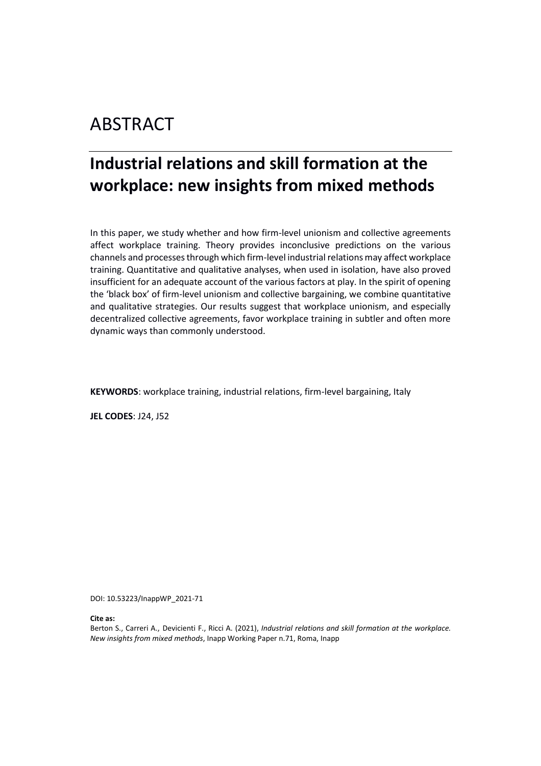# ABSTRACT

## Industrial relations and skill formation at the workplace: new insights from mixed methods

In this paper, we study whether and how firm-level unionism and collective agreements affect workplace training. Theory provides inconclusive predictions on the various channels and processes through which firm-level industrial relations may affect workplace training. Quantitative and qualitative analyses, when used in isolation, have also proved insufficient for an adequate account of the various factors at play. In the spirit of opening the 'black box' of firm-level unionism and collective bargaining, we combine quantitative and qualitative strategies. Our results suggest that workplace unionism, and especially decentralized collective agreements, favor workplace training in subtler and often more dynamic ways than commonly understood.

**KEYWORDS**: workplace training, industrial relations, firm-level bargaining, Italy

**JEL CODES**: J24, J52

DOI: 10.53223/InappWP_2021-71

**Cite as:**
Berton S., Carreri A., Devicienti F., Ricci A. (2021), *Industrial relations and skill formation at the workplace. New insights from mixed methods*, Inapp Working Paper n.71, Roma, Inapp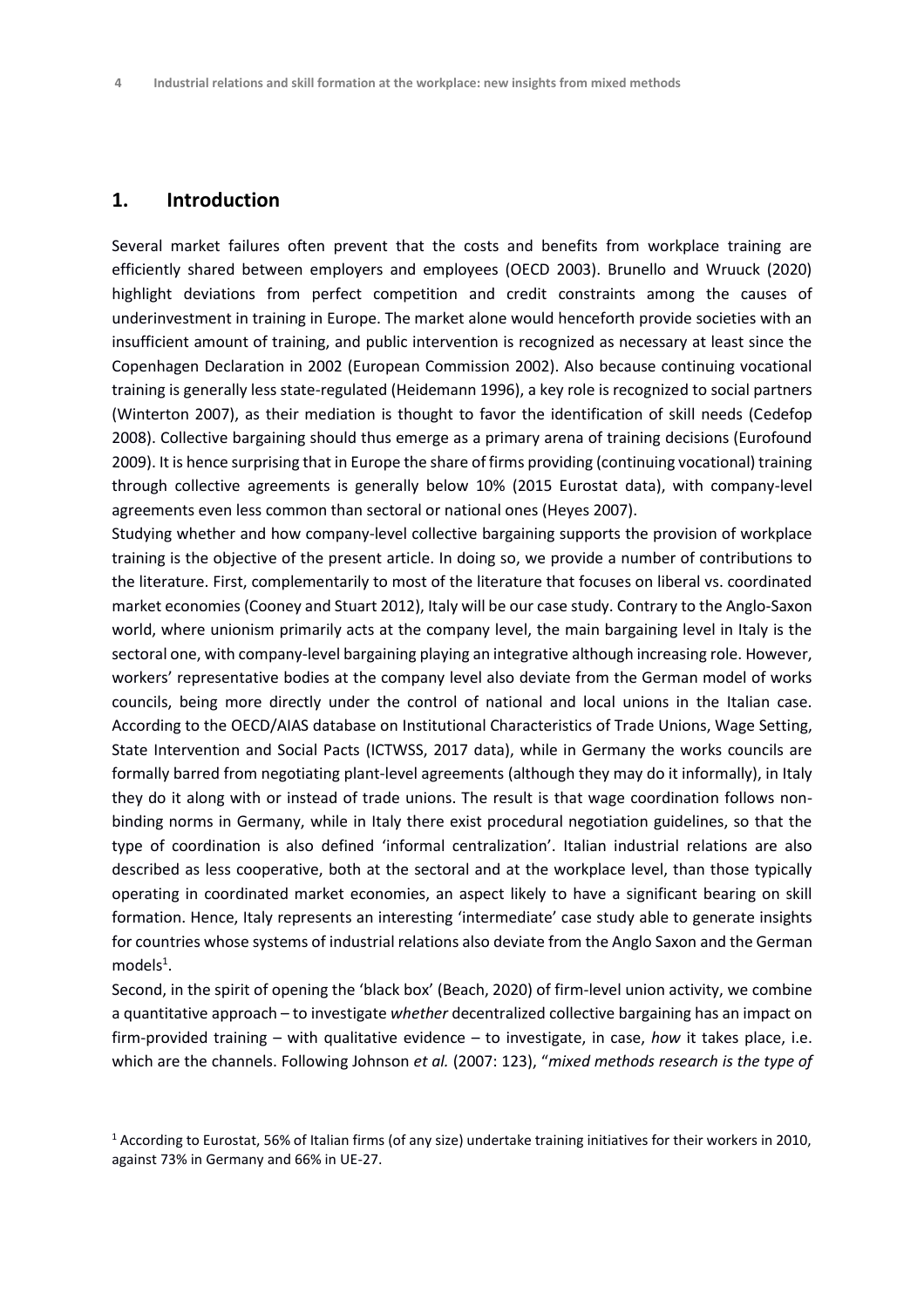## 1. Introduction

Several market failures often prevent that the costs and benefits from workplace training are efficiently shared between employers and employees (OECD 2003). Brunello and Wruuck (2020) highlight deviations from perfect competition and credit constraints among the causes of underinvestment in training in Europe. The market alone would henceforth provide societies with an insufficient amount of training, and public intervention is recognized as necessary at least since the Copenhagen Declaration in 2002 (European Commission 2002). Also because continuing vocational training is generally less state-regulated (Heidemann 1996), a key role is recognized to social partners (Winterton 2007), as their mediation is thought to favor the identification of skill needs (Cedefop 2008). Collective bargaining should thus emerge as a primary arena of training decisions (Eurofound 2009). It is hence surprising that in Europe the share of firms providing (continuing vocational) training through collective agreements is generally below 10% (2015 Eurostat data), with company-level agreements even less common than sectoral or national ones (Heyes 2007).

Studying whether and how company-level collective bargaining supports the provision of workplace training is the objective of the present article. In doing so, we provide a number of contributions to the literature. First, complementarily to most of the literature that focuses on liberal vs. coordinated market economies (Cooney and Stuart 2012), Italy will be our case study. Contrary to the Anglo-Saxon world, where unionism primarily acts at the company level, the main bargaining level in Italy is the sectoral one, with company-level bargaining playing an integrative although increasing role. However, workers' representative bodies at the company level also deviate from the German model of works councils, being more directly under the control of national and local unions in the Italian case. According to the OECD/AIAS database on Institutional Characteristics of Trade Unions, Wage Setting, State Intervention and Social Pacts (ICTWSS, 2017 data), while in Germany the works councils are formally barred from negotiating plant-level agreements (although they may do it informally), in Italy they do it along with or instead of trade unions. The result is that wage coordination follows non-binding norms in Germany, while in Italy there exist procedural negotiation guidelines, so that the type of coordination is also defined 'informal centralization'. Italian industrial relations are also described as less cooperative, both at the sectoral and at the workplace level, than those typically operating in coordinated market economies, an aspect likely to have a significant bearing on skill formation. Hence, Italy represents an interesting 'intermediate' case study able to generate insights for countries whose systems of industrial relations also deviate from the Anglo Saxon and the German models[1].

Second, in the spirit of opening the 'black box' (Beach, 2020) of firm-level union activity, we combine a quantitative approach – to investigate *whether* decentralized collective bargaining has an impact on firm-provided training – with qualitative evidence – to investigate, in case, *how* it takes place, i.e. which are the channels. Following Johnson *et al.* (2007: 123), "*mixed methods research is the type of*

[1] According to Eurostat, 56% of Italian firms (of any size) undertake training initiatives for their workers in 2010, against 73% in Germany and 66% in UE-27.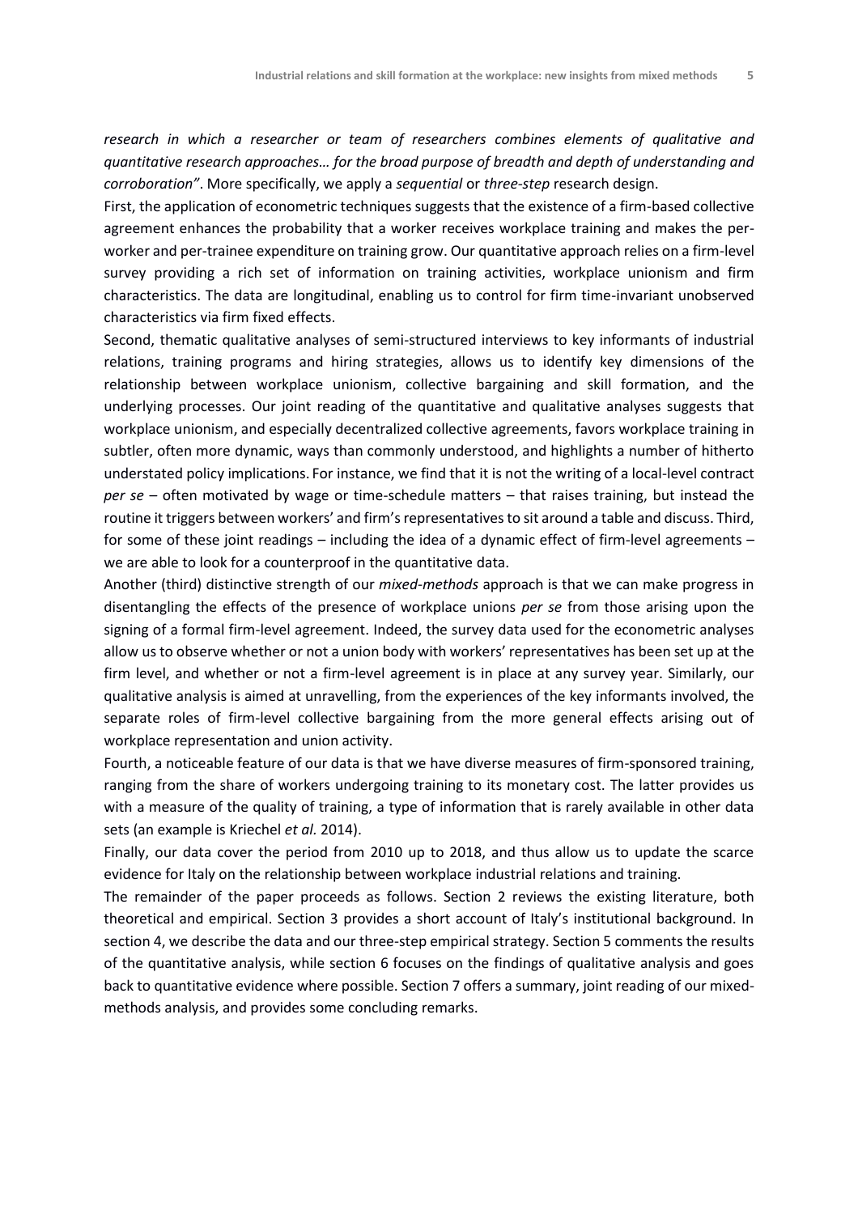*research in which a researcher or team of researchers combines elements of qualitative and quantitative research approaches… for the broad purpose of breadth and depth of understanding and corroboration"*. More specifically, we apply a *sequential* or *three-step* research design.

First, the application of econometric techniques suggests that the existence of a firm-based collective agreement enhances the probability that a worker receives workplace training and makes the per-worker and per-trainee expenditure on training grow. Our quantitative approach relies on a firm-level survey providing a rich set of information on training activities, workplace unionism and firm characteristics. The data are longitudinal, enabling us to control for firm time-invariant unobserved characteristics via firm fixed effects.

Second, thematic qualitative analyses of semi-structured interviews to key informants of industrial relations, training programs and hiring strategies, allows us to identify key dimensions of the relationship between workplace unionism, collective bargaining and skill formation, and the underlying processes. Our joint reading of the quantitative and qualitative analyses suggests that workplace unionism, and especially decentralized collective agreements, favors workplace training in subtler, often more dynamic, ways than commonly understood, and highlights a number of hitherto understated policy implications. For instance, we find that it is not the writing of a local-level contract *per se* – often motivated by wage or time-schedule matters – that raises training, but instead the routine it triggers between workers' and firm's representatives to sit around a table and discuss. Third, for some of these joint readings – including the idea of a dynamic effect of firm-level agreements – we are able to look for a counterproof in the quantitative data.

Another (third) distinctive strength of our *mixed-methods* approach is that we can make progress in disentangling the effects of the presence of workplace unions *per se* from those arising upon the signing of a formal firm-level agreement. Indeed, the survey data used for the econometric analyses allow us to observe whether or not a union body with workers' representatives has been set up at the firm level, and whether or not a firm-level agreement is in place at any survey year. Similarly, our qualitative analysis is aimed at unravelling, from the experiences of the key informants involved, the separate roles of firm-level collective bargaining from the more general effects arising out of workplace representation and union activity.

Fourth, a noticeable feature of our data is that we have diverse measures of firm-sponsored training, ranging from the share of workers undergoing training to its monetary cost. The latter provides us with a measure of the quality of training, a type of information that is rarely available in other data sets (an example is Kriechel *et al.* 2014).

Finally, our data cover the period from 2010 up to 2018, and thus allow us to update the scarce evidence for Italy on the relationship between workplace industrial relations and training.

The remainder of the paper proceeds as follows. Section 2 reviews the existing literature, both theoretical and empirical. Section 3 provides a short account of Italy's institutional background. In section 4, we describe the data and our three-step empirical strategy. Section 5 comments the results of the quantitative analysis, while section 6 focuses on the findings of qualitative analysis and goes back to quantitative evidence where possible. Section 7 offers a summary, joint reading of our mixed-methods analysis, and provides some concluding remarks.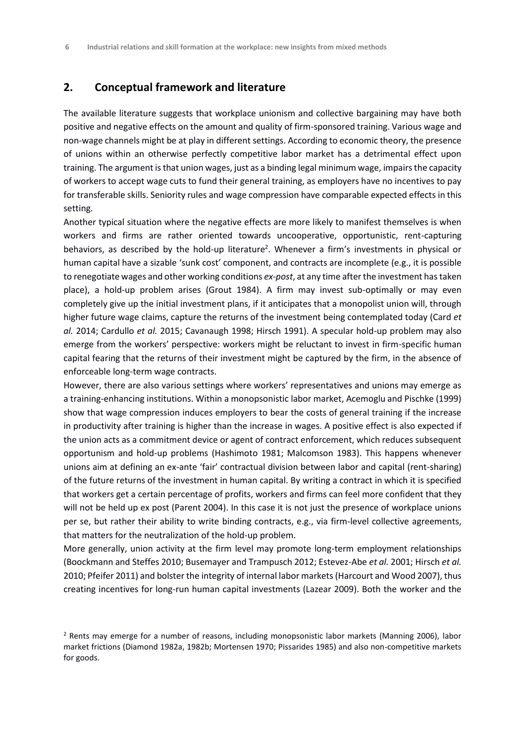## 2. Conceptual framework and literature

The available literature suggests that workplace unionism and collective bargaining may have both positive and negative effects on the amount and quality of firm-sponsored training. Various wage and non-wage channels might be at play in different settings. According to economic theory, the presence of unions within an otherwise perfectly competitive labor market has a detrimental effect upon training. The argument is that union wages, just as a binding legal minimum wage, impairs the capacity of workers to accept wage cuts to fund their general training, as employers have no incentives to pay for transferable skills. Seniority rules and wage compression have comparable expected effects in this setting.

Another typical situation where the negative effects are more likely to manifest themselves is when workers and firms are rather oriented towards uncooperative, opportunistic, rent-capturing behaviors, as described by the hold-up literature[2]. Whenever a firm's investments in physical or human capital have a sizable 'sunk cost' component, and contracts are incomplete (e.g., it is possible to renegotiate wages and other working conditions *ex-post*, at any time after the investment has taken place), a hold-up problem arises (Grout 1984). A firm may invest sub-optimally or may even completely give up the initial investment plans, if it anticipates that a monopolist union will, through higher future wage claims, capture the returns of the investment being contemplated today (Card *et al.* 2014; Cardullo *et al.* 2015; Cavanaugh 1998; Hirsch 1991). A specular hold-up problem may also emerge from the workers' perspective: workers might be reluctant to invest in firm-specific human capital fearing that the returns of their investment might be captured by the firm, in the absence of enforceable long-term wage contracts.

However, there are also various settings where workers' representatives and unions may emerge as a training-enhancing institutions. Within a monopsonistic labor market, Acemoglu and Pischke (1999) show that wage compression induces employers to bear the costs of general training if the increase in productivity after training is higher than the increase in wages. A positive effect is also expected if the union acts as a commitment device or agent of contract enforcement, which reduces subsequent opportunism and hold-up problems (Hashimoto 1981; Malcomson 1983). This happens whenever unions aim at defining an ex-ante 'fair' contractual division between labor and capital (rent-sharing) of the future returns of the investment in human capital. By writing a contract in which it is specified that workers get a certain percentage of profits, workers and firms can feel more confident that they will not be held up ex post (Parent 2004). In this case it is not just the presence of workplace unions per se, but rather their ability to write binding contracts, e.g., via firm-level collective agreements, that matters for the neutralization of the hold-up problem.

More generally, union activity at the firm level may promote long-term employment relationships (Boockmann and Steffes 2010; Busemayer and Trampusch 2012; Estevez-Abe *et al.* 2001; Hirsch *et al.* 2010; Pfeifer 2011) and bolster the integrity of internal labor markets (Harcourt and Wood 2007), thus creating incentives for long-run human capital investments (Lazear 2009). Both the worker and the

[2] Rents may emerge for a number of reasons, including monopsonistic labor markets (Manning 2006), labor market frictions (Diamond 1982a, 1982b; Mortensen 1970; Pissarides 1985) and also non-competitive markets for goods.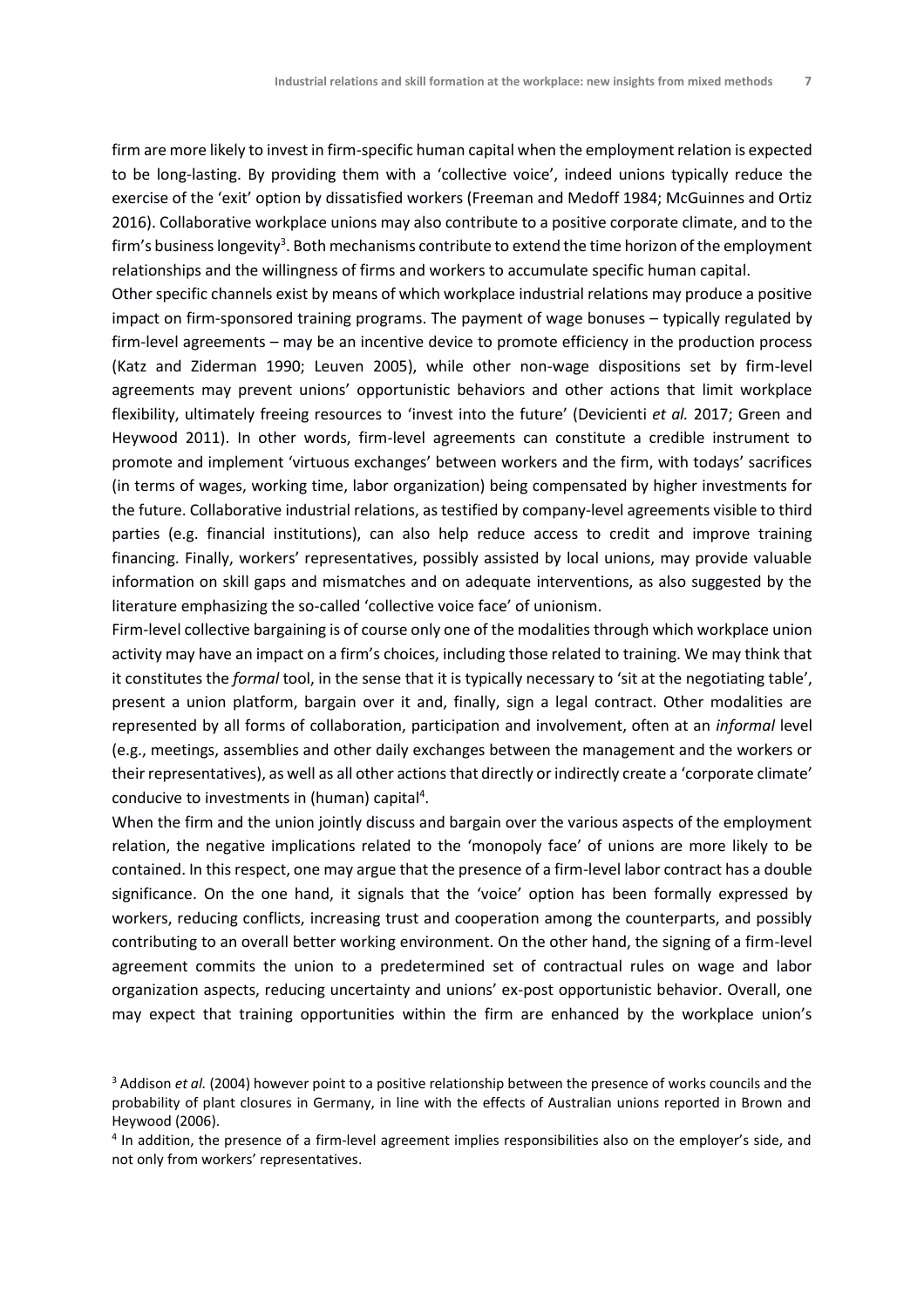firm are more likely to invest in firm-specific human capital when the employment relation is expected to be long-lasting. By providing them with a 'collective voice', indeed unions typically reduce the exercise of the 'exit' option by dissatisfied workers (Freeman and Medoff 1984; McGuinnes and Ortiz 2016). Collaborative workplace unions may also contribute to a positive corporate climate, and to the firm's business longevity[3]. Both mechanisms contribute to extend the time horizon of the employment relationships and the willingness of firms and workers to accumulate specific human capital.

Other specific channels exist by means of which workplace industrial relations may produce a positive impact on firm-sponsored training programs. The payment of wage bonuses – typically regulated by firm-level agreements – may be an incentive device to promote efficiency in the production process (Katz and Ziderman 1990; Leuven 2005), while other non-wage dispositions set by firm-level agreements may prevent unions' opportunistic behaviors and other actions that limit workplace flexibility, ultimately freeing resources to 'invest into the future' (Devicienti *et al.* 2017; Green and Heywood 2011). In other words, firm-level agreements can constitute a credible instrument to promote and implement 'virtuous exchanges' between workers and the firm, with todays' sacrifices (in terms of wages, working time, labor organization) being compensated by higher investments for the future. Collaborative industrial relations, as testified by company-level agreements visible to third parties (e.g. financial institutions), can also help reduce access to credit and improve training financing. Finally, workers' representatives, possibly assisted by local unions, may provide valuable information on skill gaps and mismatches and on adequate interventions, as also suggested by the literature emphasizing the so-called 'collective voice face' of unionism.

Firm-level collective bargaining is of course only one of the modalities through which workplace union activity may have an impact on a firm's choices, including those related to training. We may think that it constitutes the *formal* tool, in the sense that it is typically necessary to 'sit at the negotiating table', present a union platform, bargain over it and, finally, sign a legal contract. Other modalities are represented by all forms of collaboration, participation and involvement, often at an *informal* level (e.g., meetings, assemblies and other daily exchanges between the management and the workers or their representatives), as well as all other actions that directly or indirectly create a 'corporate climate' conducive to investments in (human) capital[4].

When the firm and the union jointly discuss and bargain over the various aspects of the employment relation, the negative implications related to the 'monopoly face' of unions are more likely to be contained. In this respect, one may argue that the presence of a firm-level labor contract has a double significance. On the one hand, it signals that the 'voice' option has been formally expressed by workers, reducing conflicts, increasing trust and cooperation among the counterparts, and possibly contributing to an overall better working environment. On the other hand, the signing of a firm-level agreement commits the union to a predetermined set of contractual rules on wage and labor organization aspects, reducing uncertainty and unions' ex-post opportunistic behavior. Overall, one may expect that training opportunities within the firm are enhanced by the workplace union's

[3] Addison *et al.* (2004) however point to a positive relationship between the presence of works councils and the probability of plant closures in Germany, in line with the effects of Australian unions reported in Brown and Heywood (2006).

[4] In addition, the presence of a firm-level agreement implies responsibilities also on the employer's side, and not only from workers' representatives.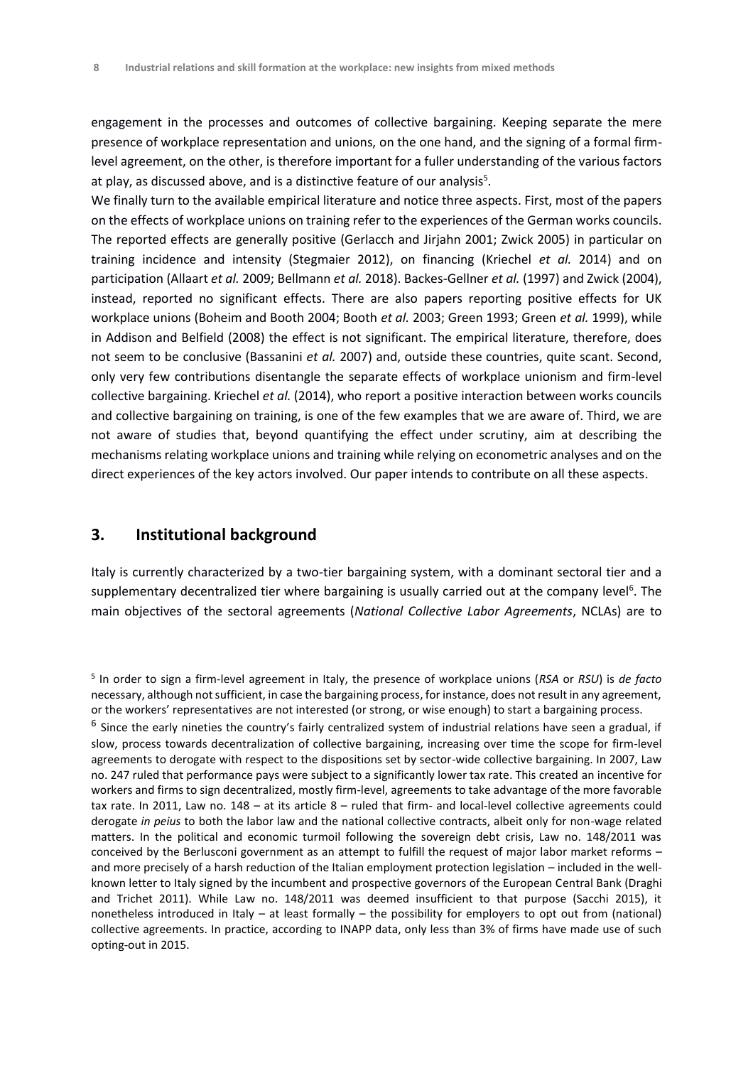engagement in the processes and outcomes of collective bargaining. Keeping separate the mere presence of workplace representation and unions, on the one hand, and the signing of a formal firm-level agreement, on the other, is therefore important for a fuller understanding of the various factors at play, as discussed above, and is a distinctive feature of our analysis[5].

We finally turn to the available empirical literature and notice three aspects. First, most of the papers on the effects of workplace unions on training refer to the experiences of the German works councils. The reported effects are generally positive (Gerlacch and Jirjahn 2001; Zwick 2005) in particular on training incidence and intensity (Stegmaier 2012), on financing (Kriechel *et al.* 2014) and on participation (Allaart *et al.* 2009; Bellmann *et al.* 2018). Backes-Gellner *et al.* (1997) and Zwick (2004), instead, reported no significant effects. There are also papers reporting positive effects for UK workplace unions (Boheim and Booth 2004; Booth *et al.* 2003; Green 1993; Green *et al.* 1999), while in Addison and Belfield (2008) the effect is not significant. The empirical literature, therefore, does not seem to be conclusive (Bassanini *et al.* 2007) and, outside these countries, quite scant. Second, only very few contributions disentangle the separate effects of workplace unionism and firm-level collective bargaining. Kriechel *et al.* (2014), who report a positive interaction between works councils and collective bargaining on training, is one of the few examples that we are aware of. Third, we are not aware of studies that, beyond quantifying the effect under scrutiny, aim at describing the mechanisms relating workplace unions and training while relying on econometric analyses and on the direct experiences of the key actors involved. Our paper intends to contribute on all these aspects.

## 3. Institutional background

Italy is currently characterized by a two-tier bargaining system, with a dominant sectoral tier and a supplementary decentralized tier where bargaining is usually carried out at the company level[6]. The main objectives of the sectoral agreements (*National Collective Labor Agreements*, NCLAs) are to

[5] In order to sign a firm-level agreement in Italy, the presence of workplace unions (*RSA* or *RSU*) is *de facto* necessary, although not sufficient, in case the bargaining process, for instance, does not result in any agreement, or the workers' representatives are not interested (or strong, or wise enough) to start a bargaining process.

[6] Since the early nineties the country's fairly centralized system of industrial relations have seen a gradual, if slow, process towards decentralization of collective bargaining, increasing over time the scope for firm-level agreements to derogate with respect to the dispositions set by sector-wide collective bargaining. In 2007, Law no. 247 ruled that performance pays were subject to a significantly lower tax rate. This created an incentive for workers and firms to sign decentralized, mostly firm-level, agreements to take advantage of the more favorable tax rate. In 2011, Law no. 148 – at its article 8 – ruled that firm- and local-level collective agreements could derogate *in peius* to both the labor law and the national collective contracts, albeit only for non-wage related matters. In the political and economic turmoil following the sovereign debt crisis, Law no. 148/2011 was conceived by the Berlusconi government as an attempt to fulfill the request of major labor market reforms – and more precisely of a harsh reduction of the Italian employment protection legislation – included in the well-known letter to Italy signed by the incumbent and prospective governors of the European Central Bank (Draghi and Trichet 2011). While Law no. 148/2011 was deemed insufficient to that purpose (Sacchi 2015), it nonetheless introduced in Italy – at least formally – the possibility for employers to opt out from (national) collective agreements. In practice, according to INAPP data, only less than 3% of firms have made use of such opting-out in 2015.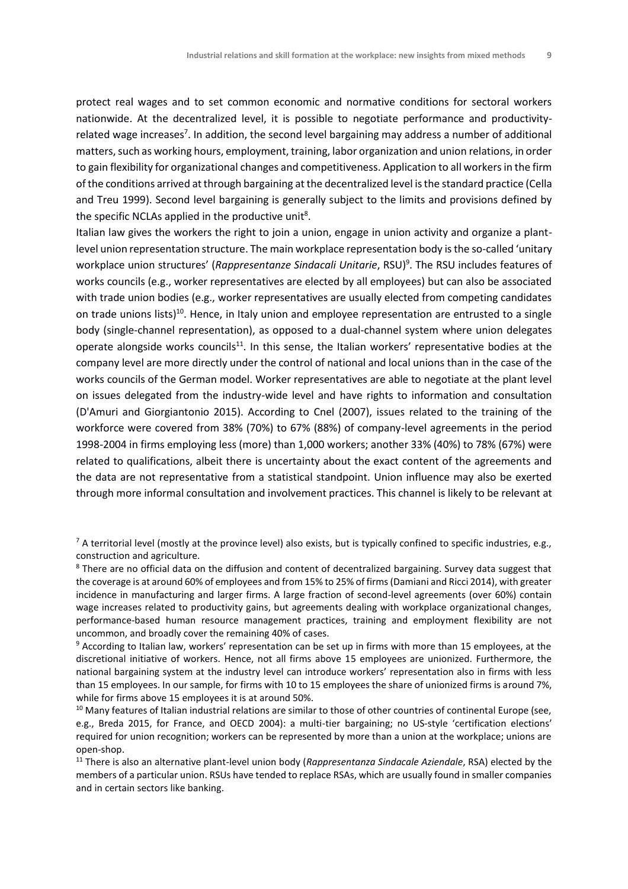protect real wages and to set common economic and normative conditions for sectoral workers nationwide. At the decentralized level, it is possible to negotiate performance and productivity-related wage increases[7]. In addition, the second level bargaining may address a number of additional matters, such as working hours, employment, training, labor organization and union relations, in order to gain flexibility for organizational changes and competitiveness. Application to all workers in the firm of the conditions arrived at through bargaining at the decentralized level is the standard practice (Cella and Treu 1999). Second level bargaining is generally subject to the limits and provisions defined by the specific NCLAs applied in the productive unit[8].

Italian law gives the workers the right to join a union, engage in union activity and organize a plant-level union representation structure. The main workplace representation body is the so-called 'unitary workplace union structures' (*Rappresentanze Sindacali Unitarie*, RSU)[9]. The RSU includes features of works councils (e.g., worker representatives are elected by all employees) but can also be associated with trade union bodies (e.g., worker representatives are usually elected from competing candidates on trade unions lists)[10]. Hence, in Italy union and employee representation are entrusted to a single body (single-channel representation), as opposed to a dual-channel system where union delegates operate alongside works councils[11]. In this sense, the Italian workers' representative bodies at the company level are more directly under the control of national and local unions than in the case of the works councils of the German model. Worker representatives are able to negotiate at the plant level on issues delegated from the industry-wide level and have rights to information and consultation (D'Amuri and Giorgiantonio 2015). According to Cnel (2007), issues related to the training of the workforce were covered from 38% (70%) to 67% (88%) of company-level agreements in the period 1998-2004 in firms employing less (more) than 1,000 workers; another 33% (40%) to 78% (67%) were related to qualifications, albeit there is uncertainty about the exact content of the agreements and the data are not representative from a statistical standpoint. Union influence may also be exerted through more informal consultation and involvement practices. This channel is likely to be relevant at

---

[7] A territorial level (mostly at the province level) also exists, but is typically confined to specific industries, e.g., construction and agriculture.

[8] There are no official data on the diffusion and content of decentralized bargaining. Survey data suggest that the coverage is at around 60% of employees and from 15% to 25% of firms (Damiani and Ricci 2014), with greater incidence in manufacturing and larger firms. A large fraction of second-level agreements (over 60%) contain wage increases related to productivity gains, but agreements dealing with workplace organizational changes, performance-based human resource management practices, training and employment flexibility are not uncommon, and broadly cover the remaining 40% of cases.

[9] According to Italian law, workers' representation can be set up in firms with more than 15 employees, at the discretional initiative of workers. Hence, not all firms above 15 employees are unionized. Furthermore, the national bargaining system at the industry level can introduce workers' representation also in firms with less than 15 employees. In our sample, for firms with 10 to 15 employees the share of unionized firms is around 7%, while for firms above 15 employees it is at around 50%.

[10] Many features of Italian industrial relations are similar to those of other countries of continental Europe (see, e.g., Breda 2015, for France, and OECD 2004): a multi-tier bargaining; no US-style 'certification elections' required for union recognition; workers can be represented by more than a union at the workplace; unions are open-shop.

[11] There is also an alternative plant-level union body (*Rappresentanza Sindacale Aziendale*, RSA) elected by the members of a particular union. RSUs have tended to replace RSAs, which are usually found in smaller companies and in certain sectors like banking.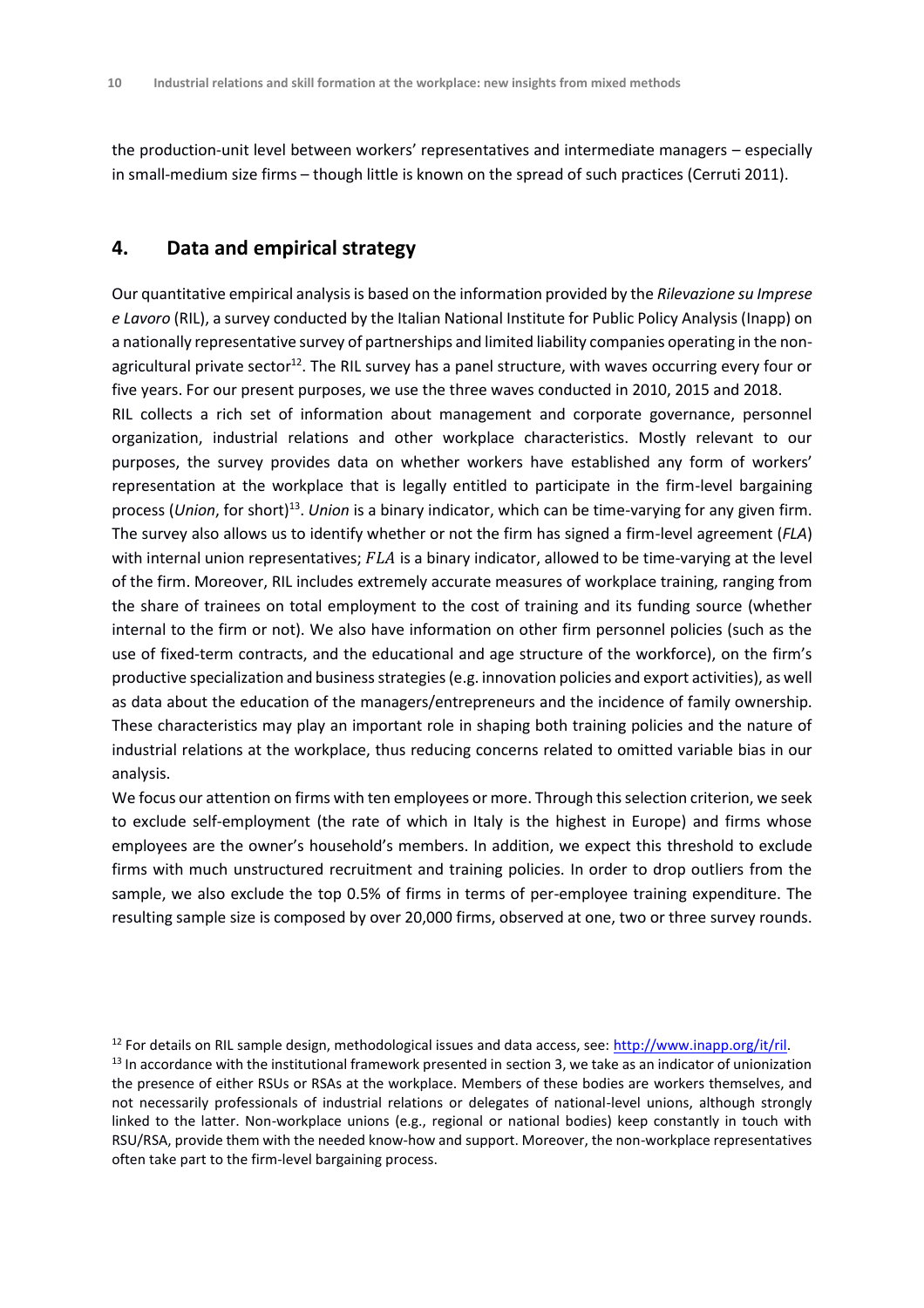the production-unit level between workers' representatives and intermediate managers – especially in small-medium size firms – though little is known on the spread of such practices (Cerruti 2011).

## 4. Data and empirical strategy

Our quantitative empirical analysis is based on the information provided by the *Rilevazione su Imprese e Lavoro* (RIL), a survey conducted by the Italian National Institute for Public Policy Analysis (Inapp) on a nationally representative survey of partnerships and limited liability companies operating in the non-agricultural private sector[12]. The RIL survey has a panel structure, with waves occurring every four or five years. For our present purposes, we use the three waves conducted in 2010, 2015 and 2018.

RIL collects a rich set of information about management and corporate governance, personnel organization, industrial relations and other workplace characteristics. Mostly relevant to our purposes, the survey provides data on whether workers have established any form of workers' representation at the workplace that is legally entitled to participate in the firm-level bargaining process (*Union*, for short)[13]. *Union* is a binary indicator, which can be time-varying for any given firm. The survey also allows us to identify whether or not the firm has signed a firm-level agreement (*FLA*) with internal union representatives; $FLA$ is a binary indicator, allowed to be time-varying at the level of the firm. Moreover, RIL includes extremely accurate measures of workplace training, ranging from the share of trainees on total employment to the cost of training and its funding source (whether internal to the firm or not). We also have information on other firm personnel policies (such as the use of fixed-term contracts, and the educational and age structure of the workforce), on the firm's productive specialization and business strategies (e.g. innovation policies and export activities), as well as data about the education of the managers/entrepreneurs and the incidence of family ownership. These characteristics may play an important role in shaping both training policies and the nature of industrial relations at the workplace, thus reducing concerns related to omitted variable bias in our analysis.

We focus our attention on firms with ten employees or more. Through this selection criterion, we seek to exclude self-employment (the rate of which in Italy is the highest in Europe) and firms whose employees are the owner's household's members. In addition, we expect this threshold to exclude firms with much unstructured recruitment and training policies. In order to drop outliers from the sample, we also exclude the top 0.5% of firms in terms of per-employee training expenditure. The resulting sample size is composed by over 20,000 firms, observed at one, two or three survey rounds.

---

[12] For details on RIL sample design, methodological issues and data access, see: http://www.inapp.org/it/ril.

[13] In accordance with the institutional framework presented in section 3, we take as an indicator of unionization the presence of either RSUs or RSAs at the workplace. Members of these bodies are workers themselves, and not necessarily professionals of industrial relations or delegates of national-level unions, although strongly linked to the latter. Non-workplace unions (e.g., regional or national bodies) keep constantly in touch with RSU/RSA, provide them with the needed know-how and support. Moreover, the non-workplace representatives often take part to the firm-level bargaining process.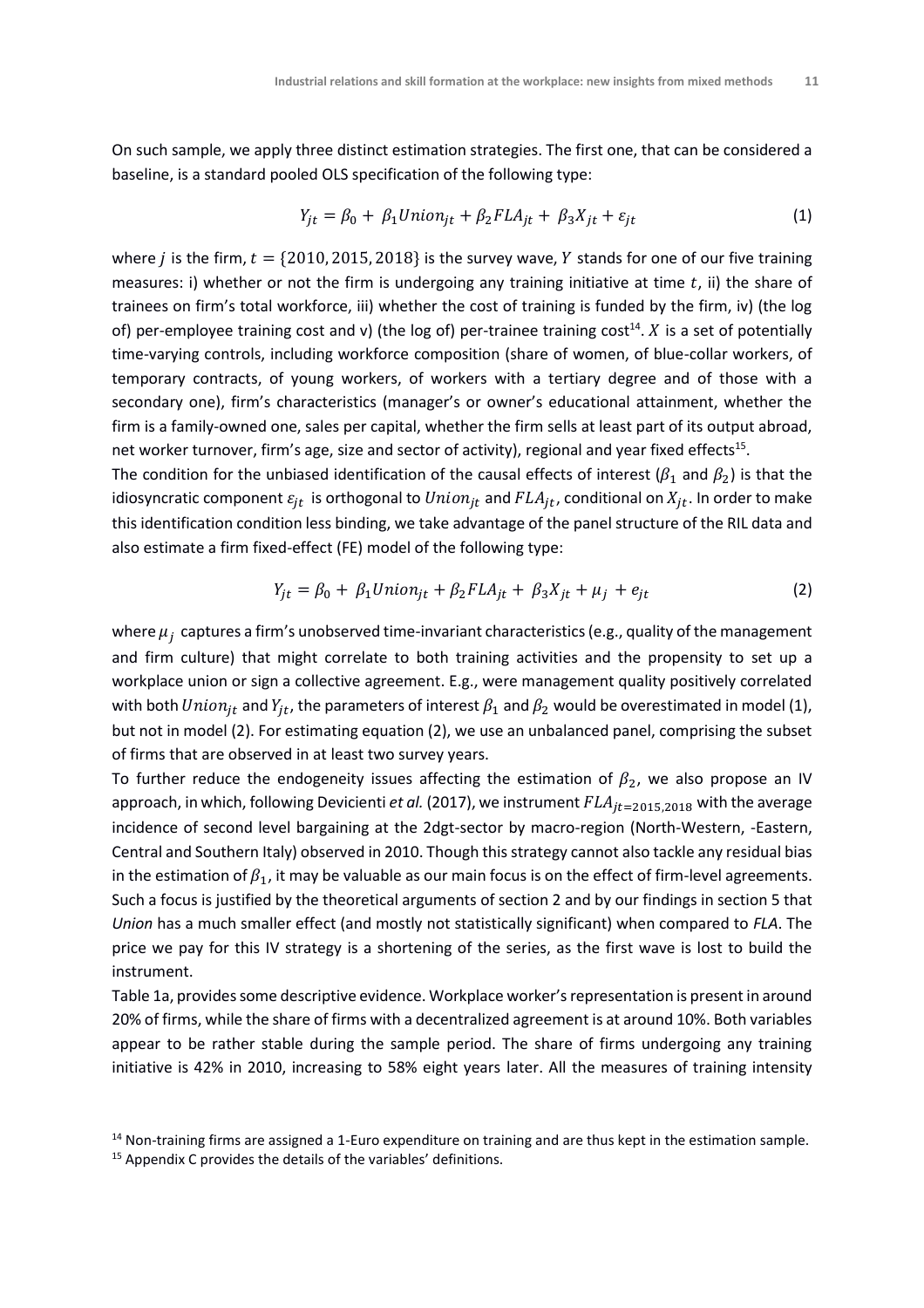On such sample, we apply three distinct estimation strategies. The first one, that can be considered a baseline, is a standard pooled OLS specification of the following type:

$$Y_{jt} = \beta_0 + \beta_1 Union_{jt} + \beta_2 FLA_{jt} + \beta_3 X_{jt} + \varepsilon_{jt} \tag{1}$$

where $j$ is the firm, $t = \{2010, 2015, 2018\}$ is the survey wave, $Y$ stands for one of our five training measures: i) whether or not the firm is undergoing any training initiative at time $t$, ii) the share of trainees on firm's total workforce, iii) whether the cost of training is funded by the firm, iv) (the log of) per-employee training cost and v) (the log of) per-trainee training cost[14]. $X$ is a set of potentially time-varying controls, including workforce composition (share of women, of blue-collar workers, of temporary contracts, of young workers, of workers with a tertiary degree and of those with a secondary one), firm's characteristics (manager's or owner's educational attainment, whether the firm is a family-owned one, sales per capital, whether the firm sells at least part of its output abroad, net worker turnover, firm's age, size and sector of activity), regional and year fixed effects[15].

The condition for the unbiased identification of the causal effects of interest ($\beta_1$ and $\beta_2$) is that the idiosyncratic component $\varepsilon_{jt}$ is orthogonal to $Union_{jt}$ and $FLA_{jt}$, conditional on $X_{jt}$. In order to make this identification condition less binding, we take advantage of the panel structure of the RIL data and also estimate a firm fixed-effect (FE) model of the following type:

$$Y_{jt} = \beta_0 + \beta_1 Union_{jt} + \beta_2 FLA_{jt} + \beta_3 X_{jt} + \mu_j + e_{jt} \tag{2}$$

where $\mu_j$ captures a firm's unobserved time-invariant characteristics (e.g., quality of the management and firm culture) that might correlate to both training activities and the propensity to set up a workplace union or sign a collective agreement. E.g., were management quality positively correlated with both $Union_{jt}$ and $Y_{jt}$, the parameters of interest $\beta_1$ and $\beta_2$ would be overestimated in model (1), but not in model (2). For estimating equation (2), we use an unbalanced panel, comprising the subset of firms that are observed in at least two survey years.

To further reduce the endogeneity issues affecting the estimation of $\beta_2$, we also propose an IV approach, in which, following Devicienti *et al.* (2017), we instrument $FLA_{jt=2015,2018}$ with the average incidence of second level bargaining at the 2dgt-sector by macro-region (North-Western, -Eastern, Central and Southern Italy) observed in 2010. Though this strategy cannot also tackle any residual bias in the estimation of $\beta_1$, it may be valuable as our main focus is on the effect of firm-level agreements. Such a focus is justified by the theoretical arguments of section 2 and by our findings in section 5 that *Union* has a much smaller effect (and mostly not statistically significant) when compared to *FLA*. The price we pay for this IV strategy is a shortening of the series, as the first wave is lost to build the instrument.

Table 1a, provides some descriptive evidence. Workplace worker's representation is present in around 20% of firms, while the share of firms with a decentralized agreement is at around 10%. Both variables appear to be rather stable during the sample period. The share of firms undergoing any training initiative is 42% in 2010, increasing to 58% eight years later. All the measures of training intensity

[14] Non-training firms are assigned a 1-Euro expenditure on training and are thus kept in the estimation sample.

[15] Appendix C provides the details of the variables' definitions.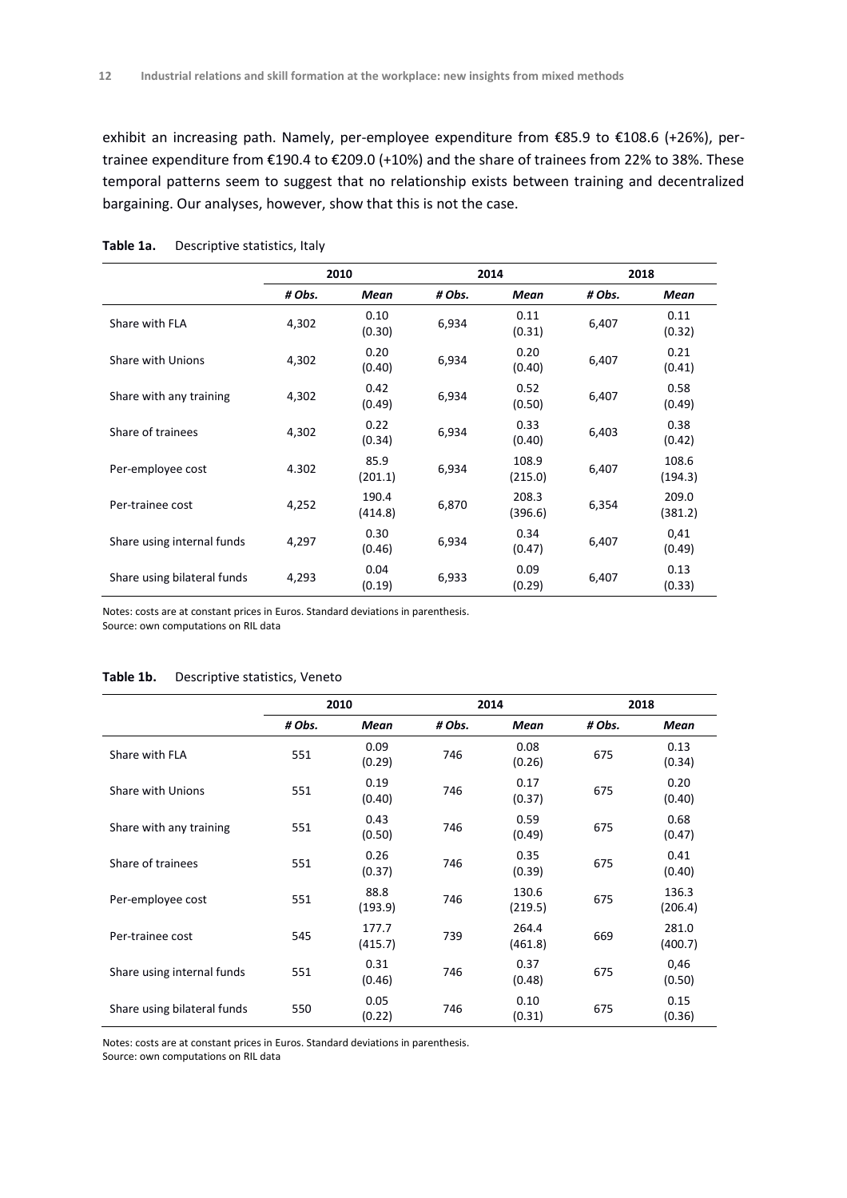exhibit an increasing path. Namely, per-employee expenditure from €85.9 to €108.6 (+26%), per-trainee expenditure from €190.4 to €209.0 (+10%) and the share of trainees from 22% to 38%. These temporal patterns seem to suggest that no relationship exists between training and decentralized bargaining. Our analyses, however, show that this is not the case.

**Table 1a.** Descriptive statistics, Italy

| | 2010 | | 2014 | | 2018 | |
|---|---|---|---|---|---|---|
| | *# Obs.* | *Mean* | *# Obs.* | *Mean* | *# Obs.* | *Mean* |
| Share with FLA | 4,302 | 0.10 (0.30) | 6,934 | 0.11 (0.31) | 6,407 | 0.11 (0.32) |
| Share with Unions | 4,302 | 0.20 (0.40) | 6,934 | 0.20 (0.40) | 6,407 | 0.21 (0.41) |
| Share with any training | 4,302 | 0.42 (0.49) | 6,934 | 0.52 (0.50) | 6,407 | 0.58 (0.49) |
| Share of trainees | 4,302 | 0.22 (0.34) | 6,934 | 0.33 (0.40) | 6,403 | 0.38 (0.42) |
| Per-employee cost | 4.302 | 85.9 (201.1) | 6,934 | 108.9 (215.0) | 6,407 | 108.6 (194.3) |
| Per-trainee cost | 4,252 | 190.4 (414.8) | 6,870 | 208.3 (396.6) | 6,354 | 209.0 (381.2) |
| Share using internal funds | 4,297 | 0.30 (0.46) | 6,934 | 0.34 (0.47) | 6,407 | 0,41 (0.49) |
| Share using bilateral funds | 4,293 | 0.04 (0.19) | 6,933 | 0.09 (0.29) | 6,407 | 0.13 (0.33) |

Notes: costs are at constant prices in Euros. Standard deviations in parenthesis.
Source: own computations on RIL data

**Table 1b.** Descriptive statistics, Veneto

| | 2010 | | 2014 | | 2018 | |
|---|---|---|---|---|---|---|
| | *# Obs.* | *Mean* | *# Obs.* | *Mean* | *# Obs.* | *Mean* |
| Share with FLA | 551 | 0.09 (0.29) | 746 | 0.08 (0.26) | 675 | 0.13 (0.34) |
| Share with Unions | 551 | 0.19 (0.40) | 746 | 0.17 (0.37) | 675 | 0.20 (0.40) |
| Share with any training | 551 | 0.43 (0.50) | 746 | 0.59 (0.49) | 675 | 0.68 (0.47) |
| Share of trainees | 551 | 0.26 (0.37) | 746 | 0.35 (0.39) | 675 | 0.41 (0.40) |
| Per-employee cost | 551 | 88.8 (193.9) | 746 | 130.6 (219.5) | 675 | 136.3 (206.4) |
| Per-trainee cost | 545 | 177.7 (415.7) | 739 | 264.4 (461.8) | 669 | 281.0 (400.7) |
| Share using internal funds | 551 | 0.31 (0.46) | 746 | 0.37 (0.48) | 675 | 0,46 (0.50) |
| Share using bilateral funds | 550 | 0.05 (0.22) | 746 | 0.10 (0.31) | 675 | 0.15 (0.36) |

Notes: costs are at constant prices in Euros. Standard deviations in parenthesis.
Source: own computations on RIL data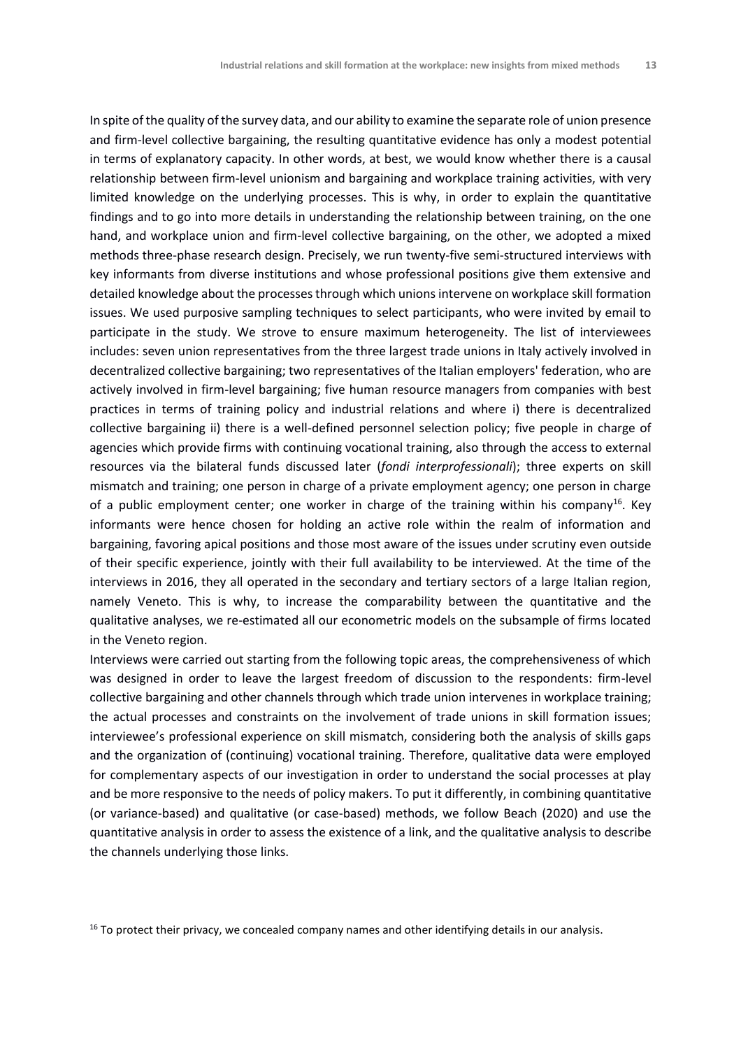In spite of the quality of the survey data, and our ability to examine the separate role of union presence and firm-level collective bargaining, the resulting quantitative evidence has only a modest potential in terms of explanatory capacity. In other words, at best, we would know whether there is a causal relationship between firm-level unionism and bargaining and workplace training activities, with very limited knowledge on the underlying processes. This is why, in order to explain the quantitative findings and to go into more details in understanding the relationship between training, on the one hand, and workplace union and firm-level collective bargaining, on the other, we adopted a mixed methods three-phase research design. Precisely, we run twenty-five semi-structured interviews with key informants from diverse institutions and whose professional positions give them extensive and detailed knowledge about the processes through which unions intervene on workplace skill formation issues. We used purposive sampling techniques to select participants, who were invited by email to participate in the study. We strove to ensure maximum heterogeneity. The list of interviewees includes: seven union representatives from the three largest trade unions in Italy actively involved in decentralized collective bargaining; two representatives of the Italian employers' federation, who are actively involved in firm-level bargaining; five human resource managers from companies with best practices in terms of training policy and industrial relations and where i) there is decentralized collective bargaining ii) there is a well-defined personnel selection policy; five people in charge of agencies which provide firms with continuing vocational training, also through the access to external resources via the bilateral funds discussed later (*fondi interprofessionali*); three experts on skill mismatch and training; one person in charge of a private employment agency; one person in charge of a public employment center; one worker in charge of the training within his company[16]. Key informants were hence chosen for holding an active role within the realm of information and bargaining, favoring apical positions and those most aware of the issues under scrutiny even outside of their specific experience, jointly with their full availability to be interviewed. At the time of the interviews in 2016, they all operated in the secondary and tertiary sectors of a large Italian region, namely Veneto. This is why, to increase the comparability between the quantitative and the qualitative analyses, we re-estimated all our econometric models on the subsample of firms located in the Veneto region.

Interviews were carried out starting from the following topic areas, the comprehensiveness of which was designed in order to leave the largest freedom of discussion to the respondents: firm-level collective bargaining and other channels through which trade union intervenes in workplace training; the actual processes and constraints on the involvement of trade unions in skill formation issues; interviewee's professional experience on skill mismatch, considering both the analysis of skills gaps and the organization of (continuing) vocational training. Therefore, qualitative data were employed for complementary aspects of our investigation in order to understand the social processes at play and be more responsive to the needs of policy makers. To put it differently, in combining quantitative (or variance-based) and qualitative (or case-based) methods, we follow Beach (2020) and use the quantitative analysis in order to assess the existence of a link, and the qualitative analysis to describe the channels underlying those links.

[16] To protect their privacy, we concealed company names and other identifying details in our analysis.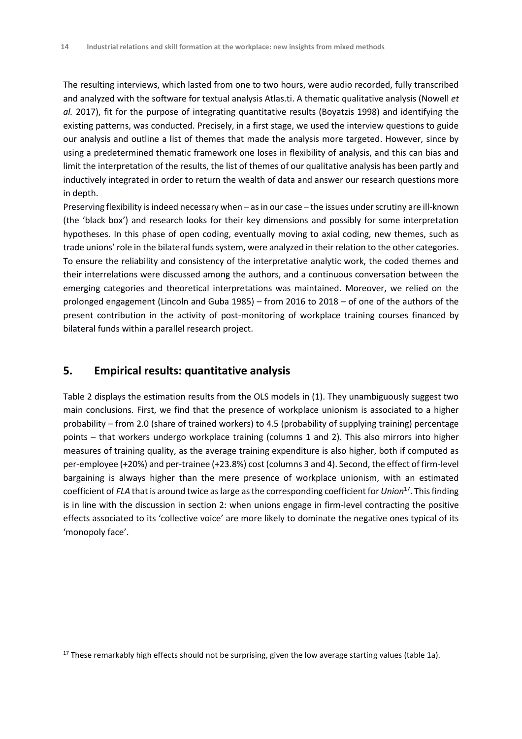The resulting interviews, which lasted from one to two hours, were audio recorded, fully transcribed and analyzed with the software for textual analysis Atlas.ti. A thematic qualitative analysis (Nowell *et al.* 2017), fit for the purpose of integrating quantitative results (Boyatzis 1998) and identifying the existing patterns, was conducted. Precisely, in a first stage, we used the interview questions to guide our analysis and outline a list of themes that made the analysis more targeted. However, since by using a predetermined thematic framework one loses in flexibility of analysis, and this can bias and limit the interpretation of the results, the list of themes of our qualitative analysis has been partly and inductively integrated in order to return the wealth of data and answer our research questions more in depth.

Preserving flexibility is indeed necessary when – as in our case – the issues under scrutiny are ill-known (the 'black box') and research looks for their key dimensions and possibly for some interpretation hypotheses. In this phase of open coding, eventually moving to axial coding, new themes, such as trade unions' role in the bilateral funds system, were analyzed in their relation to the other categories. To ensure the reliability and consistency of the interpretative analytic work, the coded themes and their interrelations were discussed among the authors, and a continuous conversation between the emerging categories and theoretical interpretations was maintained. Moreover, we relied on the prolonged engagement (Lincoln and Guba 1985) – from 2016 to 2018 – of one of the authors of the present contribution in the activity of post-monitoring of workplace training courses financed by bilateral funds within a parallel research project.

## 5. Empirical results: quantitative analysis

Table 2 displays the estimation results from the OLS models in (1). They unambiguously suggest two main conclusions. First, we find that the presence of workplace unionism is associated to a higher probability – from 2.0 (share of trained workers) to 4.5 (probability of supplying training) percentage points – that workers undergo workplace training (columns 1 and 2). This also mirrors into higher measures of training quality, as the average training expenditure is also higher, both if computed as per-employee (+20%) and per-trainee (+23.8%) cost (columns 3 and 4). Second, the effect of firm-level bargaining is always higher than the mere presence of workplace unionism, with an estimated coefficient of *FLA* that is around twice as large as the corresponding coefficient for *Union*[17]. This finding is in line with the discussion in section 2: when unions engage in firm-level contracting the positive effects associated to its 'collective voice' are more likely to dominate the negative ones typical of its 'monopoly face'.

[17] These remarkably high effects should not be surprising, given the low average starting values (table 1a).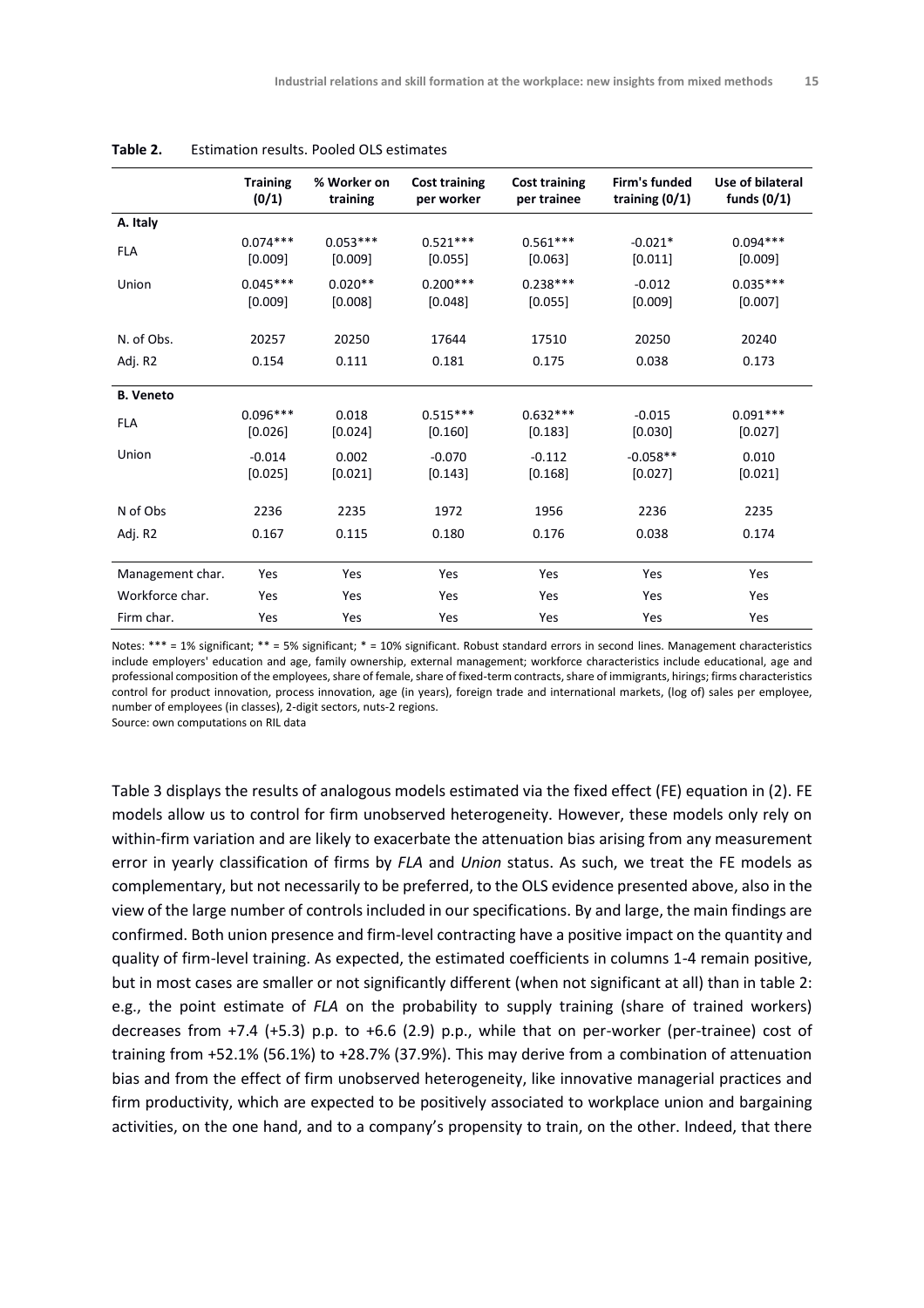**Table 2.** Estimation results. Pooled OLS estimates

| | Training (0/1) | % Worker on training | Cost training per worker | Cost training per trainee | Firm's funded training (0/1) | Use of bilateral funds (0/1) |
|---|---|---|---|---|---|---|
| **A. Italy** | | | | | | |
| FLA | 0.074***<br>[0.009] | 0.053***<br>[0.009] | 0.521***<br>[0.055] | 0.561***<br>[0.063] | -0.021*<br>[0.011] | 0.094***<br>[0.009] |
| Union | 0.045***<br>[0.009] | 0.020**<br>[0.008] | 0.200***<br>[0.048] | 0.238***<br>[0.055] | -0.012<br>[0.009] | 0.035***<br>[0.007] |
| N. of Obs. | 20257 | 20250 | 17644 | 17510 | 20250 | 20240 |
| Adj. R2 | 0.154 | 0.111 | 0.181 | 0.175 | 0.038 | 0.173 |
| **B. Veneto** | | | | | | |
| FLA | 0.096***<br>[0.026] | 0.018<br>[0.024] | 0.515***<br>[0.160] | 0.632***<br>[0.183] | -0.015<br>[0.030] | 0.091***<br>[0.027] |
| Union | -0.014<br>[0.025] | 0.002<br>[0.021] | -0.070<br>[0.143] | -0.112<br>[0.168] | -0.058**<br>[0.027] | 0.010<br>[0.021] |
| N of Obs | 2236 | 2235 | 1972 | 1956 | 2236 | 2235 |
| Adj. R2 | 0.167 | 0.115 | 0.180 | 0.176 | 0.038 | 0.174 |
| Management char. | Yes | Yes | Yes | Yes | Yes | Yes |
| Workforce char. | Yes | Yes | Yes | Yes | Yes | Yes |
| Firm char. | Yes | Yes | Yes | Yes | Yes | Yes |

Notes: *** = 1% significant; ** = 5% significant; * = 10% significant. Robust standard errors in second lines. Management characteristics include employers' education and age, family ownership, external management; workforce characteristics include educational, age and professional composition of the employees, share of female, share of fixed-term contracts, share of immigrants, hirings; firms characteristics control for product innovation, process innovation, age (in years), foreign trade and international markets, (log of) sales per employee, number of employees (in classes), 2-digit sectors, nuts-2 regions.
Source: own computations on RIL data

Table 3 displays the results of analogous models estimated via the fixed effect (FE) equation in (2). FE models allow us to control for firm unobserved heterogeneity. However, these models only rely on within-firm variation and are likely to exacerbate the attenuation bias arising from any measurement error in yearly classification of firms by *FLA* and *Union* status. As such, we treat the FE models as complementary, but not necessarily to be preferred, to the OLS evidence presented above, also in the view of the large number of controls included in our specifications. By and large, the main findings are confirmed. Both union presence and firm-level contracting have a positive impact on the quantity and quality of firm-level training. As expected, the estimated coefficients in columns 1-4 remain positive, but in most cases are smaller or not significantly different (when not significant at all) than in table 2: e.g., the point estimate of *FLA* on the probability to supply training (share of trained workers) decreases from +7.4 (+5.3) p.p. to +6.6 (2.9) p.p., while that on per-worker (per-trainee) cost of training from +52.1% (56.1%) to +28.7% (37.9%). This may derive from a combination of attenuation bias and from the effect of firm unobserved heterogeneity, like innovative managerial practices and firm productivity, which are expected to be positively associated to workplace union and bargaining activities, on the one hand, and to a company's propensity to train, on the other. Indeed, that there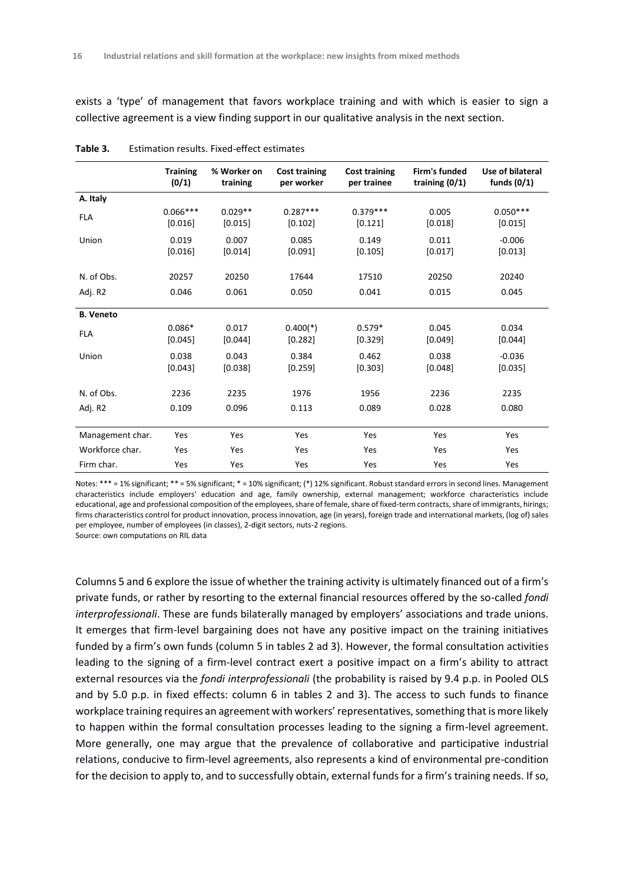exists a 'type' of management that favors workplace training and with which is easier to sign a collective agreement is a view finding support in our qualitative analysis in the next section.

**Table 3.** Estimation results. Fixed-effect estimates

| | Training (0/1) | % Worker on training | Cost training per worker | Cost training per trainee | Firm's funded training (0/1) | Use of bilateral funds (0/1) |
|---|---|---|---|---|---|---|
| **A. Italy** | | | | | | |
| FLA | 0.066***<br>[0.016] | 0.029**<br>[0.015] | 0.287***<br>[0.102] | 0.379***<br>[0.121] | 0.005<br>[0.018] | 0.050***<br>[0.015] |
| Union | 0.019<br>[0.016] | 0.007<br>[0.014] | 0.085<br>[0.091] | 0.149<br>[0.105] | 0.011<br>[0.017] | -0.006<br>[0.013] |
| N. of Obs. | 20257 | 20250 | 17644 | 17510 | 20250 | 20240 |
| Adj. R2 | 0.046 | 0.061 | 0.050 | 0.041 | 0.015 | 0.045 |
| **B. Veneto** | | | | | | |
| FLA | 0.086*<br>[0.045] | 0.017<br>[0.044] | 0.400(*)<br>[0.282] | 0.579*<br>[0.329] | 0.045<br>[0.049] | 0.034<br>[0.044] |
| Union | 0.038<br>[0.043] | 0.043<br>[0.038] | 0.384<br>[0.259] | 0.462<br>[0.303] | 0.038<br>[0.048] | -0.036<br>[0.035] |
| N. of Obs. | 2236 | 2235 | 1976 | 1956 | 2236 | 2235 |
| Adj. R2 | 0.109 | 0.096 | 0.113 | 0.089 | 0.028 | 0.080 |
| Management char. | Yes | Yes | Yes | Yes | Yes | Yes |
| Workforce char. | Yes | Yes | Yes | Yes | Yes | Yes |
| Firm char. | Yes | Yes | Yes | Yes | Yes | Yes |

Notes: *** = 1% significant; ** = 5% significant; * = 10% significant; (*) 12% significant. Robust standard errors in second lines. Management characteristics include employers' education and age, family ownership, external management; workforce characteristics include educational, age and professional composition of the employees, share of female, share of fixed-term contracts, share of immigrants, hirings; firms characteristics control for product innovation, process innovation, age (in years), foreign trade and international markets, (log of) sales per employee, number of employees (in classes), 2-digit sectors, nuts-2 regions.
Source: own computations on RIL data

Columns 5 and 6 explore the issue of whether the training activity is ultimately financed out of a firm's private funds, or rather by resorting to the external financial resources offered by the so-called *fondi interprofessionali*. These are funds bilaterally managed by employers' associations and trade unions. It emerges that firm-level bargaining does not have any positive impact on the training initiatives funded by a firm's own funds (column 5 in tables 2 ad 3). However, the formal consultation activities leading to the signing of a firm-level contract exert a positive impact on a firm's ability to attract external resources via the *fondi interprofessionali* (the probability is raised by 9.4 p.p. in Pooled OLS and by 5.0 p.p. in fixed effects: column 6 in tables 2 and 3). The access to such funds to finance workplace training requires an agreement with workers' representatives, something that is more likely to happen within the formal consultation processes leading to the signing a firm-level agreement. More generally, one may argue that the prevalence of collaborative and participative industrial relations, conducive to firm-level agreements, also represents a kind of environmental pre-condition for the decision to apply to, and to successfully obtain, external funds for a firm's training needs. If so,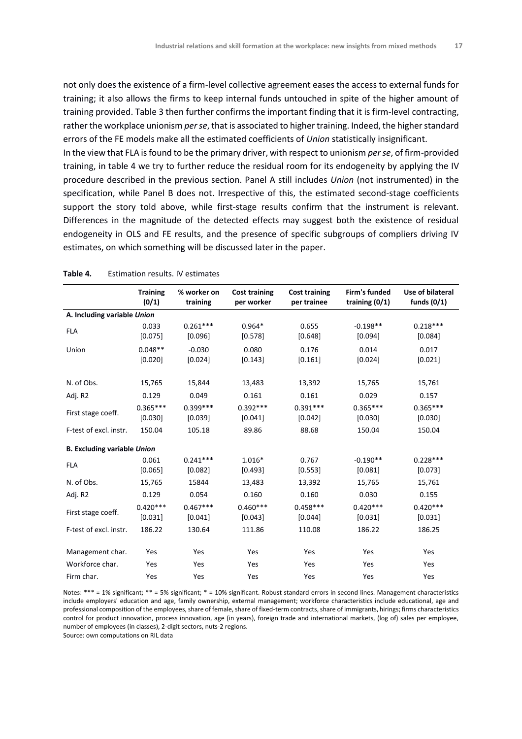not only does the existence of a firm-level collective agreement eases the access to external funds for training; it also allows the firms to keep internal funds untouched in spite of the higher amount of training provided. Table 3 then further confirms the important finding that it is firm-level contracting, rather the workplace unionism *per se*, that is associated to higher training. Indeed, the higher standard errors of the FE models make all the estimated coefficients of *Union* statistically insignificant.

In the view that FLA is found to be the primary driver, with respect to unionism *per se*, of firm-provided training, in table 4 we try to further reduce the residual room for its endogeneity by applying the IV procedure described in the previous section. Panel A still includes *Union* (not instrumented) in the specification, while Panel B does not. Irrespective of this, the estimated second-stage coefficients support the story told above, while first-stage results confirm that the instrument is relevant. Differences in the magnitude of the detected effects may suggest both the existence of residual endogeneity in OLS and FE results, and the presence of specific subgroups of compliers driving IV estimates, on which something will be discussed later in the paper.

**Table 4.** Estimation results. IV estimates

| | Training (0/1) | % worker on training | Cost training per worker | Cost training per trainee | Firm's funded training (0/1) | Use of bilateral funds (0/1) |
|---|---|---|---|---|---|---|
| **A. Including variable *Union*** | | | | | | |
| FLA | 0.033<br>[0.075] | 0.261***<br>[0.096] | 0.964*<br>[0.578] | 0.655<br>[0.648] | -0.198**<br>[0.094] | 0.218***<br>[0.084] |
| Union | 0.048**<br>[0.020] | -0.030<br>[0.024] | 0.080<br>[0.143] | 0.176<br>[0.161] | 0.014<br>[0.024] | 0.017<br>[0.021] |
| N. of Obs. | 15,765 | 15,844 | 13,483 | 13,392 | 15,765 | 15,761 |
| Adj. R2 | 0.129 | 0.049 | 0.161 | 0.161 | 0.029 | 0.157 |
| First stage coeff. | 0.365***<br>[0.030] | 0.399***<br>[0.039] | 0.392***<br>[0.041] | 0.391***<br>[0.042] | 0.365***<br>[0.030] | 0.365***<br>[0.030] |
| F-test of excl. instr. | 150.04 | 105.18 | 89.86 | 88.68 | 150.04 | 150.04 |
| **B. Excluding variable *Union*** | | | | | | |
| FLA | 0.061<br>[0.065] | 0.241***<br>[0.082] | 1.016*<br>[0.493] | 0.767<br>[0.553] | -0.190**<br>[0.081] | 0.228***<br>[0.073] |
| N. of Obs. | 15,765 | 15844 | 13,483 | 13,392 | 15,765 | 15,761 |
| Adj. R2 | 0.129 | 0.054 | 0.160 | 0.160 | 0.030 | 0.155 |
| First stage coeff. | 0.420***<br>[0.031] | 0.467***<br>[0.041] | 0.460***<br>[0.043] | 0.458***<br>[0.044] | 0.420***<br>[0.031] | 0.420***<br>[0.031] |
| F-test of excl. instr. | 186.22 | 130.64 | 111.86 | 110.08 | 186.22 | 186.25 |
| Management char. | Yes | Yes | Yes | Yes | Yes | Yes |
| Workforce char. | Yes | Yes | Yes | Yes | Yes | Yes |
| Firm char. | Yes | Yes | Yes | Yes | Yes | Yes |

Notes: *** = 1% significant; ** = 5% significant; * = 10% significant. Robust standard errors in second lines. Management characteristics include employers' education and age, family ownership, external management; workforce characteristics include educational, age and professional composition of the employees, share of female, share of fixed-term contracts, share of immigrants, hirings; firms characteristics control for product innovation, process innovation, age (in years), foreign trade and international markets, (log of) sales per employee, number of employees (in classes), 2-digit sectors, nuts-2 regions.

Source: own computations on RIL data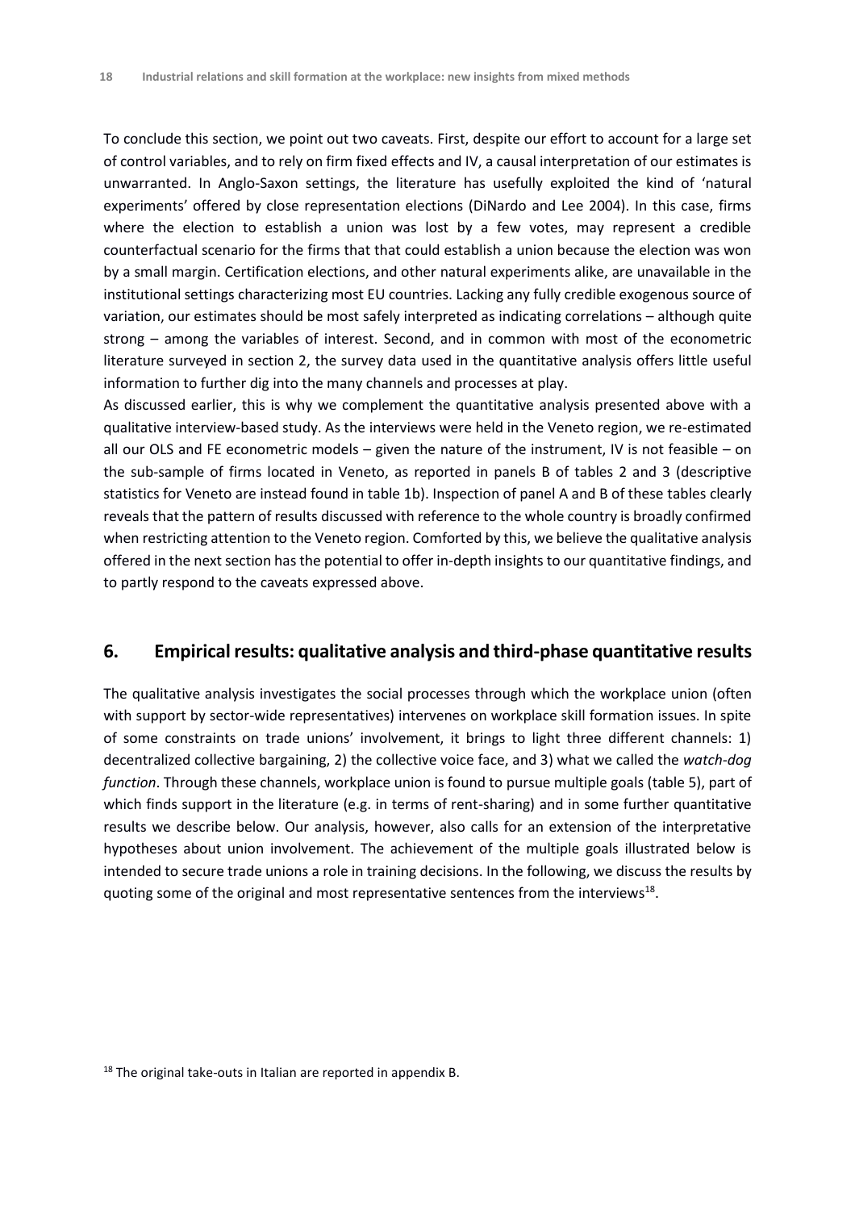To conclude this section, we point out two caveats. First, despite our effort to account for a large set of control variables, and to rely on firm fixed effects and IV, a causal interpretation of our estimates is unwarranted. In Anglo-Saxon settings, the literature has usefully exploited the kind of 'natural experiments' offered by close representation elections (DiNardo and Lee 2004). In this case, firms where the election to establish a union was lost by a few votes, may represent a credible counterfactual scenario for the firms that that could establish a union because the election was won by a small margin. Certification elections, and other natural experiments alike, are unavailable in the institutional settings characterizing most EU countries. Lacking any fully credible exogenous source of variation, our estimates should be most safely interpreted as indicating correlations – although quite strong – among the variables of interest. Second, and in common with most of the econometric literature surveyed in section 2, the survey data used in the quantitative analysis offers little useful information to further dig into the many channels and processes at play.

As discussed earlier, this is why we complement the quantitative analysis presented above with a qualitative interview-based study. As the interviews were held in the Veneto region, we re-estimated all our OLS and FE econometric models – given the nature of the instrument, IV is not feasible – on the sub-sample of firms located in Veneto, as reported in panels B of tables 2 and 3 (descriptive statistics for Veneto are instead found in table 1b). Inspection of panel A and B of these tables clearly reveals that the pattern of results discussed with reference to the whole country is broadly confirmed when restricting attention to the Veneto region. Comforted by this, we believe the qualitative analysis offered in the next section has the potential to offer in-depth insights to our quantitative findings, and to partly respond to the caveats expressed above.

## 6. Empirical results: qualitative analysis and third-phase quantitative results

The qualitative analysis investigates the social processes through which the workplace union (often with support by sector-wide representatives) intervenes on workplace skill formation issues. In spite of some constraints on trade unions' involvement, it brings to light three different channels: 1) decentralized collective bargaining, 2) the collective voice face, and 3) what we called the *watch-dog function*. Through these channels, workplace union is found to pursue multiple goals (table 5), part of which finds support in the literature (e.g. in terms of rent-sharing) and in some further quantitative results we describe below. Our analysis, however, also calls for an extension of the interpretative hypotheses about union involvement. The achievement of the multiple goals illustrated below is intended to secure trade unions a role in training decisions. In the following, we discuss the results by quoting some of the original and most representative sentences from the interviews[18].

[18] The original take-outs in Italian are reported in appendix B.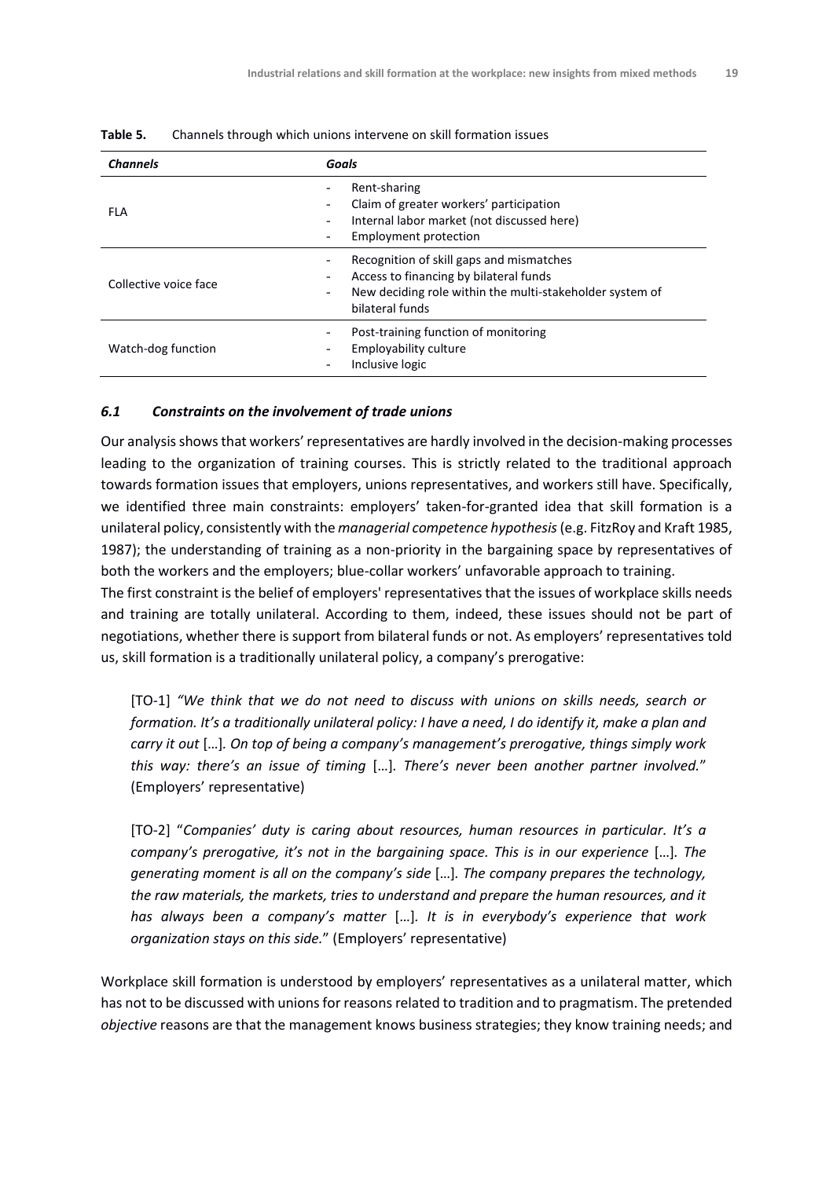**Table 5.** Channels through which unions intervene on skill formation issues

| *Channels* | *Goals* |
|---|---|
| FLA | - Rent-sharing<br>- Claim of greater workers' participation<br>- Internal labor market (not discussed here)<br>- Employment protection |
| Collective voice face | - Recognition of skill gaps and mismatches<br>- Access to financing by bilateral funds<br>- New deciding role within the multi-stakeholder system of bilateral funds |
| Watch-dog function | - Post-training function of monitoring<br>- Employability culture<br>- Inclusive logic |

### *6.1 Constraints on the involvement of trade unions*

Our analysis shows that workers' representatives are hardly involved in the decision-making processes leading to the organization of training courses. This is strictly related to the traditional approach towards formation issues that employers, unions representatives, and workers still have. Specifically, we identified three main constraints: employers' taken-for-granted idea that skill formation is a unilateral policy, consistently with the *managerial competence hypothesis* (e.g. FitzRoy and Kraft 1985, 1987); the understanding of training as a non-priority in the bargaining space by representatives of both the workers and the employers; blue-collar workers' unfavorable approach to training.

The first constraint is the belief of employers' representatives that the issues of workplace skills needs and training are totally unilateral. According to them, indeed, these issues should not be part of negotiations, whether there is support from bilateral funds or not. As employers' representatives told us, skill formation is a traditionally unilateral policy, a company's prerogative:

> [TO-1] *"We think that we do not need to discuss with unions on skills needs, search or formation. It's a traditionally unilateral policy: I have a need, I do identify it, make a plan and carry it out* […]*. On top of being a company's management's prerogative, things simply work this way: there's an issue of timing* […]*. There's never been another partner involved.*" (Employers' representative)

> [TO-2] "*Companies' duty is caring about resources, human resources in particular. It's a company's prerogative, it's not in the bargaining space. This is in our experience* […]*. The generating moment is all on the company's side* […]*. The company prepares the technology, the raw materials, the markets, tries to understand and prepare the human resources, and it has always been a company's matter* […]*. It is in everybody's experience that work organization stays on this side.*" (Employers' representative)

Workplace skill formation is understood by employers' representatives as a unilateral matter, which has not to be discussed with unions for reasons related to tradition and to pragmatism. The pretended *objective* reasons are that the management knows business strategies; they know training needs; and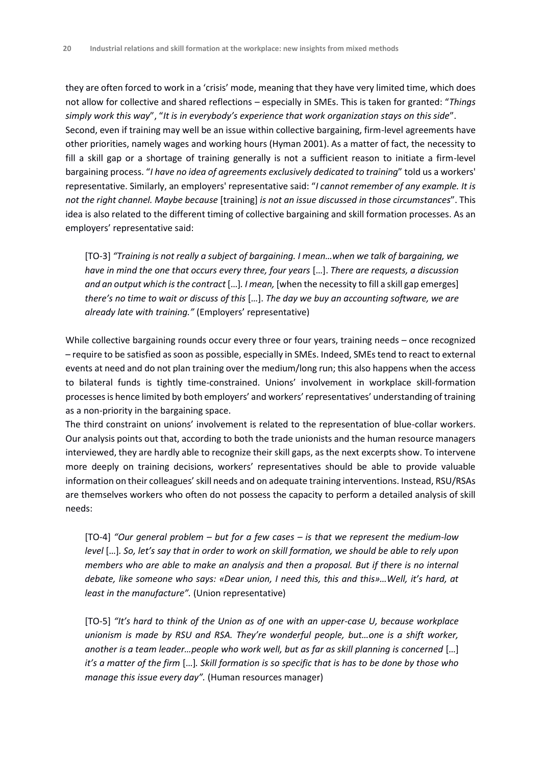they are often forced to work in a 'crisis' mode, meaning that they have very limited time, which does not allow for collective and shared reflections – especially in SMEs. This is taken for granted: "*Things simply work this way*", "*It is in everybody's experience that work organization stays on this side*".
Second, even if training may well be an issue within collective bargaining, firm-level agreements have other priorities, namely wages and working hours (Hyman 2001). As a matter of fact, the necessity to fill a skill gap or a shortage of training generally is not a sufficient reason to initiate a firm-level bargaining process. "*I have no idea of agreements exclusively dedicated to training*" told us a workers' representative. Similarly, an employers' representative said: "*I cannot remember of any example. It is not the right channel. Maybe because* [training] *is not an issue discussed in those circumstances*". This idea is also related to the different timing of collective bargaining and skill formation processes. As an employers' representative said:

> [TO-3] *"Training is not really a subject of bargaining. I mean…when we talk of bargaining, we have in mind the one that occurs every three, four years* […]. *There are requests, a discussion and an output which is the contract* […]. *I mean,* [when the necessity to fill a skill gap emerges] *there's no time to wait or discuss of this* […]. *The day we buy an accounting software, we are already late with training."* (Employers' representative)

While collective bargaining rounds occur every three or four years, training needs – once recognized – require to be satisfied as soon as possible, especially in SMEs. Indeed, SMEs tend to react to external events at need and do not plan training over the medium/long run; this also happens when the access to bilateral funds is tightly time-constrained. Unions' involvement in workplace skill-formation processes is hence limited by both employers' and workers' representatives' understanding of training as a non-priority in the bargaining space.
The third constraint on unions' involvement is related to the representation of blue-collar workers. Our analysis points out that, according to both the trade unionists and the human resource managers interviewed, they are hardly able to recognize their skill gaps, as the next excerpts show. To intervene more deeply on training decisions, workers' representatives should be able to provide valuable information on their colleagues' skill needs and on adequate training interventions. Instead, RSU/RSAs are themselves workers who often do not possess the capacity to perform a detailed analysis of skill needs:

> [TO-4] *"Our general problem – but for a few cases – is that we represent the medium-low level* […]. *So, let's say that in order to work on skill formation, we should be able to rely upon members who are able to make an analysis and then a proposal. But if there is no internal debate, like someone who says: «Dear union, I need this, this and this»…Well, it's hard, at least in the manufacture".* (Union representative)

> [TO-5] *"It's hard to think of the Union as of one with an upper-case U, because workplace unionism is made by RSU and RSA. They're wonderful people, but…one is a shift worker, another is a team leader…people who work well, but as far as skill planning is concerned* […] *it's a matter of the firm* […]. *Skill formation is so specific that is has to be done by those who manage this issue every day".* (Human resources manager)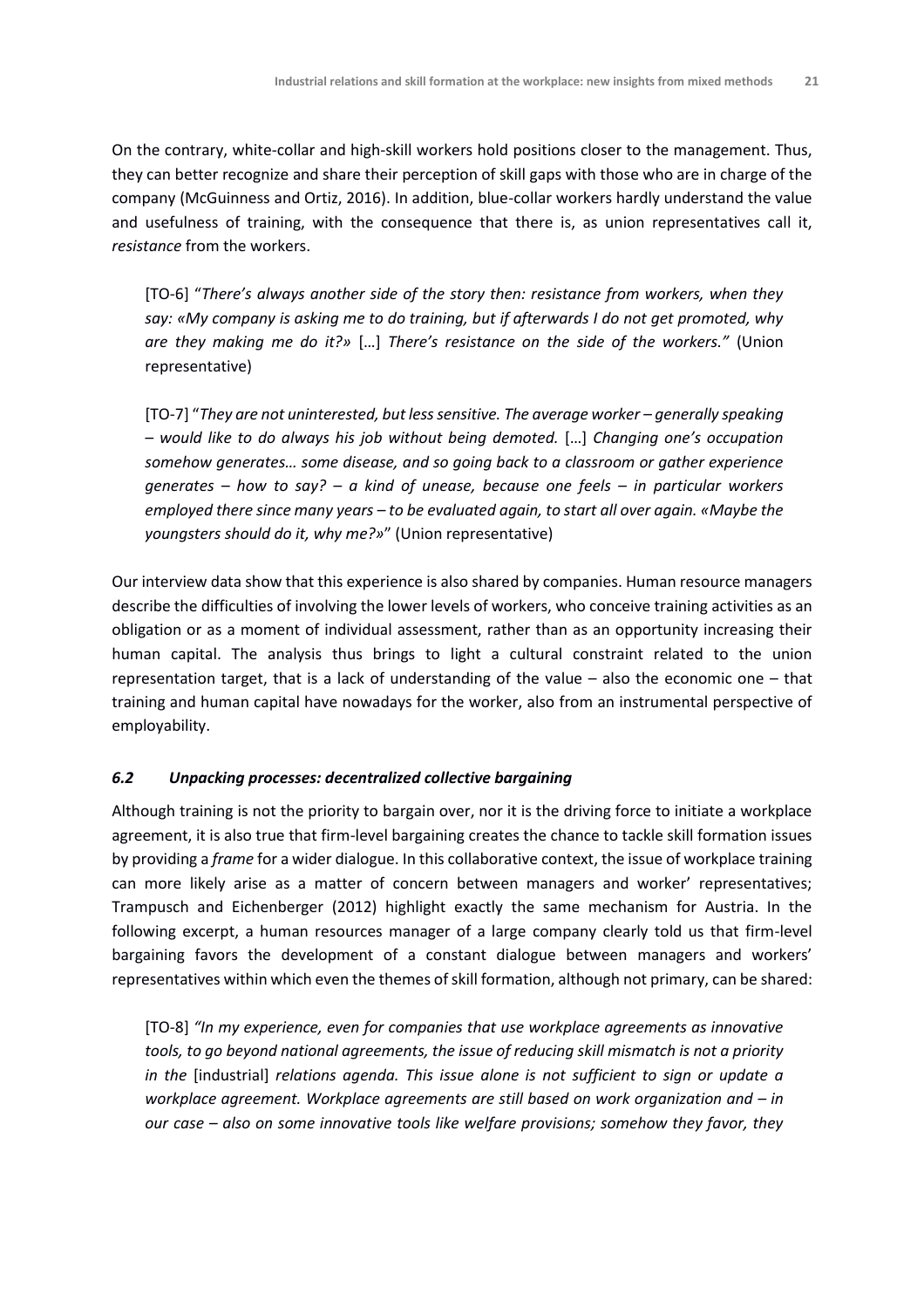On the contrary, white-collar and high-skill workers hold positions closer to the management. Thus, they can better recognize and share their perception of skill gaps with those who are in charge of the company (McGuinness and Ortiz, 2016). In addition, blue-collar workers hardly understand the value and usefulness of training, with the consequence that there is, as union representatives call it, *resistance* from the workers.

> [TO-6] "*There's always another side of the story then: resistance from workers, when they say: «My company is asking me to do training, but if afterwards I do not get promoted, why are they making me do it?»* […] *There's resistance on the side of the workers."* (Union representative)

> [TO-7] "*They are not uninterested, but less sensitive. The average worker – generally speaking – would like to do always his job without being demoted.* […] *Changing one's occupation somehow generates… some disease, and so going back to a classroom or gather experience generates – how to say? – a kind of unease, because one feels – in particular workers employed there since many years – to be evaluated again, to start all over again. «Maybe the youngsters should do it, why me?»*" (Union representative)

Our interview data show that this experience is also shared by companies. Human resource managers describe the difficulties of involving the lower levels of workers, who conceive training activities as an obligation or as a moment of individual assessment, rather than as an opportunity increasing their human capital. The analysis thus brings to light a cultural constraint related to the union representation target, that is a lack of understanding of the value – also the economic one – that training and human capital have nowadays for the worker, also from an instrumental perspective of employability.

### *6.2 Unpacking processes: decentralized collective bargaining*

Although training is not the priority to bargain over, nor it is the driving force to initiate a workplace agreement, it is also true that firm-level bargaining creates the chance to tackle skill formation issues by providing a *frame* for a wider dialogue. In this collaborative context, the issue of workplace training can more likely arise as a matter of concern between managers and worker' representatives; Trampusch and Eichenberger (2012) highlight exactly the same mechanism for Austria. In the following excerpt, a human resources manager of a large company clearly told us that firm-level bargaining favors the development of a constant dialogue between managers and workers' representatives within which even the themes of skill formation, although not primary, can be shared:

> [TO-8] *"In my experience, even for companies that use workplace agreements as innovative tools, to go beyond national agreements, the issue of reducing skill mismatch is not a priority in the* [industrial] *relations agenda. This issue alone is not sufficient to sign or update a workplace agreement. Workplace agreements are still based on work organization and – in our case – also on some innovative tools like welfare provisions; somehow they favor, they*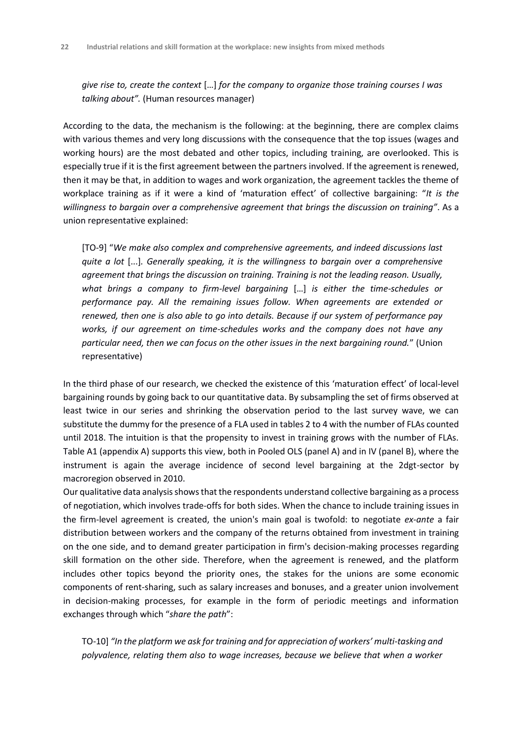*give rise to, create the context* […] *for the company to organize those training courses I was talking about".* (Human resources manager)

According to the data, the mechanism is the following: at the beginning, there are complex claims with various themes and very long discussions with the consequence that the top issues (wages and working hours) are the most debated and other topics, including training, are overlooked. This is especially true if it is the first agreement between the partners involved. If the agreement is renewed, then it may be that, in addition to wages and work organization, the agreement tackles the theme of workplace training as if it were a kind of 'maturation effect' of collective bargaining: "*It is the willingness to bargain over a comprehensive agreement that brings the discussion on training"*. As a union representative explained:

> [TO-9] "*We make also complex and comprehensive agreements, and indeed discussions last quite a lot* [...]*. Generally speaking, it is the willingness to bargain over a comprehensive agreement that brings the discussion on training. Training is not the leading reason. Usually, what brings a company to firm-level bargaining* […] *is either the time-schedules or performance pay. All the remaining issues follow. When agreements are extended or renewed, then one is also able to go into details. Because if our system of performance pay works, if our agreement on time-schedules works and the company does not have any particular need, then we can focus on the other issues in the next bargaining round.*" (Union representative)

In the third phase of our research, we checked the existence of this 'maturation effect' of local-level bargaining rounds by going back to our quantitative data. By subsampling the set of firms observed at least twice in our series and shrinking the observation period to the last survey wave, we can substitute the dummy for the presence of a FLA used in tables 2 to 4 with the number of FLAs counted until 2018. The intuition is that the propensity to invest in training grows with the number of FLAs. Table A1 (appendix A) supports this view, both in Pooled OLS (panel A) and in IV (panel B), where the instrument is again the average incidence of second level bargaining at the 2dgt-sector by macroregion observed in 2010.

Our qualitative data analysis shows that the respondents understand collective bargaining as a process of negotiation, which involves trade-offs for both sides. When the chance to include training issues in the firm-level agreement is created, the union's main goal is twofold: to negotiate *ex-ante* a fair distribution between workers and the company of the returns obtained from investment in training on the one side, and to demand greater participation in firm's decision-making processes regarding skill formation on the other side. Therefore, when the agreement is renewed, and the platform includes other topics beyond the priority ones, the stakes for the unions are some economic components of rent-sharing, such as salary increases and bonuses, and a greater union involvement in decision-making processes, for example in the form of periodic meetings and information exchanges through which "*share the path*":

> TO-10] *"In the platform we ask for training and for appreciation of workers' multi-tasking and polyvalence, relating them also to wage increases, because we believe that when a worker*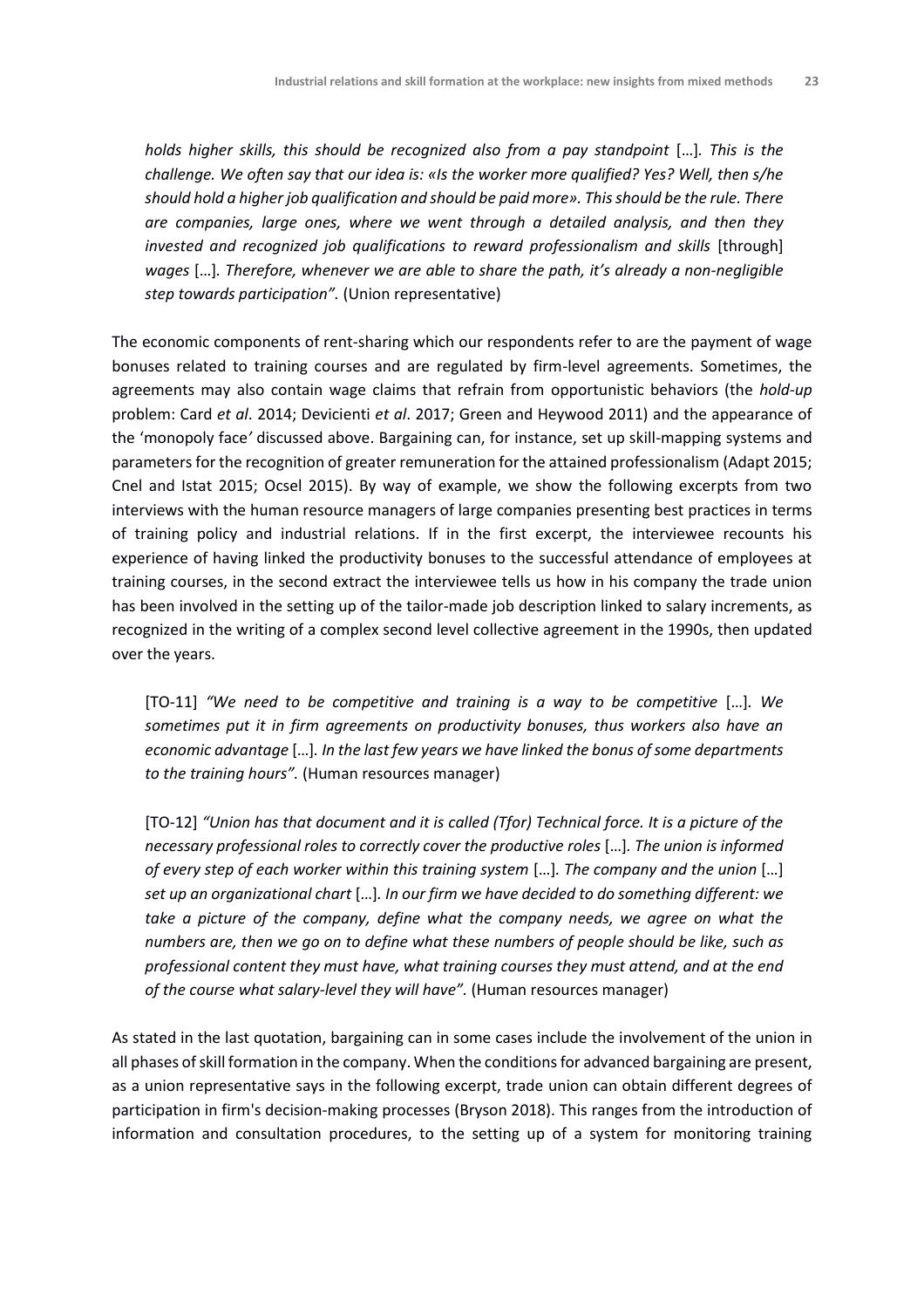*holds higher skills, this should be recognized also from a pay standpoint* […]. *This is the challenge. We often say that our idea is: «Is the worker more qualified? Yes? Well, then s/he should hold a higher job qualification and should be paid more». This should be the rule. There are companies, large ones, where we went through a detailed analysis, and then they invested and recognized job qualifications to reward professionalism and skills* [through] *wages* […]. *Therefore, whenever we are able to share the path, it's already a non-negligible step towards participation".* (Union representative)

The economic components of rent-sharing which our respondents refer to are the payment of wage bonuses related to training courses and are regulated by firm-level agreements. Sometimes, the agreements may also contain wage claims that refrain from opportunistic behaviors (the *hold-up* problem: Card *et al*. 2014; Devicienti *et al*. 2017; Green and Heywood 2011) and the appearance of the 'monopoly face' discussed above. Bargaining can, for instance, set up skill-mapping systems and parameters for the recognition of greater remuneration for the attained professionalism (Adapt 2015; Cnel and Istat 2015; Ocsel 2015). By way of example, we show the following excerpts from two interviews with the human resource managers of large companies presenting best practices in terms of training policy and industrial relations. If in the first excerpt, the interviewee recounts his experience of having linked the productivity bonuses to the successful attendance of employees at training courses, in the second extract the interviewee tells us how in his company the trade union has been involved in the setting up of the tailor-made job description linked to salary increments, as recognized in the writing of a complex second level collective agreement in the 1990s, then updated over the years.

> [TO-11] *"We need to be competitive and training is a way to be competitive* […]. *We sometimes put it in firm agreements on productivity bonuses, thus workers also have an economic advantage* […]. *In the last few years we have linked the bonus of some departments to the training hours".* (Human resources manager)

> [TO-12] *"Union has that document and it is called (Tfor) Technical force. It is a picture of the necessary professional roles to correctly cover the productive roles* […]. *The union is informed of every step of each worker within this training system* […]. *The company and the union* […] *set up an organizational chart* […]. *In our firm we have decided to do something different: we take a picture of the company, define what the company needs, we agree on what the numbers are, then we go on to define what these numbers of people should be like, such as professional content they must have, what training courses they must attend, and at the end of the course what salary-level they will have".* (Human resources manager)

As stated in the last quotation, bargaining can in some cases include the involvement of the union in all phases of skill formation in the company. When the conditions for advanced bargaining are present, as a union representative says in the following excerpt, trade union can obtain different degrees of participation in firm's decision-making processes (Bryson 2018). This ranges from the introduction of information and consultation procedures, to the setting up of a system for monitoring training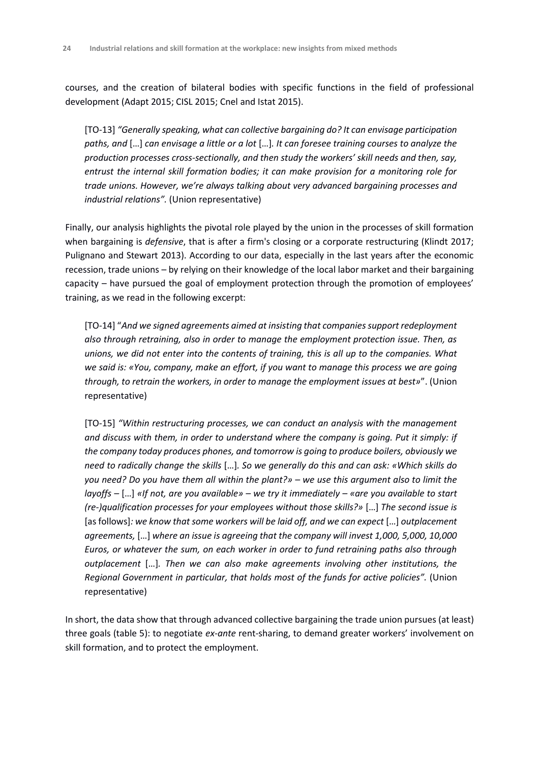courses, and the creation of bilateral bodies with specific functions in the field of professional development (Adapt 2015; CISL 2015; Cnel and Istat 2015).

> [TO-13] *"Generally speaking, what can collective bargaining do? It can envisage participation paths, and* […] *can envisage a little or a lot* […]*. It can foresee training courses to analyze the production processes cross-sectionally, and then study the workers' skill needs and then, say, entrust the internal skill formation bodies; it can make provision for a monitoring role for trade unions. However, we're always talking about very advanced bargaining processes and industrial relations".* (Union representative)

Finally, our analysis highlights the pivotal role played by the union in the processes of skill formation when bargaining is *defensive*, that is after a firm's closing or a corporate restructuring (Klindt 2017; Pulignano and Stewart 2013). According to our data, especially in the last years after the economic recession, trade unions – by relying on their knowledge of the local labor market and their bargaining capacity – have pursued the goal of employment protection through the promotion of employees' training, as we read in the following excerpt:

> [TO-14] "*And we signed agreements aimed at insisting that companies support redeployment also through retraining, also in order to manage the employment protection issue. Then, as unions, we did not enter into the contents of training, this is all up to the companies. What we said is: «You, company, make an effort, if you want to manage this process we are going through, to retrain the workers, in order to manage the employment issues at best»*". (Union representative)

> [TO-15] *"Within restructuring processes, we can conduct an analysis with the management and discuss with them, in order to understand where the company is going. Put it simply: if the company today produces phones, and tomorrow is going to produce boilers, obviously we need to radically change the skills* […]*. So we generally do this and can ask: «Which skills do you need? Do you have them all within the plant?» – we use this argument also to limit the layoffs* – […] *«If not, are you available» – we try it immediately – «are you available to start (re-)qualification processes for your employees without those skills?»* […] *The second issue is* [as follows]*: we know that some workers will be laid off, and we can expect* […] *outplacement agreements,* […] *where an issue is agreeing that the company will invest 1,000, 5,000, 10,000 Euros, or whatever the sum, on each worker in order to fund retraining paths also through outplacement* […]*. Then we can also make agreements involving other institutions, the Regional Government in particular, that holds most of the funds for active policies".* (Union representative)

In short, the data show that through advanced collective bargaining the trade union pursues (at least) three goals (table 5): to negotiate *ex-ante* rent-sharing, to demand greater workers' involvement on skill formation, and to protect the employment.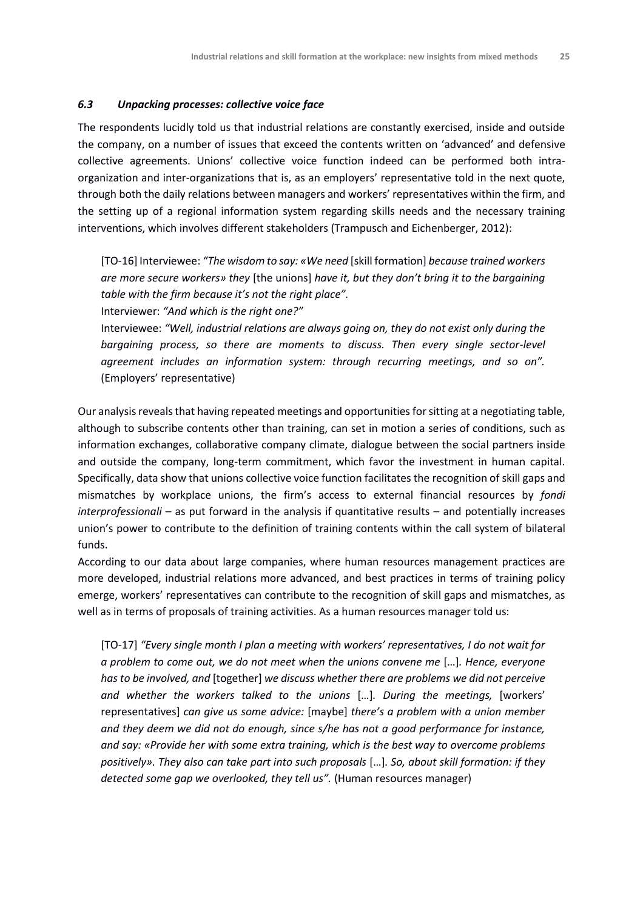### *6.3 Unpacking processes: collective voice face*

The respondents lucidly told us that industrial relations are constantly exercised, inside and outside the company, on a number of issues that exceed the contents written on 'advanced' and defensive collective agreements. Unions' collective voice function indeed can be performed both intra-organization and inter-organizations that is, as an employers' representative told in the next quote, through both the daily relations between managers and workers' representatives within the firm, and the setting up of a regional information system regarding skills needs and the necessary training interventions, which involves different stakeholders (Trampusch and Eichenberger, 2012):

> [TO-16] Interviewee: *"The wisdom to say: «We need* [skill formation] *because trained workers are more secure workers» they* [the unions] *have it, but they don't bring it to the bargaining table with the firm because it's not the right place".*
> Interviewer: *"And which is the right one?"*
> Interviewee: *"Well, industrial relations are always going on, they do not exist only during the bargaining process, so there are moments to discuss. Then every single sector-level agreement includes an information system: through recurring meetings, and so on".* (Employers' representative)

Our analysis reveals that having repeated meetings and opportunities for sitting at a negotiating table, although to subscribe contents other than training, can set in motion a series of conditions, such as information exchanges, collaborative company climate, dialogue between the social partners inside and outside the company, long-term commitment, which favor the investment in human capital. Specifically, data show that unions collective voice function facilitates the recognition of skill gaps and mismatches by workplace unions, the firm's access to external financial resources by *fondi interprofessionali* – as put forward in the analysis if quantitative results – and potentially increases union's power to contribute to the definition of training contents within the call system of bilateral funds.

According to our data about large companies, where human resources management practices are more developed, industrial relations more advanced, and best practices in terms of training policy emerge, workers' representatives can contribute to the recognition of skill gaps and mismatches, as well as in terms of proposals of training activities. As a human resources manager told us:

> [TO-17] *"Every single month I plan a meeting with workers' representatives, I do not wait for a problem to come out, we do not meet when the unions convene me* […]*. Hence, everyone has to be involved, and* [together] *we discuss whether there are problems we did not perceive and whether the workers talked to the unions* […]*. During the meetings,* [workers' representatives] *can give us some advice:* [maybe] *there's a problem with a union member and they deem we did not do enough, since s/he has not a good performance for instance, and say: «Provide her with some extra training, which is the best way to overcome problems positively». They also can take part into such proposals* […]*. So, about skill formation: if they detected some gap we overlooked, they tell us".* (Human resources manager)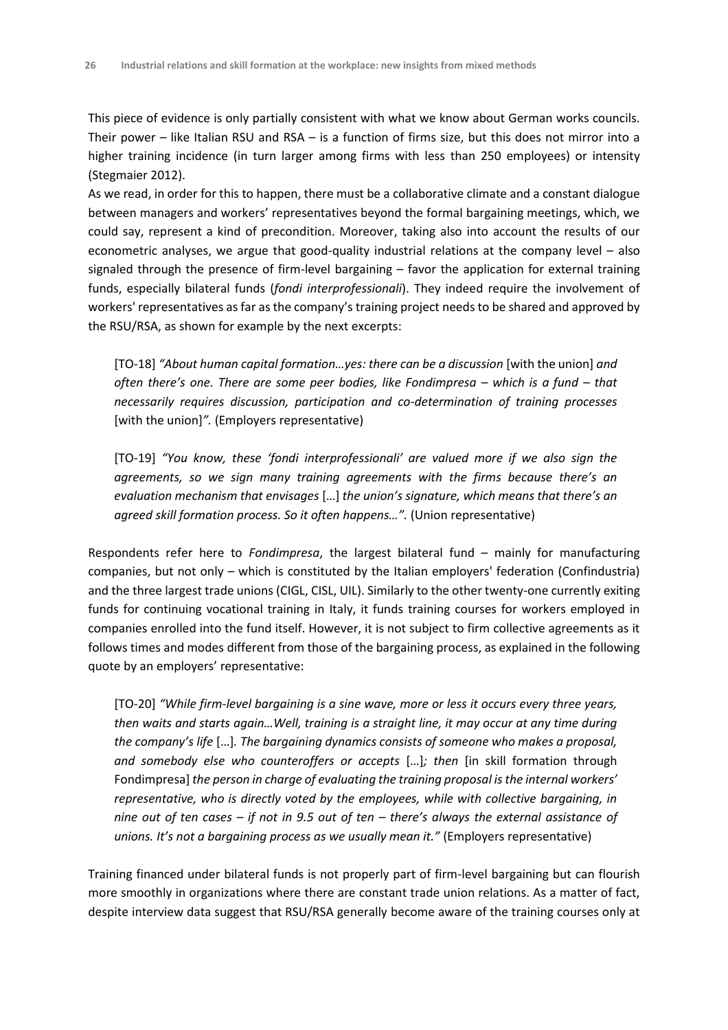This piece of evidence is only partially consistent with what we know about German works councils. Their power – like Italian RSU and RSA – is a function of firms size, but this does not mirror into a higher training incidence (in turn larger among firms with less than 250 employees) or intensity (Stegmaier 2012).

As we read, in order for this to happen, there must be a collaborative climate and a constant dialogue between managers and workers' representatives beyond the formal bargaining meetings, which, we could say, represent a kind of precondition. Moreover, taking also into account the results of our econometric analyses, we argue that good-quality industrial relations at the company level – also signaled through the presence of firm-level bargaining – favor the application for external training funds, especially bilateral funds (*fondi interprofessionali*). They indeed require the involvement of workers' representatives as far as the company's training project needs to be shared and approved by the RSU/RSA, as shown for example by the next excerpts:

> [TO-18] *"About human capital formation…yes: there can be a discussion* [with the union] *and often there's one. There are some peer bodies, like Fondimpresa – which is a fund – that necessarily requires discussion, participation and co-determination of training processes* [with the union]*".* (Employers representative)

> [TO-19] *"You know, these 'fondi interprofessionali' are valued more if we also sign the agreements, so we sign many training agreements with the firms because there's an evaluation mechanism that envisages* […] *the union's signature, which means that there's an agreed skill formation process. So it often happens…".* (Union representative)

Respondents refer here to *Fondimpresa*, the largest bilateral fund – mainly for manufacturing companies, but not only – which is constituted by the Italian employers' federation (Confindustria) and the three largest trade unions (CIGL, CISL, UIL). Similarly to the other twenty-one currently exiting funds for continuing vocational training in Italy, it funds training courses for workers employed in companies enrolled into the fund itself. However, it is not subject to firm collective agreements as it follows times and modes different from those of the bargaining process, as explained in the following quote by an employers' representative:

> [TO-20] *"While firm-level bargaining is a sine wave, more or less it occurs every three years, then waits and starts again…Well, training is a straight line, it may occur at any time during the company's life* […]*. The bargaining dynamics consists of someone who makes a proposal, and somebody else who counteroffers or accepts* […]*; then* [in skill formation through Fondimpresa] *the person in charge of evaluating the training proposal is the internal workers' representative, who is directly voted by the employees, while with collective bargaining, in nine out of ten cases – if not in 9.5 out of ten – there's always the external assistance of unions. It's not a bargaining process as we usually mean it."* (Employers representative)

Training financed under bilateral funds is not properly part of firm-level bargaining but can flourish more smoothly in organizations where there are constant trade union relations. As a matter of fact, despite interview data suggest that RSU/RSA generally become aware of the training courses only at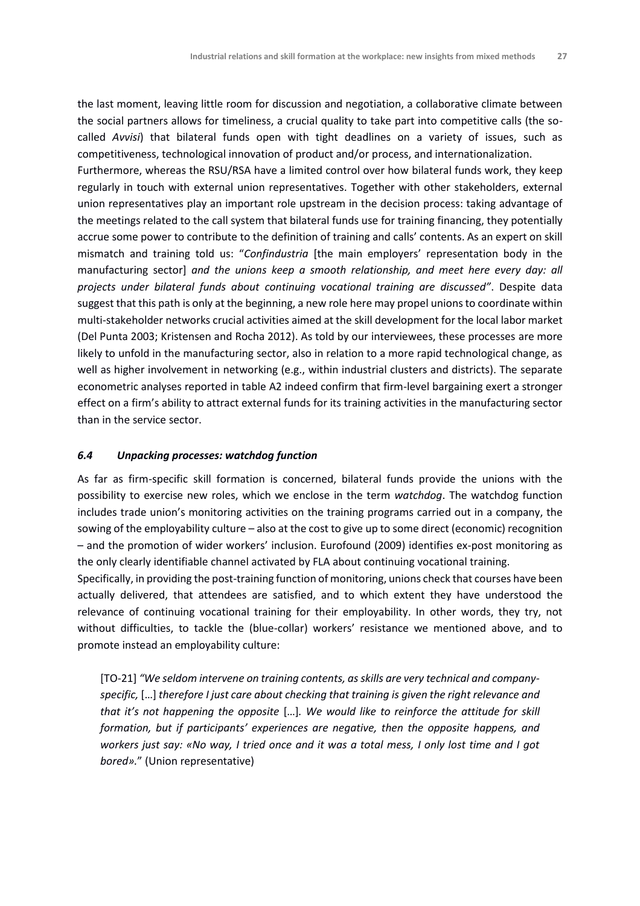the last moment, leaving little room for discussion and negotiation, a collaborative climate between the social partners allows for timeliness, a crucial quality to take part into competitive calls (the so-called *Avvisi*) that bilateral funds open with tight deadlines on a variety of issues, such as competitiveness, technological innovation of product and/or process, and internationalization.

Furthermore, whereas the RSU/RSA have a limited control over how bilateral funds work, they keep regularly in touch with external union representatives. Together with other stakeholders, external union representatives play an important role upstream in the decision process: taking advantage of the meetings related to the call system that bilateral funds use for training financing, they potentially accrue some power to contribute to the definition of training and calls' contents. As an expert on skill mismatch and training told us: "*Confindustria* [the main employers' representation body in the manufacturing sector] *and the unions keep a smooth relationship, and meet here every day: all projects under bilateral funds about continuing vocational training are discussed"*. Despite data suggest that this path is only at the beginning, a new role here may propel unions to coordinate within multi-stakeholder networks crucial activities aimed at the skill development for the local labor market (Del Punta 2003; Kristensen and Rocha 2012). As told by our interviewees, these processes are more likely to unfold in the manufacturing sector, also in relation to a more rapid technological change, as well as higher involvement in networking (e.g., within industrial clusters and districts). The separate econometric analyses reported in table A2 indeed confirm that firm-level bargaining exert a stronger effect on a firm's ability to attract external funds for its training activities in the manufacturing sector than in the service sector.

### *6.4 Unpacking processes: watchdog function*

As far as firm-specific skill formation is concerned, bilateral funds provide the unions with the possibility to exercise new roles, which we enclose in the term *watchdog*. The watchdog function includes trade union's monitoring activities on the training programs carried out in a company, the sowing of the employability culture – also at the cost to give up to some direct (economic) recognition – and the promotion of wider workers' inclusion. Eurofound (2009) identifies ex-post monitoring as the only clearly identifiable channel activated by FLA about continuing vocational training.

Specifically, in providing the post-training function of monitoring, unions check that courses have been actually delivered, that attendees are satisfied, and to which extent they have understood the relevance of continuing vocational training for their employability. In other words, they try, not without difficulties, to tackle the (blue-collar) workers' resistance we mentioned above, and to promote instead an employability culture:

> [TO-21] *"We seldom intervene on training contents, as skills are very technical and company-specific,* […] *therefore I just care about checking that training is given the right relevance and that it's not happening the opposite* […]*. We would like to reinforce the attitude for skill formation, but if participants' experiences are negative, then the opposite happens, and workers just say: «No way, I tried once and it was a total mess, I only lost time and I got bored».*" (Union representative)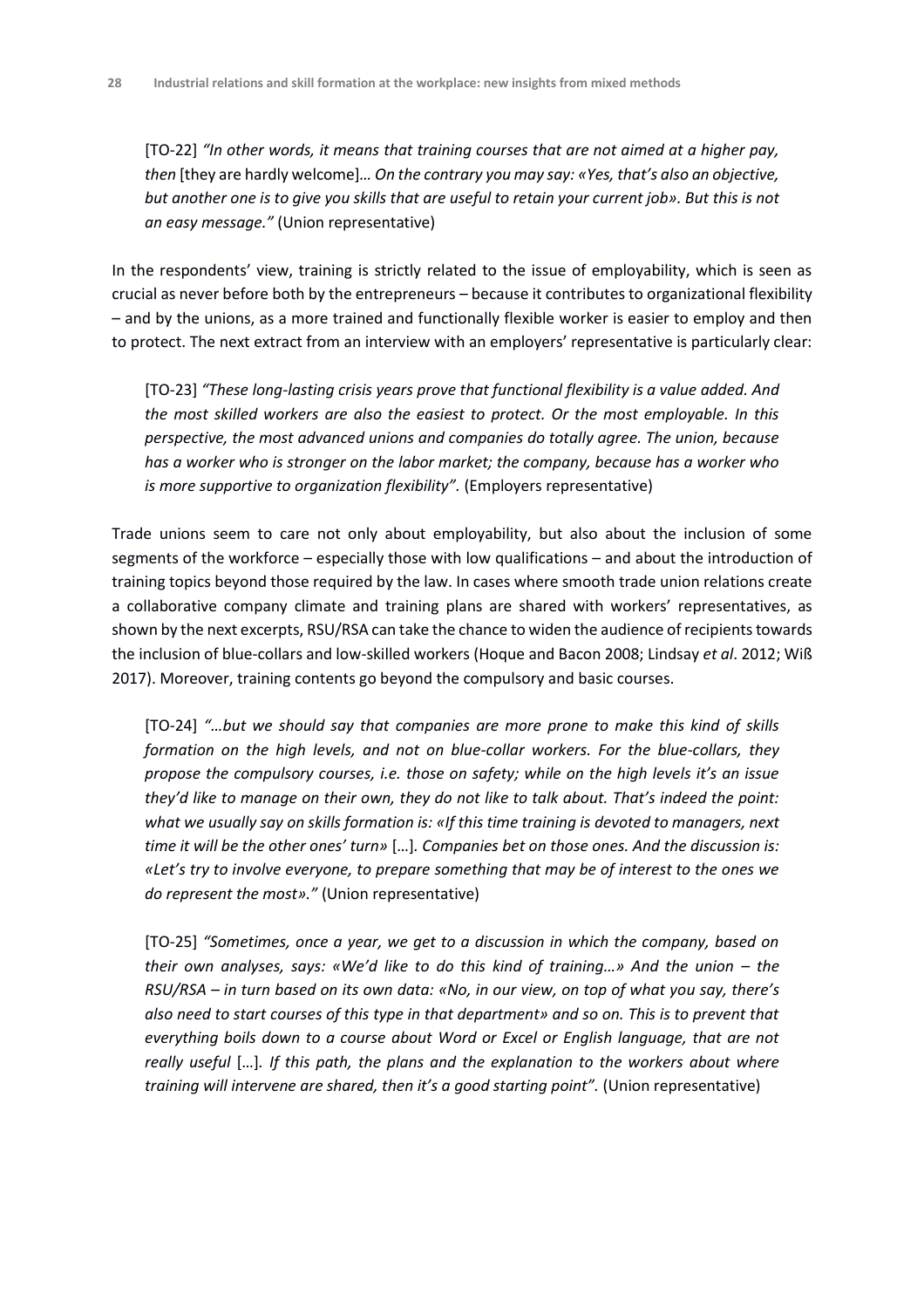[TO-22] *"In other words, it means that training courses that are not aimed at a higher pay, then* [they are hardly welcome]*… On the contrary you may say: «Yes, that's also an objective, but another one is to give you skills that are useful to retain your current job». But this is not an easy message."* (Union representative)

In the respondents' view, training is strictly related to the issue of employability, which is seen as crucial as never before both by the entrepreneurs – because it contributes to organizational flexibility – and by the unions, as a more trained and functionally flexible worker is easier to employ and then to protect. The next extract from an interview with an employers' representative is particularly clear:

[TO-23] *"These long-lasting crisis years prove that functional flexibility is a value added. And the most skilled workers are also the easiest to protect. Or the most employable. In this perspective, the most advanced unions and companies do totally agree. The union, because has a worker who is stronger on the labor market; the company, because has a worker who is more supportive to organization flexibility".* (Employers representative)

Trade unions seem to care not only about employability, but also about the inclusion of some segments of the workforce – especially those with low qualifications – and about the introduction of training topics beyond those required by the law. In cases where smooth trade union relations create a collaborative company climate and training plans are shared with workers' representatives, as shown by the next excerpts, RSU/RSA can take the chance to widen the audience of recipients towards the inclusion of blue-collars and low-skilled workers (Hoque and Bacon 2008; Lindsay *et al*. 2012; Wiß 2017). Moreover, training contents go beyond the compulsory and basic courses.

[TO-24] *"…but we should say that companies are more prone to make this kind of skills formation on the high levels, and not on blue-collar workers. For the blue-collars, they propose the compulsory courses, i.e. those on safety; while on the high levels it's an issue they'd like to manage on their own, they do not like to talk about. That's indeed the point: what we usually say on skills formation is: «If this time training is devoted to managers, next time it will be the other ones' turn»* […]*. Companies bet on those ones. And the discussion is: «Let's try to involve everyone, to prepare something that may be of interest to the ones we do represent the most»."* (Union representative)

[TO-25] *"Sometimes, once a year, we get to a discussion in which the company, based on their own analyses, says: «We'd like to do this kind of training…» And the union – the RSU/RSA – in turn based on its own data: «No, in our view, on top of what you say, there's also need to start courses of this type in that department» and so on. This is to prevent that everything boils down to a course about Word or Excel or English language, that are not really useful* […]*. If this path, the plans and the explanation to the workers about where training will intervene are shared, then it's a good starting point".* (Union representative)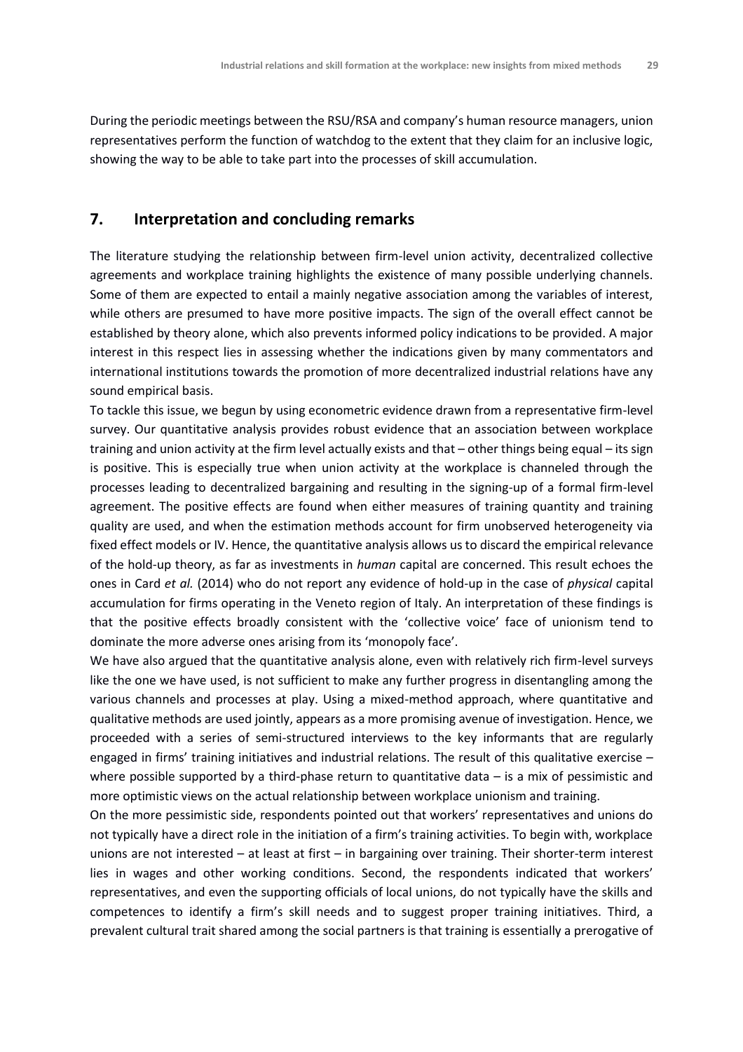During the periodic meetings between the RSU/RSA and company's human resource managers, union representatives perform the function of watchdog to the extent that they claim for an inclusive logic, showing the way to be able to take part into the processes of skill accumulation.

## 7. Interpretation and concluding remarks

The literature studying the relationship between firm-level union activity, decentralized collective agreements and workplace training highlights the existence of many possible underlying channels. Some of them are expected to entail a mainly negative association among the variables of interest, while others are presumed to have more positive impacts. The sign of the overall effect cannot be established by theory alone, which also prevents informed policy indications to be provided. A major interest in this respect lies in assessing whether the indications given by many commentators and international institutions towards the promotion of more decentralized industrial relations have any sound empirical basis.

To tackle this issue, we begun by using econometric evidence drawn from a representative firm-level survey. Our quantitative analysis provides robust evidence that an association between workplace training and union activity at the firm level actually exists and that – other things being equal – its sign is positive. This is especially true when union activity at the workplace is channeled through the processes leading to decentralized bargaining and resulting in the signing-up of a formal firm-level agreement. The positive effects are found when either measures of training quantity and training quality are used, and when the estimation methods account for firm unobserved heterogeneity via fixed effect models or IV. Hence, the quantitative analysis allows us to discard the empirical relevance of the hold-up theory, as far as investments in *human* capital are concerned. This result echoes the ones in Card *et al.* (2014) who do not report any evidence of hold-up in the case of *physical* capital accumulation for firms operating in the Veneto region of Italy. An interpretation of these findings is that the positive effects broadly consistent with the 'collective voice' face of unionism tend to dominate the more adverse ones arising from its 'monopoly face'.

We have also argued that the quantitative analysis alone, even with relatively rich firm-level surveys like the one we have used, is not sufficient to make any further progress in disentangling among the various channels and processes at play. Using a mixed-method approach, where quantitative and qualitative methods are used jointly, appears as a more promising avenue of investigation. Hence, we proceeded with a series of semi-structured interviews to the key informants that are regularly engaged in firms' training initiatives and industrial relations. The result of this qualitative exercise – where possible supported by a third-phase return to quantitative data – is a mix of pessimistic and more optimistic views on the actual relationship between workplace unionism and training.

On the more pessimistic side, respondents pointed out that workers' representatives and unions do not typically have a direct role in the initiation of a firm's training activities. To begin with, workplace unions are not interested – at least at first – in bargaining over training. Their shorter-term interest lies in wages and other working conditions. Second, the respondents indicated that workers' representatives, and even the supporting officials of local unions, do not typically have the skills and competences to identify a firm's skill needs and to suggest proper training initiatives. Third, a prevalent cultural trait shared among the social partners is that training is essentially a prerogative of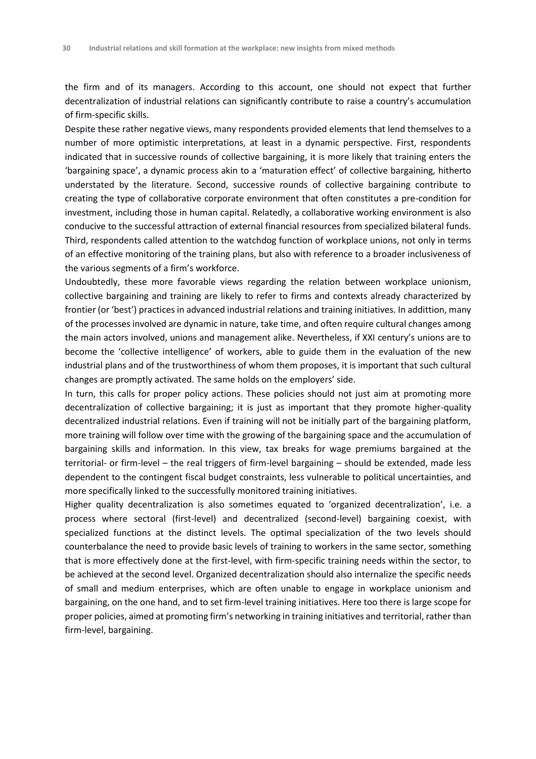the firm and of its managers. According to this account, one should not expect that further decentralization of industrial relations can significantly contribute to raise a country's accumulation of firm-specific skills.

Despite these rather negative views, many respondents provided elements that lend themselves to a number of more optimistic interpretations, at least in a dynamic perspective. First, respondents indicated that in successive rounds of collective bargaining, it is more likely that training enters the 'bargaining space', a dynamic process akin to a 'maturation effect' of collective bargaining, hitherto understated by the literature. Second, successive rounds of collective bargaining contribute to creating the type of collaborative corporate environment that often constitutes a pre-condition for investment, including those in human capital. Relatedly, a collaborative working environment is also conducive to the successful attraction of external financial resources from specialized bilateral funds. Third, respondents called attention to the watchdog function of workplace unions, not only in terms of an effective monitoring of the training plans, but also with reference to a broader inclusiveness of the various segments of a firm's workforce.

Undoubtedly, these more favorable views regarding the relation between workplace unionism, collective bargaining and training are likely to refer to firms and contexts already characterized by frontier (or 'best') practices in advanced industrial relations and training initiatives. In addittion, many of the processes involved are dynamic in nature, take time, and often require cultural changes among the main actors involved, unions and management alike. Nevertheless, if XXI century's unions are to become the 'collective intelligence' of workers, able to guide them in the evaluation of the new industrial plans and of the trustworthiness of whom them proposes, it is important that such cultural changes are promptly activated. The same holds on the employers' side.

In turn, this calls for proper policy actions. These policies should not just aim at promoting more decentralization of collective bargaining; it is just as important that they promote higher-quality decentralized industrial relations. Even if training will not be initially part of the bargaining platform, more training will follow over time with the growing of the bargaining space and the accumulation of bargaining skills and information. In this view, tax breaks for wage premiums bargained at the territorial- or firm-level – the real triggers of firm-level bargaining – should be extended, made less dependent to the contingent fiscal budget constraints, less vulnerable to political uncertainties, and more specifically linked to the successfully monitored training initiatives.

Higher quality decentralization is also sometimes equated to 'organized decentralization', i.e. a process where sectoral (first-level) and decentralized (second-level) bargaining coexist, with specialized functions at the distinct levels. The optimal specialization of the two levels should counterbalance the need to provide basic levels of training to workers in the same sector, something that is more effectively done at the first-level, with firm-specific training needs within the sector, to be achieved at the second level. Organized decentralization should also internalize the specific needs of small and medium enterprises, which are often unable to engage in workplace unionism and bargaining, on the one hand, and to set firm-level training initiatives. Here too there is large scope for proper policies, aimed at promoting firm's networking in training initiatives and territorial, rather than firm-level, bargaining.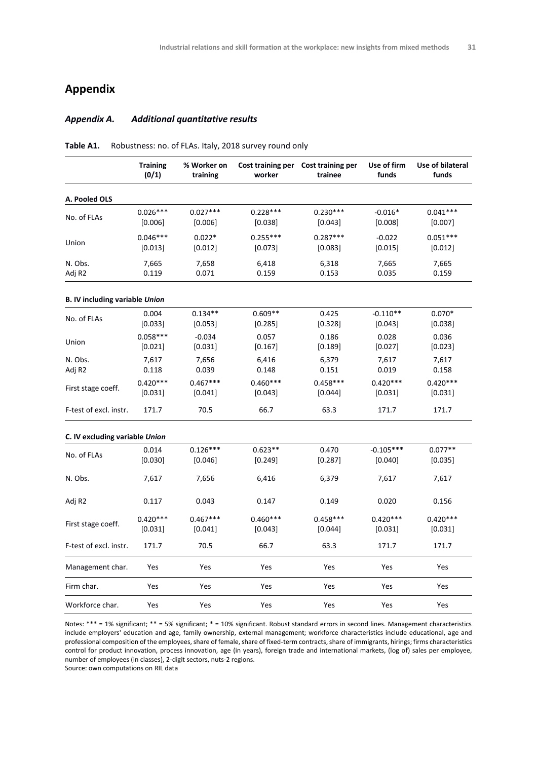# Appendix

## *Appendix A. Additional quantitative results*

**Table A1.** Robustness: no. of FLAs. Italy, 2018 survey round only

| | Training (0/1) | % Worker on training | Cost training per worker | Cost training per trainee | Use of firm funds | Use of bilateral funds |
|---|---|---|---|---|---|---|
| **A. Pooled OLS** | | | | | | |
| No. of FLAs | 0.026*** | 0.027*** | 0.228*** | 0.230*** | -0.016* | 0.041*** |
| | [0.006] | [0.006] | [0.038] | [0.043] | [0.008] | [0.007] |
| Union | 0.046*** | 0.022* | 0.255*** | 0.287*** | -0.022 | 0.051*** |
| | [0.013] | [0.012] | [0.073] | [0.083] | [0.015] | [0.012] |
| N. Obs. | 7,665 | 7,658 | 6,418 | 6,318 | 7,665 | 7,665 |
| Adj R2 | 0.119 | 0.071 | 0.159 | 0.153 | 0.035 | 0.159 |
| **B. IV including variable *Union*** | | | | | | |
| No. of FLAs | 0.004 | 0.134** | 0.609** | 0.425 | -0.110** | 0.070* |
| | [0.033] | [0.053] | [0.285] | [0.328] | [0.043] | [0.038] |
| Union | 0.058*** | -0.034 | 0.057 | 0.186 | 0.028 | 0.036 |
| | [0.021] | [0.031] | [0.167] | [0.189] | [0.027] | [0.023] |
| N. Obs. | 7,617 | 7,656 | 6,416 | 6,379 | 7,617 | 7,617 |
| Adj R2 | 0.118 | 0.039 | 0.148 | 0.151 | 0.019 | 0.158 |
| First stage coeff. | 0.420*** | 0.467*** | 0.460*** | 0.458*** | 0.420*** | 0.420*** |
| | [0.031] | [0.041] | [0.043] | [0.044] | [0.031] | [0.031] |
| F-test of excl. instr. | 171.7 | 70.5 | 66.7 | 63.3 | 171.7 | 171.7 |
| **C. IV excluding variable *Union*** | | | | | | |
| No. of FLAs | 0.014 | 0.126*** | 0.623** | 0.470 | -0.105*** | 0.077** |
| | [0.030] | [0.046] | [0.249] | [0.287] | [0.040] | [0.035] |
| N. Obs. | 7,617 | 7,656 | 6,416 | 6,379 | 7,617 | 7,617 |
| Adj R2 | 0.117 | 0.043 | 0.147 | 0.149 | 0.020 | 0.156 |
| First stage coeff. | 0.420*** | 0.467*** | 0.460*** | 0.458*** | 0.420*** | 0.420*** |
| | [0.031] | [0.041] | [0.043] | [0.044] | [0.031] | [0.031] |
| F-test of excl. instr. | 171.7 | 70.5 | 66.7 | 63.3 | 171.7 | 171.7 |
| Management char. | Yes | Yes | Yes | Yes | Yes | Yes |
| Firm char. | Yes | Yes | Yes | Yes | Yes | Yes |
| Workforce char. | Yes | Yes | Yes | Yes | Yes | Yes |

Notes: *** = 1% significant; ** = 5% significant; * = 10% significant. Robust standard errors in second lines. Management characteristics include employers' education and age, family ownership, external management; workforce characteristics include educational, age and professional composition of the employees, share of female, share of fixed-term contracts, share of immigrants, hirings; firms characteristics control for product innovation, process innovation, age (in years), foreign trade and international markets, (log of) sales per employee, number of employees (in classes), 2-digit sectors, nuts-2 regions.
Source: own computations on RIL data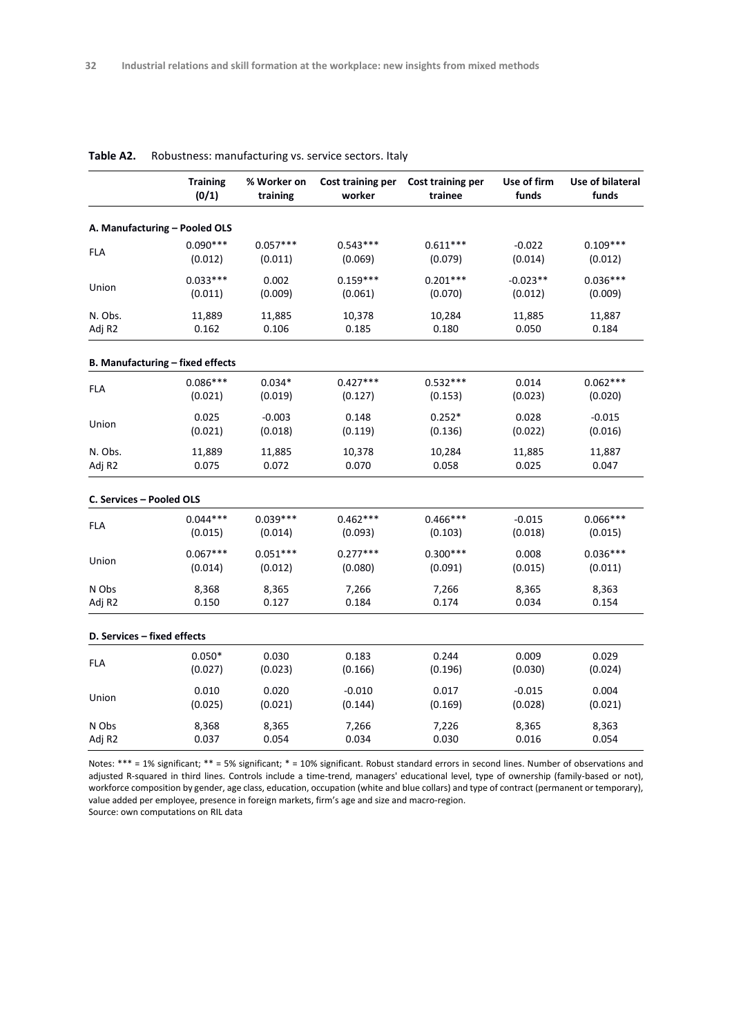**Table A2.** Robustness: manufacturing vs. service sectors. Italy

| | Training (0/1) | % Worker on training | Cost training per worker | Cost training per trainee | Use of firm funds | Use of bilateral funds |
|---|---|---|---|---|---|---|
| **A. Manufacturing – Pooled OLS** | | | | | | |
| FLA | 0.090*** | 0.057*** | 0.543*** | 0.611*** | -0.022 | 0.109*** |
| | (0.012) | (0.011) | (0.069) | (0.079) | (0.014) | (0.012) |
| Union | 0.033*** | 0.002 | 0.159*** | 0.201*** | -0.023** | 0.036*** |
| | (0.011) | (0.009) | (0.061) | (0.070) | (0.012) | (0.009) |
| N. Obs. | 11,889 | 11,885 | 10,378 | 10,284 | 11,885 | 11,887 |
| Adj R2 | 0.162 | 0.106 | 0.185 | 0.180 | 0.050 | 0.184 |
| **B. Manufacturing – fixed effects** | | | | | | |
| FLA | 0.086*** | 0.034* | 0.427*** | 0.532*** | 0.014 | 0.062*** |
| | (0.021) | (0.019) | (0.127) | (0.153) | (0.023) | (0.020) |
| Union | 0.025 | -0.003 | 0.148 | 0.252* | 0.028 | -0.015 |
| | (0.021) | (0.018) | (0.119) | (0.136) | (0.022) | (0.016) |
| N. Obs. | 11,889 | 11,885 | 10,378 | 10,284 | 11,885 | 11,887 |
| Adj R2 | 0.075 | 0.072 | 0.070 | 0.058 | 0.025 | 0.047 |
| **C. Services – Pooled OLS** | | | | | | |
| FLA | 0.044*** | 0.039*** | 0.462*** | 0.466*** | -0.015 | 0.066*** |
| | (0.015) | (0.014) | (0.093) | (0.103) | (0.018) | (0.015) |
| Union | 0.067*** | 0.051*** | 0.277*** | 0.300*** | 0.008 | 0.036*** |
| | (0.014) | (0.012) | (0.080) | (0.091) | (0.015) | (0.011) |
| N Obs | 8,368 | 8,365 | 7,266 | 7,266 | 8,365 | 8,363 |
| Adj R2 | 0.150 | 0.127 | 0.184 | 0.174 | 0.034 | 0.154 |
| **D. Services – fixed effects** | | | | | | |
| FLA | 0.050* | 0.030 | 0.183 | 0.244 | 0.009 | 0.029 |
| | (0.027) | (0.023) | (0.166) | (0.196) | (0.030) | (0.024) |
| Union | 0.010 | 0.020 | -0.010 | 0.017 | -0.015 | 0.004 |
| | (0.025) | (0.021) | (0.144) | (0.169) | (0.028) | (0.021) |
| N Obs | 8,368 | 8,365 | 7,266 | 7,226 | 8,365 | 8,363 |
| Adj R2 | 0.037 | 0.054 | 0.034 | 0.030 | 0.016 | 0.054 |

Notes: *** = 1% significant; ** = 5% significant; * = 10% significant. Robust standard errors in second lines. Number of observations and adjusted R-squared in third lines. Controls include a time-trend, managers' educational level, type of ownership (family-based or not), workforce composition by gender, age class, education, occupation (white and blue collars) and type of contract (permanent or temporary), value added per employee, presence in foreign markets, firm's age and size and macro-region.
Source: own computations on RIL data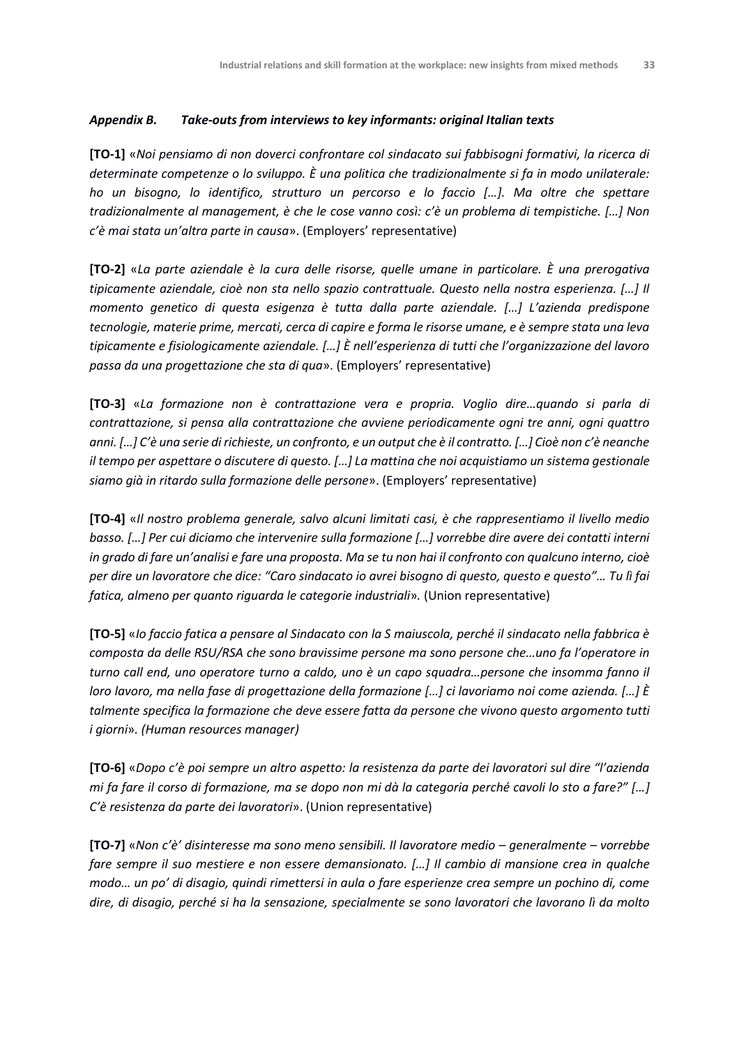### *Appendix B. Take-outs from interviews to key informants: original Italian texts*

**[TO-1]** «*Noi pensiamo di non doverci confrontare col sindacato sui fabbisogni formativi, la ricerca di determinate competenze o lo sviluppo. È una politica che tradizionalmente si fa in modo unilaterale: ho un bisogno, lo identifico, strutturo un percorso e lo faccio […]. Ma oltre che spettare tradizionalmente al management, è che le cose vanno così: c'è un problema di tempistiche. […] Non c'è mai stata un'altra parte in causa*». (Employers' representative)

**[TO-2]** «*La parte aziendale è la cura delle risorse, quelle umane in particolare. È una prerogativa tipicamente aziendale, cioè non sta nello spazio contrattuale. Questo nella nostra esperienza. […] Il momento genetico di questa esigenza è tutta dalla parte aziendale. […] L'azienda predispone tecnologie, materie prime, mercati, cerca di capire e forma le risorse umane, e è sempre stata una leva tipicamente e fisiologicamente aziendale. […] È nell'esperienza di tutti che l'organizzazione del lavoro passa da una progettazione che sta di qua*». (Employers' representative)

**[TO-3]** «*La formazione non è contrattazione vera e propria. Voglio dire…quando si parla di contrattazione, si pensa alla contrattazione che avviene periodicamente ogni tre anni, ogni quattro anni. […] C'è una serie di richieste, un confronto, e un output che è il contratto. […] Cioè non c'è neanche il tempo per aspettare o discutere di questo. […] La mattina che noi acquistiamo un sistema gestionale siamo già in ritardo sulla formazione delle persone*». (Employers' representative)

**[TO-4]** «*Il nostro problema generale, salvo alcuni limitati casi, è che rappresentiamo il livello medio basso. […] Per cui diciamo che intervenire sulla formazione […] vorrebbe dire avere dei contatti interni in grado di fare un'analisi e fare una proposta. Ma se tu non hai il confronto con qualcuno interno, cioè per dire un lavoratore che dice: "Caro sindacato io avrei bisogno di questo, questo e questo"… Tu lì fai fatica, almeno per quanto riguarda le categorie industriali*». (Union representative)

**[TO-5]** «*Io faccio fatica a pensare al Sindacato con la S maiuscola, perché il sindacato nella fabbrica è composta da delle RSU/RSA che sono bravissime persone ma sono persone che…uno fa l'operatore in turno call end, uno operatore turno a caldo, uno è un capo squadra…persone che insomma fanno il loro lavoro, ma nella fase di progettazione della formazione […] ci lavoriamo noi come azienda. […] È talmente specifica la formazione che deve essere fatta da persone che vivono questo argomento tutti i giorni*». *(Human resources manager)*

**[TO-6]** «*Dopo c'è poi sempre un altro aspetto: la resistenza da parte dei lavoratori sul dire "l'azienda mi fa fare il corso di formazione, ma se dopo non mi dà la categoria perché cavoli lo sto a fare?" […] C'è resistenza da parte dei lavoratori*». (Union representative)

**[TO-7]** «*Non c'è' disinteresse ma sono meno sensibili. Il lavoratore medio – generalmente – vorrebbe fare sempre il suo mestiere e non essere demansionato. […] Il cambio di mansione crea in qualche modo… un po' di disagio, quindi rimettersi in aula o fare esperienze crea sempre un pochino di, come dire, di disagio, perché si ha la sensazione, specialmente se sono lavoratori che lavorano lì da molto*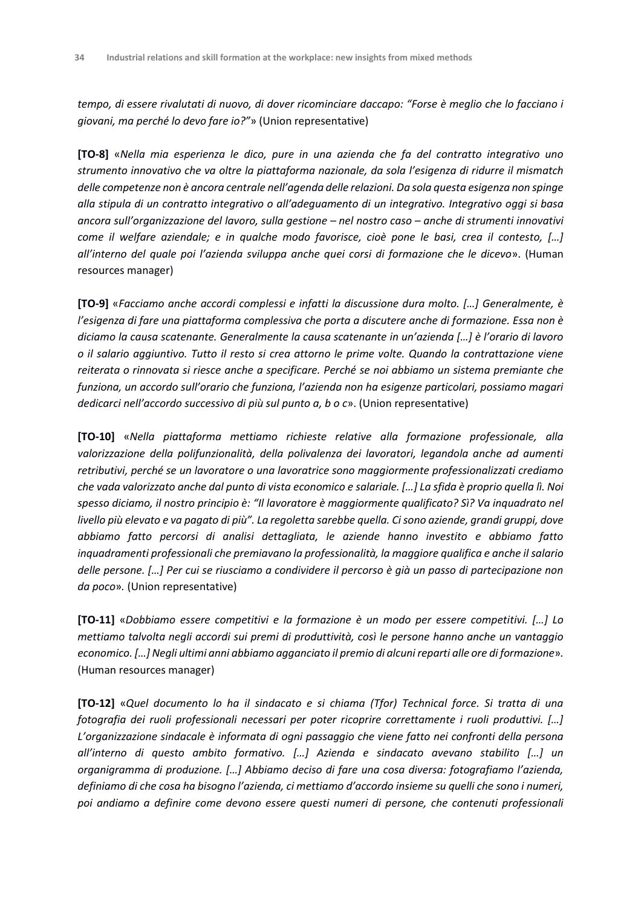*tempo, di essere rivalutati di nuovo, di dover ricominciare daccapo: "Forse è meglio che lo facciano i giovani, ma perché lo devo fare io?"*» (Union representative)

**[TO-8]** «*Nella mia esperienza le dico, pure in una azienda che fa del contratto integrativo uno strumento innovativo che va oltre la piattaforma nazionale, da sola l'esigenza di ridurre il mismatch delle competenze non è ancora centrale nell'agenda delle relazioni. Da sola questa esigenza non spinge alla stipula di un contratto integrativo o all'adeguamento di un integrativo. Integrativo oggi si basa ancora sull'organizzazione del lavoro, sulla gestione – nel nostro caso – anche di strumenti innovativi come il welfare aziendale; e in qualche modo favorisce, cioè pone le basi, crea il contesto, […] all'interno del quale poi l'azienda sviluppa anche quei corsi di formazione che le dicevo*». (Human resources manager)

**[TO-9]** «*Facciamo anche accordi complessi e infatti la discussione dura molto. […] Generalmente, è l'esigenza di fare una piattaforma complessiva che porta a discutere anche di formazione. Essa non è diciamo la causa scatenante. Generalmente la causa scatenante in un'azienda […] è l'orario di lavoro o il salario aggiuntivo. Tutto il resto si crea attorno le prime volte. Quando la contrattazione viene reiterata o rinnovata si riesce anche a specificare. Perché se noi abbiamo un sistema premiante che funziona, un accordo sull'orario che funziona, l'azienda non ha esigenze particolari, possiamo magari dedicarci nell'accordo successivo di più sul punto a, b o c*». (Union representative)

**[TO-10]** «*Nella piattaforma mettiamo richieste relative alla formazione professionale, alla valorizzazione della polifunzionalità, della polivalenza dei lavoratori, legandola anche ad aumenti retributivi, perché se un lavoratore o una lavoratrice sono maggiormente professionalizzati crediamo che vada valorizzato anche dal punto di vista economico e salariale. […] La sfida è proprio quella lì. Noi spesso diciamo, il nostro principio è: "Il lavoratore è maggiormente qualificato? Sì? Va inquadrato nel livello più elevato e va pagato di più". La regoletta sarebbe quella. Ci sono aziende, grandi gruppi, dove abbiamo fatto percorsi di analisi dettagliata, le aziende hanno investito e abbiamo fatto inquadramenti professionali che premiavano la professionalità, la maggiore qualifica e anche il salario delle persone. […] Per cui se riusciamo a condividere il percorso è già un passo di partecipazione non da poco*». (Union representative)

**[TO-11]** «*Dobbiamo essere competitivi e la formazione è un modo per essere competitivi. […] Lo mettiamo talvolta negli accordi sui premi di produttività, così le persone hanno anche un vantaggio economico. […] Negli ultimi anni abbiamo agganciato il premio di alcuni reparti alle ore di formazione*». (Human resources manager)

**[TO-12]** «*Quel documento lo ha il sindacato e si chiama (Tfor) Technical force. Si tratta di una fotografia dei ruoli professionali necessari per poter ricoprire correttamente i ruoli produttivi. […] L'organizzazione sindacale è informata di ogni passaggio che viene fatto nei confronti della persona all'interno di questo ambito formativo. […] Azienda e sindacato avevano stabilito […] un organigramma di produzione. […] Abbiamo deciso di fare una cosa diversa: fotografiamo l'azienda, definiamo di che cosa ha bisogno l'azienda, ci mettiamo d'accordo insieme su quelli che sono i numeri, poi andiamo a definire come devono essere questi numeri di persone, che contenuti professionali*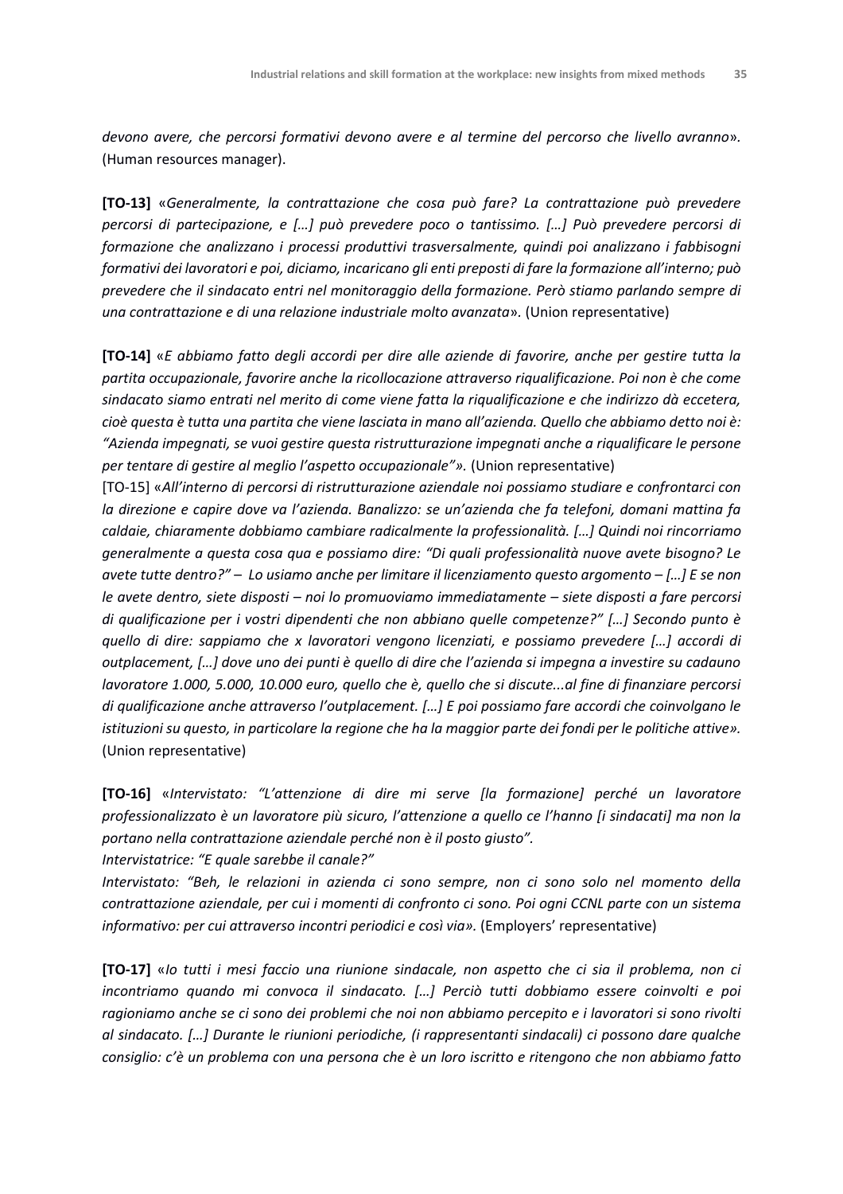*devono avere, che percorsi formativi devono avere e al termine del percorso che livello avranno*». (Human resources manager).

**[TO-13]** «*Generalmente, la contrattazione che cosa può fare? La contrattazione può prevedere percorsi di partecipazione, e […] può prevedere poco o tantissimo. […] Può prevedere percorsi di formazione che analizzano i processi produttivi trasversalmente, quindi poi analizzano i fabbisogni formativi dei lavoratori e poi, diciamo, incaricano gli enti preposti di fare la formazione all'interno; può prevedere che il sindacato entri nel monitoraggio della formazione. Però stiamo parlando sempre di una contrattazione e di una relazione industriale molto avanzata*». (Union representative)

**[TO-14]** «*E abbiamo fatto degli accordi per dire alle aziende di favorire, anche per gestire tutta la partita occupazionale, favorire anche la ricollocazione attraverso riqualificazione. Poi non è che come sindacato siamo entrati nel merito di come viene fatta la riqualificazione e che indirizzo dà eccetera, cioè questa è tutta una partita che viene lasciata in mano all'azienda. Quello che abbiamo detto noi è: "Azienda impegnati, se vuoi gestire questa ristrutturazione impegnati anche a riqualificare le persone per tentare di gestire al meglio l'aspetto occupazionale"».* (Union representative)

[TO-15] «*All'interno di percorsi di ristrutturazione aziendale noi possiamo studiare e confrontarci con la direzione e capire dove va l'azienda. Banalizzo: se un'azienda che fa telefoni, domani mattina fa caldaie, chiaramente dobbiamo cambiare radicalmente la professionalità. […] Quindi noi rincorriamo generalmente a questa cosa qua e possiamo dire: "Di quali professionalità nuove avete bisogno? Le avete tutte dentro?" – Lo usiamo anche per limitare il licenziamento questo argomento – […] E se non le avete dentro, siete disposti – noi lo promuoviamo immediatamente – siete disposti a fare percorsi di qualificazione per i vostri dipendenti che non abbiano quelle competenze?" […] Secondo punto è quello di dire: sappiamo che x lavoratori vengono licenziati, e possiamo prevedere […] accordi di outplacement, […] dove uno dei punti è quello di dire che l'azienda si impegna a investire su cadauno lavoratore 1.000, 5.000, 10.000 euro, quello che è, quello che si discute...al fine di finanziare percorsi di qualificazione anche attraverso l'outplacement. […] E poi possiamo fare accordi che coinvolgano le istituzioni su questo, in particolare la regione che ha la maggior parte dei fondi per le politiche attive».* (Union representative)

**[TO-16]** «*Intervistato: "L'attenzione di dire mi serve [la formazione] perché un lavoratore professionalizzato è un lavoratore più sicuro, l'attenzione a quello ce l'hanno [i sindacati] ma non la portano nella contrattazione aziendale perché non è il posto giusto".*

*Intervistatrice: "E quale sarebbe il canale?"*

*Intervistato: "Beh, le relazioni in azienda ci sono sempre, non ci sono solo nel momento della contrattazione aziendale, per cui i momenti di confronto ci sono. Poi ogni CCNL parte con un sistema informativo: per cui attraverso incontri periodici e così via».* (Employers' representative)

**[TO-17]** «*Io tutti i mesi faccio una riunione sindacale, non aspetto che ci sia il problema, non ci incontriamo quando mi convoca il sindacato. […] Perciò tutti dobbiamo essere coinvolti e poi ragioniamo anche se ci sono dei problemi che noi non abbiamo percepito e i lavoratori si sono rivolti al sindacato. […] Durante le riunioni periodiche, (i rappresentanti sindacali) ci possono dare qualche consiglio: c'è un problema con una persona che è un loro iscritto e ritengono che non abbiamo fatto*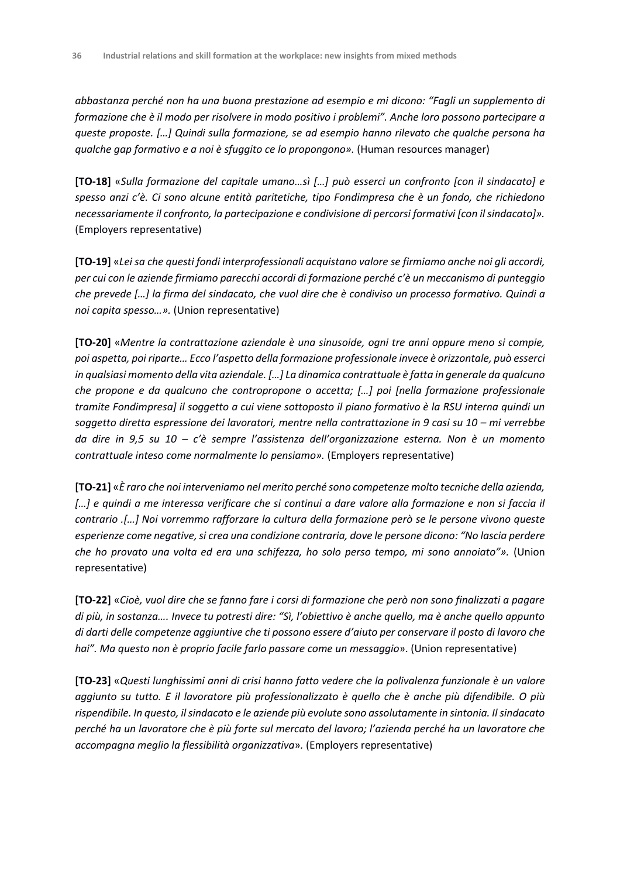*abbastanza perché non ha una buona prestazione ad esempio e mi dicono: "Fagli un supplemento di formazione che è il modo per risolvere in modo positivo i problemi". Anche loro possono partecipare a queste proposte. […] Quindi sulla formazione, se ad esempio hanno rilevato che qualche persona ha qualche gap formativo e a noi è sfuggito ce lo propongono».* (Human resources manager)

**[TO-18]** «*Sulla formazione del capitale umano…sì […] può esserci un confronto [con il sindacato] e spesso anzi c'è. Ci sono alcune entità paritetiche, tipo Fondimpresa che è un fondo, che richiedono necessariamente il confronto, la partecipazione e condivisione di percorsi formativi [con il sindacato]».* (Employers representative)

**[TO-19]** «*Lei sa che questi fondi interprofessionali acquistano valore se firmiamo anche noi gli accordi, per cui con le aziende firmiamo parecchi accordi di formazione perché c'è un meccanismo di punteggio che prevede […] la firma del sindacato, che vuol dire che è condiviso un processo formativo. Quindi a noi capita spesso…».* (Union representative)

**[TO-20]** «*Mentre la contrattazione aziendale è una sinusoide, ogni tre anni oppure meno si compie, poi aspetta, poi riparte… Ecco l'aspetto della formazione professionale invece è orizzontale, può esserci in qualsiasi momento della vita aziendale. […] La dinamica contrattuale è fatta in generale da qualcuno che propone e da qualcuno che contropropone o accetta; […] poi [nella formazione professionale tramite Fondimpresa] il soggetto a cui viene sottoposto il piano formativo è la RSU interna quindi un soggetto diretta espressione dei lavoratori, mentre nella contrattazione in 9 casi su 10 – mi verrebbe da dire in 9,5 su 10 – c'è sempre l'assistenza dell'organizzazione esterna. Non è un momento contrattuale inteso come normalmente lo pensiamo».* (Employers representative)

**[TO-21]** «*È raro che noi interveniamo nel merito perché sono competenze molto tecniche della azienda, […] e quindi a me interessa verificare che si continui a dare valore alla formazione e non si faccia il contrario .[…] Noi vorremmo rafforzare la cultura della formazione però se le persone vivono queste esperienze come negative, si crea una condizione contraria, dove le persone dicono: "No lascia perdere che ho provato una volta ed era una schifezza, ho solo perso tempo, mi sono annoiato"».* (Union representative)

**[TO-22]** «*Cioè, vuol dire che se fanno fare i corsi di formazione che però non sono finalizzati a pagare di più, in sostanza…. Invece tu potresti dire: "Sì, l'obiettivo è anche quello, ma è anche quello appunto di darti delle competenze aggiuntive che ti possono essere d'aiuto per conservare il posto di lavoro che hai". Ma questo non è proprio facile farlo passare come un messaggio*». (Union representative)

**[TO-23]** «*Questi lunghissimi anni di crisi hanno fatto vedere che la polivalenza funzionale è un valore aggiunto su tutto. E il lavoratore più professionalizzato è quello che è anche più difendibile. O più rispendibile. In questo, il sindacato e le aziende più evolute sono assolutamente in sintonia. Il sindacato perché ha un lavoratore che è più forte sul mercato del lavoro; l'azienda perché ha un lavoratore che accompagna meglio la flessibilità organizzativa*». (Employers representative)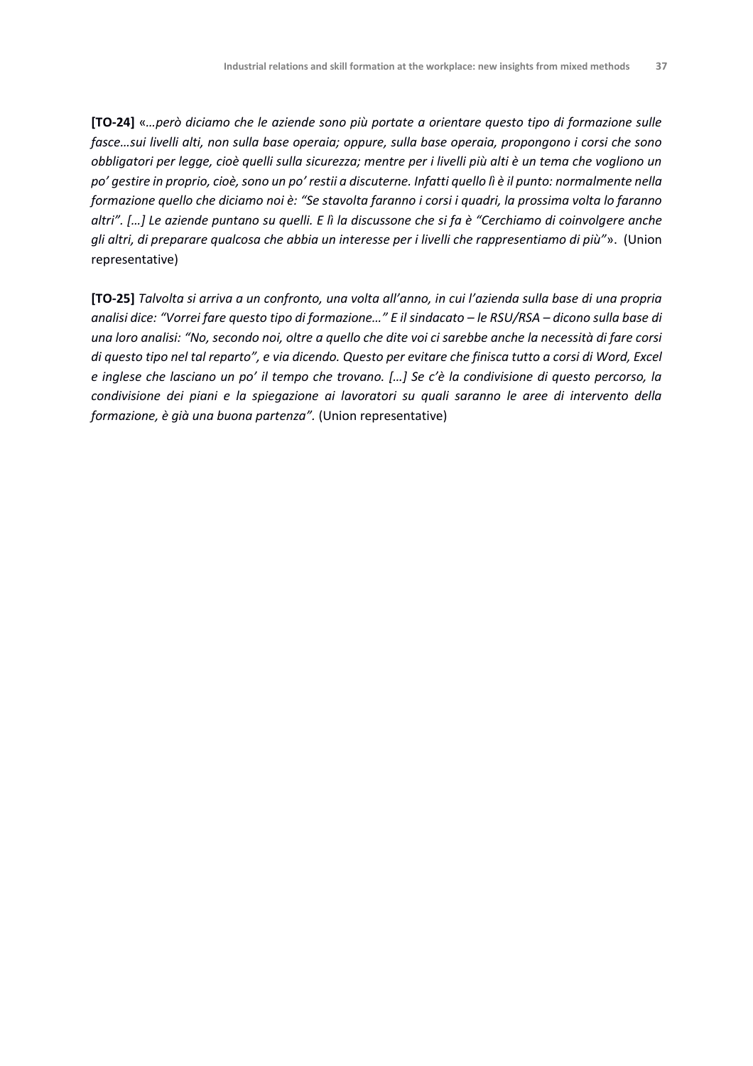**[TO-24]** «*…però diciamo che le aziende sono più portate a orientare questo tipo di formazione sulle fasce…sui livelli alti, non sulla base operaia; oppure, sulla base operaia, propongono i corsi che sono obbligatori per legge, cioè quelli sulla sicurezza; mentre per i livelli più alti è un tema che vogliono un po' gestire in proprio, cioè, sono un po' restii a discuterne. Infatti quello lì è il punto: normalmente nella formazione quello che diciamo noi è: "Se stavolta faranno i corsi i quadri, la prossima volta lo faranno altri". […] Le aziende puntano su quelli. E lì la discussone che si fa è "Cerchiamo di coinvolgere anche gli altri, di preparare qualcosa che abbia un interesse per i livelli che rappresentiamo di più"*». (Union representative)

**[TO-25]** *Talvolta si arriva a un confronto, una volta all'anno, in cui l'azienda sulla base di una propria analisi dice: "Vorrei fare questo tipo di formazione…" E il sindacato – le RSU/RSA – dicono sulla base di una loro analisi: "No, secondo noi, oltre a quello che dite voi ci sarebbe anche la necessità di fare corsi di questo tipo nel tal reparto", e via dicendo. Questo per evitare che finisca tutto a corsi di Word, Excel e inglese che lasciano un po' il tempo che trovano. […] Se c'è la condivisione di questo percorso, la condivisione dei piani e la spiegazione ai lavoratori su quali saranno le aree di intervento della formazione, è già una buona partenza".* (Union representative)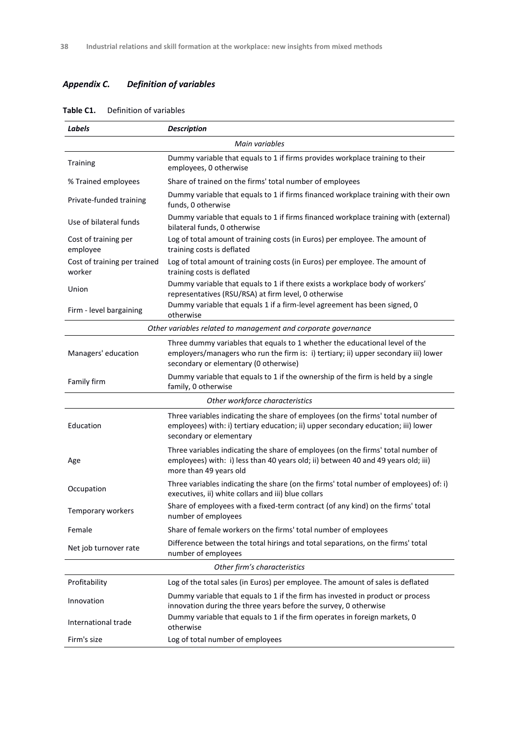## *Appendix C. Definition of variables*

**Table C1.** Definition of variables

| *Labels* | *Description* |
|---|---|
| | *Main variables* |
| Training | Dummy variable that equals to 1 if firms provides workplace training to their employees, 0 otherwise |
| % Trained employees | Share of trained on the firms' total number of employees |
| Private-funded training | Dummy variable that equals to 1 if firms financed workplace training with their own funds, 0 otherwise |
| Use of bilateral funds | Dummy variable that equals to 1 if firms financed workplace training with (external) bilateral funds, 0 otherwise |
| Cost of training per employee | Log of total amount of training costs (in Euros) per employee. The amount of training costs is deflated |
| Cost of training per trained worker | Log of total amount of training costs (in Euros) per employee. The amount of training costs is deflated |
| Union | Dummy variable that equals to 1 if there exists a workplace body of workers' representatives (RSU/RSA) at firm level, 0 otherwise |
| Firm - level bargaining | Dummy variable that equals 1 if a firm-level agreement has been signed, 0 otherwise |
| | *Other variables related to management and corporate governance* |
| Managers' education | Three dummy variables that equals to 1 whether the educational level of the employers/managers who run the firm is: i) tertiary; ii) upper secondary iii) lower secondary or elementary (0 otherwise) |
| Family firm | Dummy variable that equals to 1 if the ownership of the firm is held by a single family, 0 otherwise |
| | *Other workforce characteristics* |
| Education | Three variables indicating the share of employees (on the firms' total number of employees) with: i) tertiary education; ii) upper secondary education; iii) lower secondary or elementary |
| Age | Three variables indicating the share of employees (on the firms' total number of employees) with: i) less than 40 years old; ii) between 40 and 49 years old; iii) more than 49 years old |
| Occupation | Three variables indicating the share (on the firms' total number of employees) of: i) executives, ii) white collars and iii) blue collars |
| Temporary workers | Share of employees with a fixed-term contract (of any kind) on the firms' total number of employees |
| Female | Share of female workers on the firms' total number of employees |
| Net job turnover rate | Difference between the total hirings and total separations, on the firms' total number of employees |
| | *Other firm's characteristics* |
| Profitability | Log of the total sales (in Euros) per employee. The amount of sales is deflated |
| Innovation | Dummy variable that equals to 1 if the firm has invested in product or process innovation during the three years before the survey, 0 otherwise |
| International trade | Dummy variable that equals to 1 if the firm operates in foreign markets, 0 otherwise |
| Firm's size | Log of total number of employees |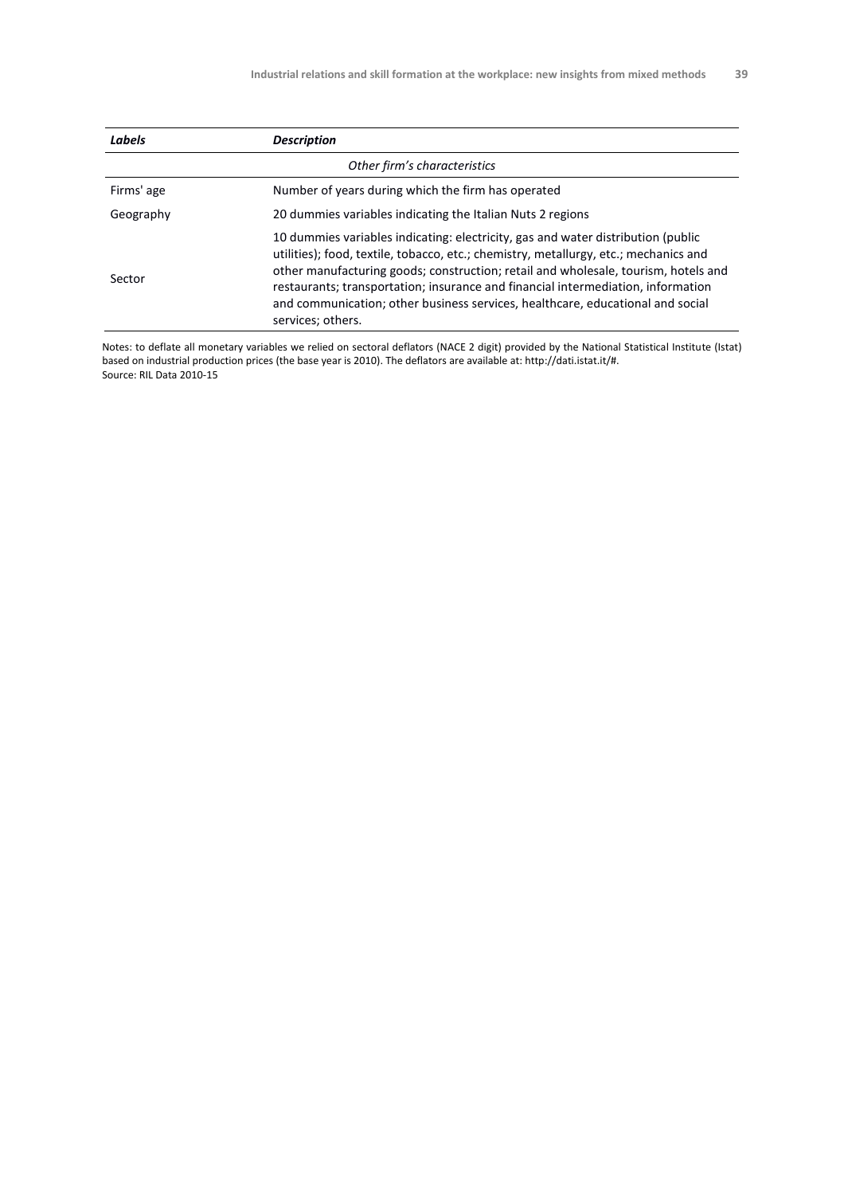| *Labels* | *Description* |
|---|---|
| | *Other firm's characteristics* |
| Firms' age | Number of years during which the firm has operated |
| Geography | 20 dummies variables indicating the Italian Nuts 2 regions |
| Sector | 10 dummies variables indicating: electricity, gas and water distribution (public utilities); food, textile, tobacco, etc.; chemistry, metallurgy, etc.; mechanics and other manufacturing goods; construction; retail and wholesale, tourism, hotels and restaurants; transportation; insurance and financial intermediation, information and communication; other business services, healthcare, educational and social services; others. |

Notes: to deflate all monetary variables we relied on sectoral deflators (NACE 2 digit) provided by the National Statistical Institute (Istat) based on industrial production prices (the base year is 2010). The deflators are available at: http://dati.istat.it/#.
Source: RIL Data 2010-15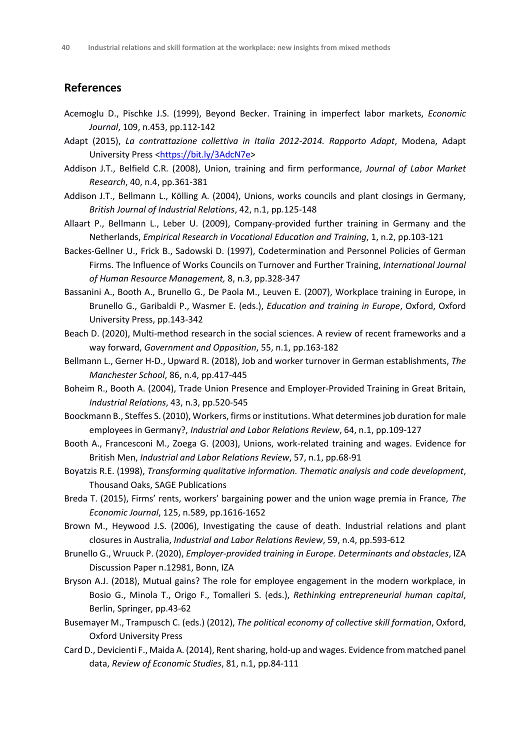## References

Acemoglu D., Pischke J.S. (1999), Beyond Becker. Training in imperfect labor markets, *Economic Journal*, 109, n.453, pp.112-142

Adapt (2015), *La contrattazione collettiva in Italia 2012-2014. Rapporto Adapt*, Modena, Adapt University Press <https://bit.ly/3AdcN7e>

Addison J.T., Belfield C.R. (2008), Union, training and firm performance, *Journal of Labor Market Research*, 40, n.4, pp.361-381

Addison J.T., Bellmann L., Kölling A. (2004), Unions, works councils and plant closings in Germany, *British Journal of Industrial Relations*, 42, n.1, pp.125-148

Allaart P., Bellmann L., Leber U. (2009), Company-provided further training in Germany and the Netherlands, *Empirical Research in Vocational Education and Training*, 1, n.2, pp.103-121

Backes-Gellner U., Frick B., Sadowski D. (1997), Codetermination and Personnel Policies of German Firms. The Influence of Works Councils on Turnover and Further Training, *International Journal of Human Resource Management,* 8, n.3, pp.328-347

Bassanini A., Booth A., Brunello G., De Paola M., Leuven E. (2007), Workplace training in Europe, in Brunello G., Garibaldi P., Wasmer E. (eds.), *Education and training in Europe*, Oxford, Oxford University Press, pp.143-342

Beach D. (2020), Multi-method research in the social sciences. A review of recent frameworks and a way forward, *Government and Opposition*, 55, n.1, pp.163-182

Bellmann L., Gerner H-D., Upward R. (2018), Job and worker turnover in German establishments, *The Manchester School*, 86, n.4, pp.417-445

Boheim R., Booth A. (2004), Trade Union Presence and Employer-Provided Training in Great Britain, *Industrial Relations*, 43, n.3, pp.520-545

Boockmann B., Steffes S. (2010), Workers, firms or institutions. What determines job duration for male employees in Germany?, *Industrial and Labor Relations Review*, 64, n.1, pp.109-127

Booth A., Francesconi M., Zoega G. (2003), Unions, work-related training and wages. Evidence for British Men, *Industrial and Labor Relations Review*, 57, n.1, pp.68-91

Boyatzis R.E. (1998), *Transforming qualitative information. Thematic analysis and code development*, Thousand Oaks, SAGE Publications

Breda T. (2015), Firms' rents, workers' bargaining power and the union wage premia in France, *The Economic Journal*, 125, n.589, pp.1616-1652

Brown M., Heywood J.S. (2006), Investigating the cause of death. Industrial relations and plant closures in Australia, *Industrial and Labor Relations Review*, 59, n.4, pp.593-612

Brunello G., Wruuck P. (2020), *Employer-provided training in Europe. Determinants and obstacles*, IZA Discussion Paper n.12981, Bonn, IZA

Bryson A.J. (2018), Mutual gains? The role for employee engagement in the modern workplace, in Bosio G., Minola T., Origo F., Tomalleri S. (eds.), *Rethinking entrepreneurial human capital*, Berlin, Springer, pp.43-62

Busemayer M., Trampusch C. (eds.) (2012), *The political economy of collective skill formation*, Oxford, Oxford University Press

Card D., Devicienti F., Maida A. (2014), Rent sharing, hold-up and wages. Evidence from matched panel data, *Review of Economic Studies*, 81, n.1, pp.84-111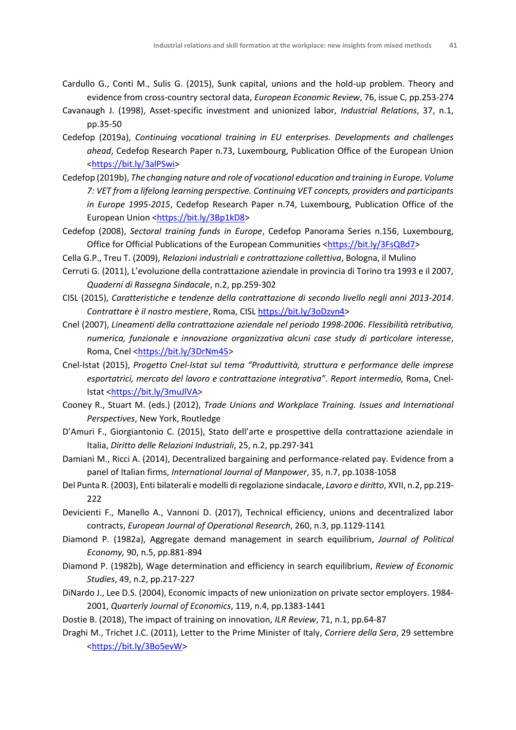Cardullo G., Conti M., Sulis G. (2015), Sunk capital, unions and the hold-up problem. Theory and evidence from cross-country sectoral data, *European Economic Review*, 76, issue C, pp.253-274

Cavanaugh J. (1998), Asset-specific investment and unionized labor, *Industrial Relations*, 37, n.1, pp.35-50

Cedefop (2019a), *Continuing vocational training in EU enterprises. Developments and challenges ahead*, Cedefop Research Paper n.73, Luxembourg, Publication Office of the European Union <https://bit.ly/3alPSwi>

Cedefop (2019b), *The changing nature and role of vocational education and training in Europe. Volume 7: VET from a lifelong learning perspective. Continuing VET concepts, providers and participants in Europe 1995-2015*, Cedefop Research Paper n.74, Luxembourg, Publication Office of the European Union <https://bit.ly/3Bp1kD8>

Cedefop (2008), *Sectoral training funds in Europe*, Cedefop Panorama Series n.156, Luxembourg, Office for Official Publications of the European Communities <https://bit.ly/3FsQBd7>

Cella G.P., Treu T. (2009), *Relazioni industriali e contrattazione collettiva*, Bologna, il Mulino

Cerruti G. (2011), L'evoluzione della contrattazione aziendale in provincia di Torino tra 1993 e il 2007, *Quaderni di Rassegna Sindacale*, n.2, pp.259-302

CISL (2015), *Caratteristiche e tendenze della contrattazione di secondo livello negli anni 2013-2014. Contrattare è il nostro mestiere*, Roma, CISL https://bit.ly/3oDzvn4>

Cnel (2007), *Lineamenti della contrattazione aziendale nel periodo 1998-2006*. *Flessibilità retributiva, numerica, funzionale e innovazione organizzativa alcuni case study di particolare interesse*, Roma, Cnel <https://bit.ly/3DrNm45>

Cnel-Istat (2015), *Progetto Cnel-Istat sul tema "Produttività, struttura e performance delle imprese esportatrici, mercato del lavoro e contrattazione integrativa". Report intermedio,* Roma, Cnel-Istat <https://bit.ly/3muJlVA>

Cooney R., Stuart M. (eds.) (2012), *Trade Unions and Workplace Training. Issues and International Perspectives*, New York, Routledge

D'Amuri F., Giorgiantonio C. (2015), Stato dell'arte e prospettive della contrattazione aziendale in Italia, *Diritto delle Relazioni Industriali*, 25, n.2, pp.297-341

Damiani M., Ricci A. (2014), Decentralized bargaining and performance-related pay. Evidence from a panel of Italian firms, *International Journal of Manpower*, 35, n.7, pp.1038-1058

Del Punta R. (2003), Enti bilaterali e modelli di regolazione sindacale, *Lavoro e diritto*, XVII, n.2, pp.219-222

Devicienti F., Manello A., Vannoni D. (2017), Technical efficiency, unions and decentralized labor contracts, *European Journal of Operational Research*, 260, n.3, pp.1129-1141

Diamond P. (1982a), Aggregate demand management in search equilibrium, *Journal of Political Economy,* 90, n.5, pp.881-894

Diamond P. (1982b), Wage determination and efficiency in search equilibrium, *Review of Economic Studies*, 49, n.2, pp.217-227

DiNardo J., Lee D.S. (2004), Economic impacts of new unionization on private sector employers. 1984-2001, *Quarterly Journal of Economics*, 119, n.4, pp.1383-1441

Dostie B. (2018), The impact of training on innovation, *ILR Review*, 71, n.1, pp.64-87

Draghi M., Trichet J.C. (2011), Letter to the Prime Minister of Italy, *Corriere della Sera*, 29 settembre <https://bit.ly/3Bo5evW>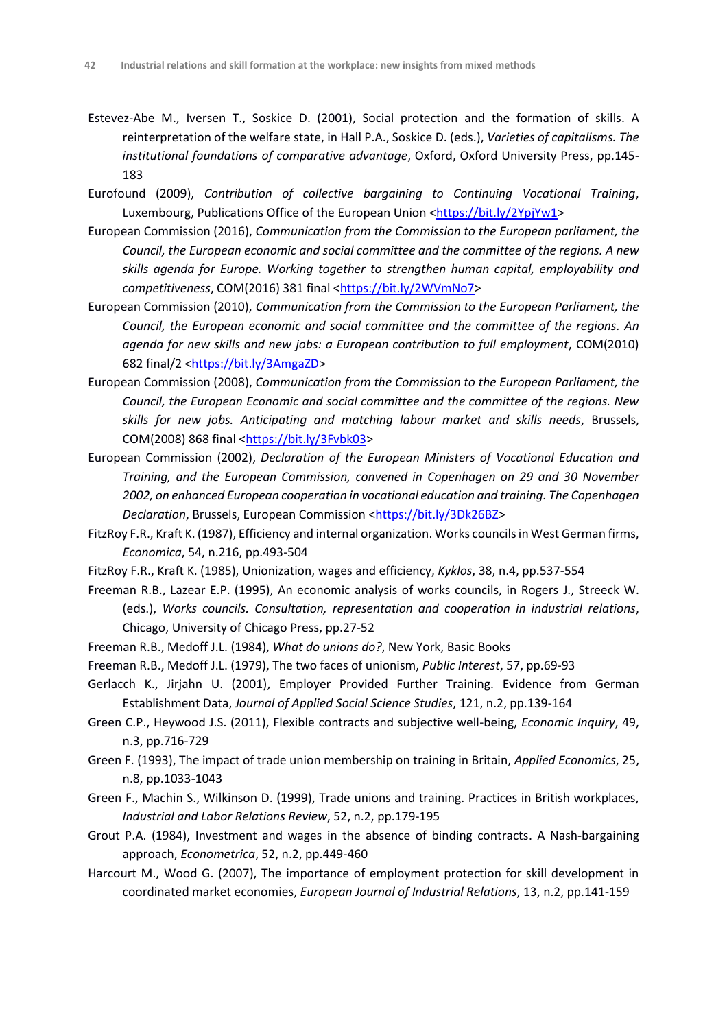Estevez-Abe M., Iversen T., Soskice D. (2001), Social protection and the formation of skills. A reinterpretation of the welfare state, in Hall P.A., Soskice D. (eds.), *Varieties of capitalisms. The institutional foundations of comparative advantage*, Oxford, Oxford University Press, pp.145-183

Eurofound (2009), *Contribution of collective bargaining to Continuing Vocational Training*, Luxembourg, Publications Office of the European Union <https://bit.ly/2YpjYw1>

European Commission (2016), *Communication from the Commission to the European parliament, the Council, the European economic and social committee and the committee of the regions. A new skills agenda for Europe. Working together to strengthen human capital, employability and competitiveness*, COM(2016) 381 final <https://bit.ly/2WVmNo7>

European Commission (2010), *Communication from the Commission to the European Parliament, the Council, the European economic and social committee and the committee of the regions. An agenda for new skills and new jobs: a European contribution to full employment*, COM(2010) 682 final/2 <https://bit.ly/3AmgaZD>

European Commission (2008), *Communication from the Commission to the European Parliament, the Council, the European Economic and social committee and the committee of the regions. New skills for new jobs. Anticipating and matching labour market and skills needs*, Brussels, COM(2008) 868 final <https://bit.ly/3Fvbk03>

European Commission (2002), *Declaration of the European Ministers of Vocational Education and Training, and the European Commission, convened in Copenhagen on 29 and 30 November 2002, on enhanced European cooperation in vocational education and training. The Copenhagen Declaration*, Brussels, European Commission <https://bit.ly/3Dk26BZ>

FitzRoy F.R., Kraft K. (1987), Efficiency and internal organization. Works councils in West German firms, *Economica*, 54, n.216, pp.493-504

FitzRoy F.R., Kraft K. (1985), Unionization, wages and efficiency, *Kyklos*, 38, n.4, pp.537-554

Freeman R.B., Lazear E.P. (1995), An economic analysis of works councils, in Rogers J., Streeck W. (eds.), *Works councils. Consultation, representation and cooperation in industrial relations*, Chicago, University of Chicago Press, pp.27-52

Freeman R.B., Medoff J.L. (1984), *What do unions do?*, New York, Basic Books

Freeman R.B., Medoff J.L. (1979), The two faces of unionism, *Public Interest*, 57, pp.69-93

Gerlacch K., Jirjahn U. (2001), Employer Provided Further Training. Evidence from German Establishment Data, *Journal of Applied Social Science Studies*, 121, n.2, pp.139-164

Green C.P., Heywood J.S. (2011), Flexible contracts and subjective well-being, *Economic Inquiry*, 49, n.3, pp.716-729

Green F. (1993), The impact of trade union membership on training in Britain, *Applied Economics*, 25, n.8, pp.1033-1043

Green F., Machin S., Wilkinson D. (1999), Trade unions and training. Practices in British workplaces, *Industrial and Labor Relations Review*, 52, n.2, pp.179-195

Grout P.A. (1984), Investment and wages in the absence of binding contracts. A Nash-bargaining approach, *Econometrica*, 52, n.2, pp.449-460

Harcourt M., Wood G. (2007), The importance of employment protection for skill development in coordinated market economies, *European Journal of Industrial Relations*, 13, n.2, pp.141-159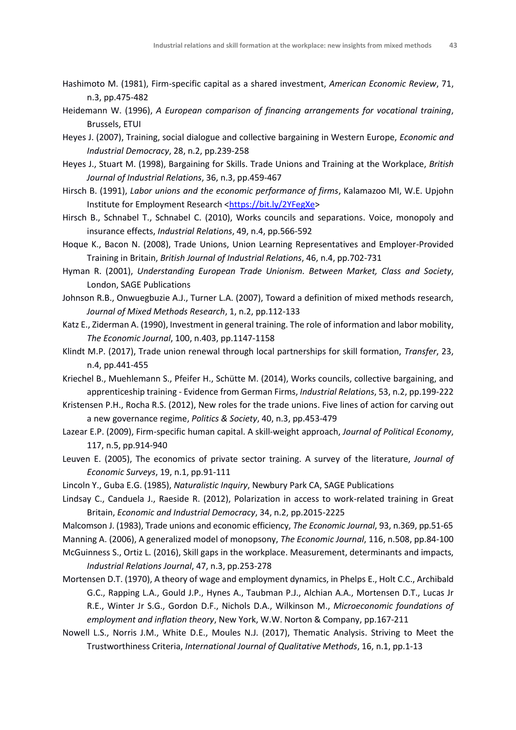Hashimoto M. (1981), Firm-specific capital as a shared investment, *American Economic Review*, 71, n.3, pp.475-482

Heidemann W. (1996), *A European comparison of financing arrangements for vocational training*, Brussels, ETUI

Heyes J. (2007), Training, social dialogue and collective bargaining in Western Europe, *Economic and Industrial Democracy*, 28, n.2, pp.239-258

Heyes J., Stuart M. (1998), Bargaining for Skills. Trade Unions and Training at the Workplace, *British Journal of Industrial Relations*, 36, n.3, pp.459-467

Hirsch B. (1991), *Labor unions and the economic performance of firms*, Kalamazoo MI, W.E. Upjohn Institute for Employment Research <https://bit.ly/2YFegXe>

Hirsch B., Schnabel T., Schnabel C. (2010), Works councils and separations. Voice, monopoly and insurance effects, *Industrial Relations*, 49, n.4, pp.566-592

Hoque K., Bacon N. (2008), Trade Unions, Union Learning Representatives and Employer-Provided Training in Britain, *British Journal of Industrial Relations*, 46, n.4, pp.702-731

Hyman R. (2001), *Understanding European Trade Unionism. Between Market, Class and Society*, London, SAGE Publications

Johnson R.B., Onwuegbuzie A.J., Turner L.A. (2007), Toward a definition of mixed methods research, *Journal of Mixed Methods Research*, 1, n.2, pp.112-133

Katz E., Ziderman A. (1990), Investment in general training. The role of information and labor mobility, *The Economic Journal*, 100, n.403, pp.1147-1158

Klindt M.P. (2017), Trade union renewal through local partnerships for skill formation, *Transfer*, 23, n.4, pp.441-455

Kriechel B., Muehlemann S., Pfeifer H., Schütte M. (2014), Works councils, collective bargaining, and apprenticeship training - Evidence from German Firms, *Industrial Relations*, 53, n.2, pp.199-222

Kristensen P.H., Rocha R.S. (2012), New roles for the trade unions. Five lines of action for carving out a new governance regime, *Politics & Society*, 40, n.3, pp.453-479

Lazear E.P. (2009), Firm-specific human capital. A skill-weight approach, *Journal of Political Economy*, 117, n.5, pp.914-940

Leuven E. (2005), The economics of private sector training. A survey of the literature, *Journal of Economic Surveys*, 19, n.1, pp.91-111

Lincoln Y., Guba E.G. (1985), *Naturalistic Inquiry*, Newbury Park CA, SAGE Publications

Lindsay C., Canduela J., Raeside R. (2012), Polarization in access to work-related training in Great Britain, *Economic and Industrial Democracy*, 34, n.2, pp.2015-2225

Malcomson J. (1983), Trade unions and economic efficiency, *The Economic Journal*, 93, n.369, pp.51-65

Manning A. (2006), A generalized model of monopsony, *The Economic Journal*, 116, n.508, pp.84-100

McGuinness S., Ortiz L. (2016), Skill gaps in the workplace. Measurement, determinants and impacts, *Industrial Relations Journal*, 47, n.3, pp.253-278

Mortensen D.T. (1970), A theory of wage and employment dynamics, in Phelps E., Holt C.C., Archibald G.C., Rapping L.A., Gould J.P., Hynes A., Taubman P.J., Alchian A.A., Mortensen D.T., Lucas Jr R.E., Winter Jr S.G., Gordon D.F., Nichols D.A., Wilkinson M., *Microeconomic foundations of employment and inflation theory*, New York, W.W. Norton & Company, pp.167-211

Nowell L.S., Norris J.M., White D.E., Moules N.J. (2017), Thematic Analysis. Striving to Meet the Trustworthiness Criteria, *International Journal of Qualitative Methods*, 16, n.1, pp.1-13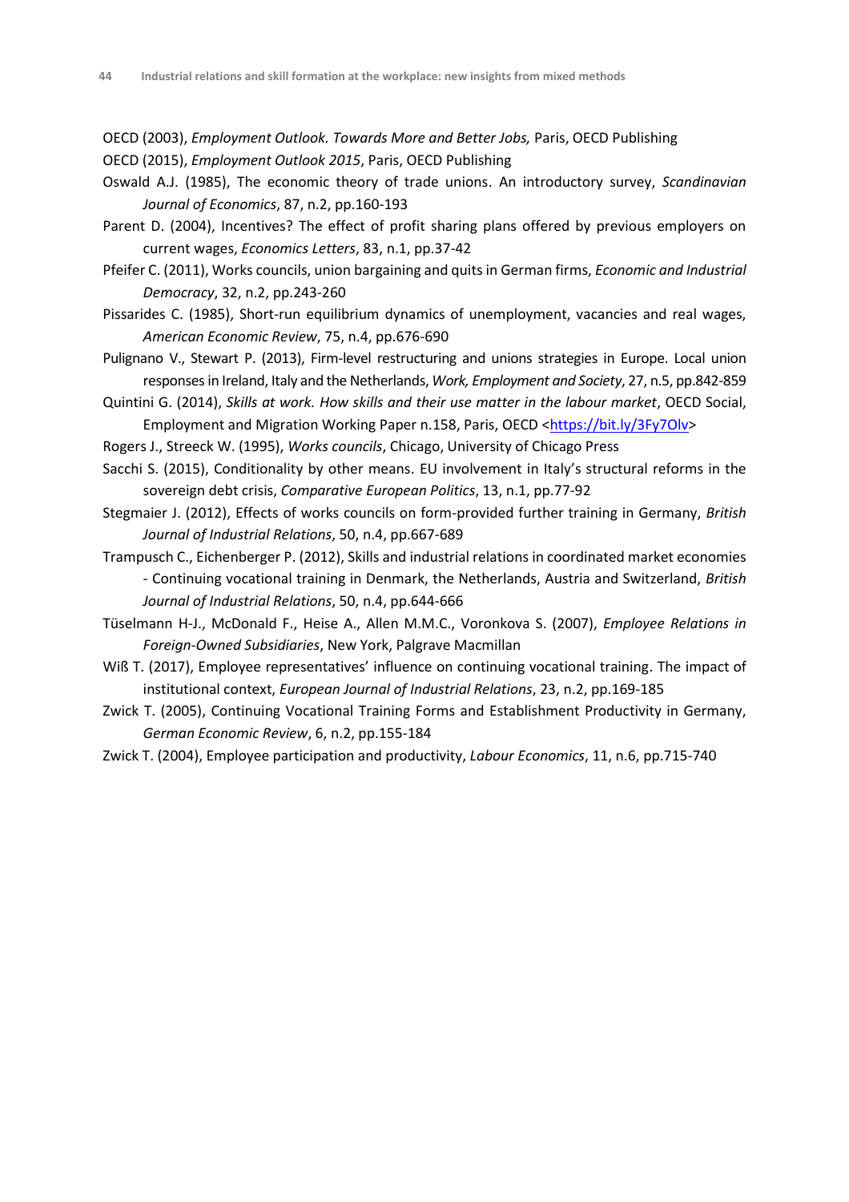OECD (2003), *Employment Outlook. Towards More and Better Jobs,* Paris, OECD Publishing

OECD (2015), *Employment Outlook 2015*, Paris, OECD Publishing

Oswald A.J. (1985), The economic theory of trade unions. An introductory survey, *Scandinavian Journal of Economics*, 87, n.2, pp.160-193

Parent D. (2004), Incentives? The effect of profit sharing plans offered by previous employers on current wages, *Economics Letters*, 83, n.1, pp.37-42

Pfeifer C. (2011), Works councils, union bargaining and quits in German firms, *Economic and Industrial Democracy*, 32, n.2, pp.243-260

Pissarides C. (1985), Short-run equilibrium dynamics of unemployment, vacancies and real wages, *American Economic Review*, 75, n.4, pp.676-690

Pulignano V., Stewart P. (2013), Firm-level restructuring and unions strategies in Europe. Local union responses in Ireland, Italy and the Netherlands, *Work, Employment and Society*, 27, n.5, pp.842-859

Quintini G. (2014), *Skills at work. How skills and their use matter in the labour market*, OECD Social, Employment and Migration Working Paper n.158, Paris, OECD <https://bit.ly/3Fy7Olv>

Rogers J., Streeck W. (1995), *Works councils*, Chicago, University of Chicago Press

Sacchi S. (2015), Conditionality by other means. EU involvement in Italy's structural reforms in the sovereign debt crisis, *Comparative European Politics*, 13, n.1, pp.77-92

Stegmaier J. (2012), Effects of works councils on form-provided further training in Germany, *British Journal of Industrial Relations*, 50, n.4, pp.667-689

Trampusch C., Eichenberger P. (2012), Skills and industrial relations in coordinated market economies - Continuing vocational training in Denmark, the Netherlands, Austria and Switzerland, *British Journal of Industrial Relations*, 50, n.4, pp.644-666

Tüselmann H-J., McDonald F., Heise A., Allen M.M.C., Voronkova S. (2007), *Employee Relations in Foreign-Owned Subsidiaries*, New York, Palgrave Macmillan

Wiß T. (2017), Employee representatives' influence on continuing vocational training. The impact of institutional context, *European Journal of Industrial Relations*, 23, n.2, pp.169-185

Zwick T. (2005), Continuing Vocational Training Forms and Establishment Productivity in Germany, *German Economic Review*, 6, n.2, pp.155-184

Zwick T. (2004), Employee participation and productivity, *Labour Economics*, 11, n.6, pp.715-740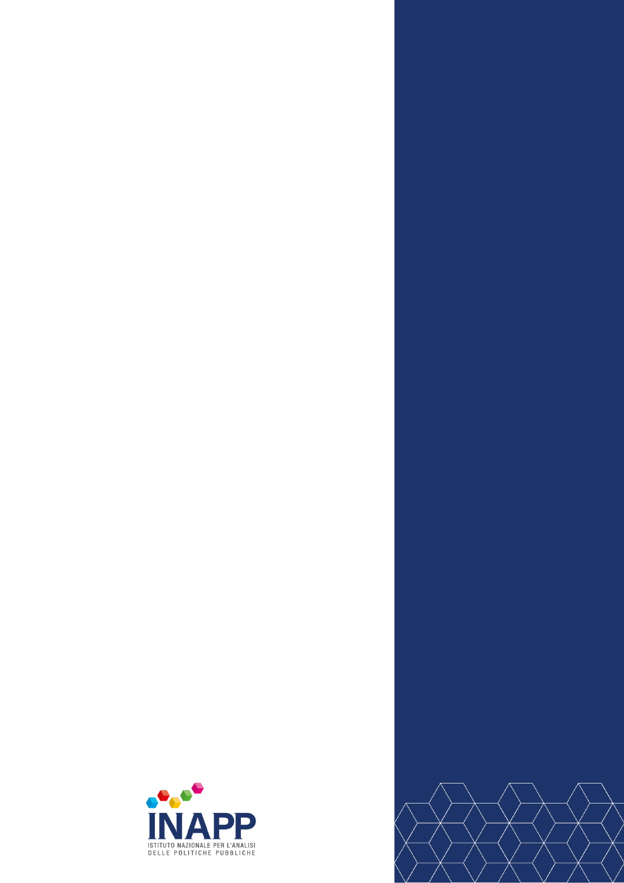INAPP

ISTITUTO NAZIONALE PER L'ANALISI DELLE POLITICHE PUBBLICHE